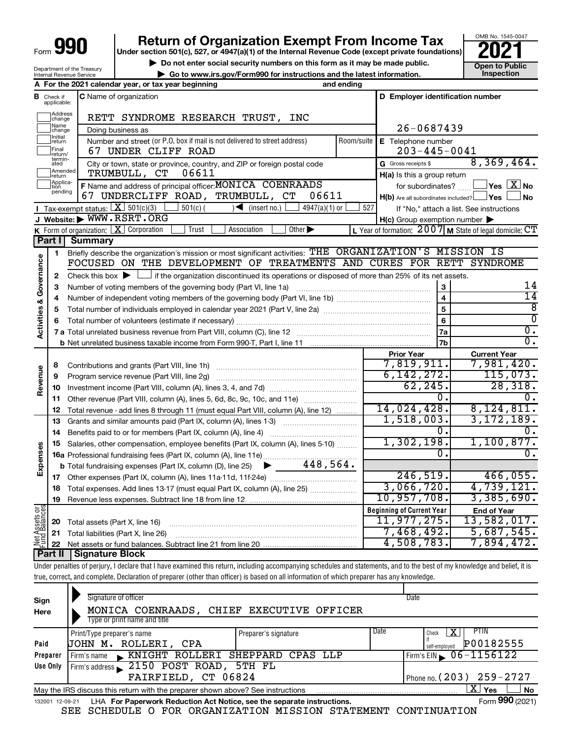Form **990**

# Return of Organization Exempt From Income Tax

**Under section 501(c), 527, or 4947(a)(1) of the Internal Revenue Code (except private foundations)**

▶ Do not enter social security numbers on this form as it may be made public.

▶ Go to www.irs.gov/Form990 for instructions and the latest information.

OMB No. 1545-0047

**2021**

**Open to Public Inspection**

Department of the Treasury
Internal Revenue Service

**A** For the 2021 calendar year, or tax year beginning and ending

**B** Check if applicable: Address change, Name change, Initial return, Final return/terminated, Amended return, Application pending

**C** Name of organization: RETT SYNDROME RESEARCH TRUST, INC

Doing business as

Number and street (or P.O. box if mail is not delivered to street address): 67 UNDER CLIFF ROAD — Room/suite

City or town, state or province, country, and ZIP or foreign postal code: TRUMBULL, CT 06611

**D** Employer identification number: 26-0687439

**E** Telephone number: 203-445-0041

**G** Gross receipts $ 8,369,464.

**F** Name and address of principal officer: MONICA COENRAADS, 67 UNDERCLIFF ROAD, TRUMBULL, CT 06611

**H(a)** Is this a group return for subordinates? ☐ Yes ☒ No

**H(b)** Are all subordinates included? ☐ Yes ☐ No — If "No," attach a list. See instructions

**H(c)** Group exemption number ▶

**I** Tax-exempt status: ☒ 501(c)(3) ☐ 501(c) ( ) ◀ (insert no.) ☐ 4947(a)(1) or ☐ 527

**J** Website: ▶ WWW.RSRT.ORG

**K** Form of organization: ☒ Corporation ☐ Trust ☐ Association ☐ Other ▶

**L** Year of formation: 2007 **M** State of legal domicile: CT

## Part I Summary

**Activities & Governance**

1. Briefly describe the organization's mission or most significant activities: THE ORGANIZATION'S MISSION IS FOCUSED ON THE DEVELOPMENT OF TREATMENTS AND CURES FOR RETT SYNDROME
2. Check this box ▶ ☐ if the organization discontinued its operations or disposed of more than 25% of its net assets.

| | | | |
|---|---|---|---|
| 3 | Number of voting members of the governing body (Part VI, line 1a) | 3 | 14 |
| 4 | Number of independent voting members of the governing body (Part VI, line 1b) | 4 | 14 |
| 5 | Total number of individuals employed in calendar year 2021 (Part V, line 2a) | 5 | 8 |
| 6 | Total number of volunteers (estimate if necessary) | 6 | 0 |
| 7a | Total unrelated business revenue from Part VIII, column (C), line 12 | 7a | 0. |
| 7b | Net unrelated business taxable income from Form 990-T, Part I, line 11 | 7b | 0. |

| | | | Prior Year | Current Year |
|---|---|---|---|---|
| Revenue | 8 | Contributions and grants (Part VIII, line 1h) | 7,819,911. | 7,981,420. |
| | 9 | Program service revenue (Part VIII, line 2g) | 6,142,272. | 115,073. |
| | 10 | Investment income (Part VIII, column (A), lines 3, 4, and 7d) | 62,245. | 28,318. |
| | 11 | Other revenue (Part VIII, column (A), lines 5, 6d, 8c, 9c, 10c, and 11e) | 0. | 0. |
| | 12 | Total revenue - add lines 8 through 11 (must equal Part VIII, column (A), line 12) | 14,024,428. | 8,124,811. |
| Expenses | 13 | Grants and similar amounts paid (Part IX, column (A), lines 1-3) | 1,518,003. | 3,172,189. |
| | 14 | Benefits paid to or for members (Part IX, column (A), line 4) | 0. | 0. |
| | 15 | Salaries, other compensation, employee benefits (Part IX, column (A), lines 5-10) | 1,302,198. | 1,100,877. |
| | 16a | Professional fundraising fees (Part IX, column (A), line 11e) | 0. | 0. |
| | b | Total fundraising expenses (Part IX, column (D), line 25) ▶ 448,564. | | |
| | 17 | Other expenses (Part IX, column (A), lines 11a-11d, 11f-24e) | 246,519. | 466,055. |
| | 18 | Total expenses. Add lines 13-17 (must equal Part IX, column (A), line 25) | 3,066,720. | 4,739,121. |
| | 19 | Revenue less expenses. Subtract line 18 from line 12 | 10,957,708. | 3,385,690. |

| | | | Beginning of Current Year | End of Year |
|---|---|---|---|---|
| Net Assets or Fund Balances | 20 | Total assets (Part X, line 16) | 11,977,275. | 13,582,017. |
| | 21 | Total liabilities (Part X, line 26) | 7,468,492. | 5,687,545. |
| | 22 | Net assets or fund balances. Subtract line 21 from line 20 | 4,508,783. | 7,894,472. |

## Part II Signature Block

Under penalties of perjury, I declare that I have examined this return, including accompanying schedules and statements, and to the best of my knowledge and belief, it is true, correct, and complete. Declaration of preparer (other than officer) is based on all information of which preparer has any knowledge.

**Sign Here**

Signature of officer — Date

MONICA COENRAADS, CHIEF EXECUTIVE OFFICER
Type or print name and title

**Paid Preparer Use Only**

| Print/Type preparer's name | Preparer's signature | Date | Check ☒ if self-employed | PTIN |
|---|---|---|---|---|
| JOHN M. ROLLERI, CPA | | | | P00182555 |

Firm's name ▶ KNIGHT ROLLERI SHEPPARD CPAS LLP — Firm's EIN ▶ 06-1156122

Firm's address ▶ 2150 POST ROAD, 5TH FL, FAIRFIELD, CT 06824 — Phone no. (203) 259-2727

May the IRS discuss this return with the preparer shown above? See instructions ☒ Yes ☐ No

132001 12-09-21 LHA For Paperwork Reduction Act Notice, see the separate instructions. Form **990** (2021)

SEE SCHEDULE O FOR ORGANIZATION MISSION STATEMENT CONTINUATION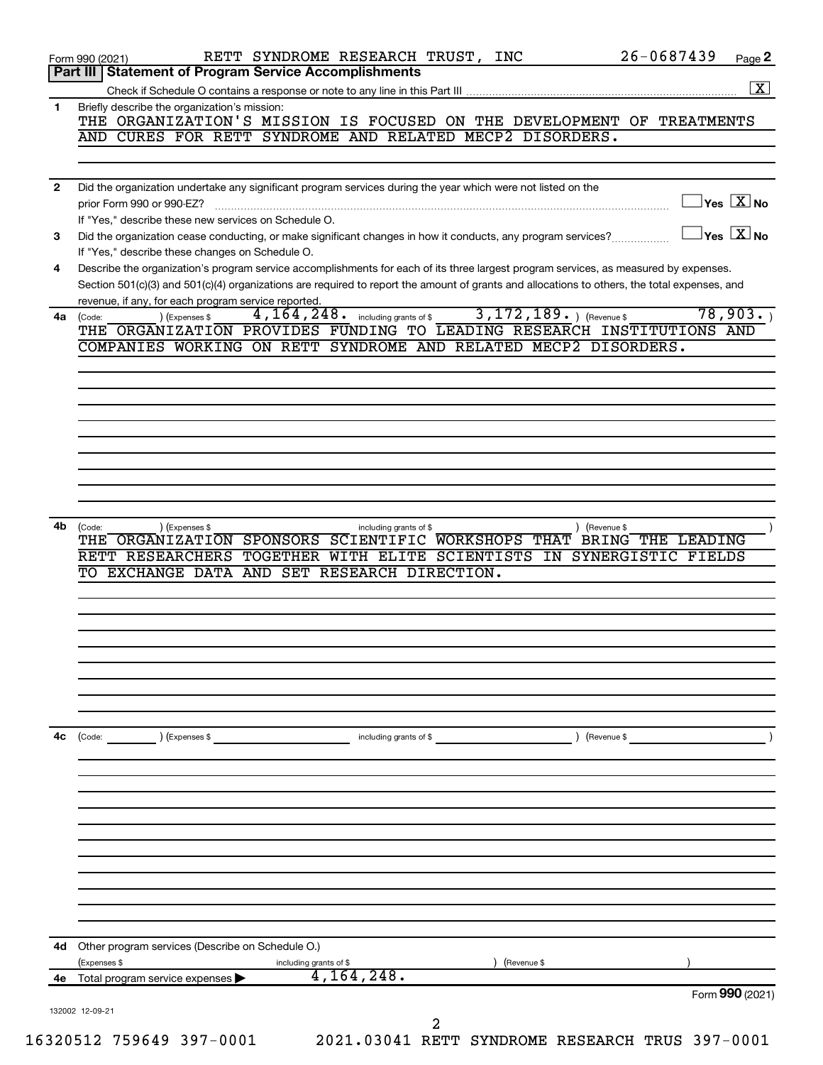Form 990 (2021) RETT SYNDROME RESEARCH TRUST, INC 26-0687439

## Part III Statement of Program Service Accomplishments

Check if Schedule O contains a response or note to any line in this Part III [X]

**1** Briefly describe the organization's mission:

THE ORGANIZATION'S MISSION IS FOCUSED ON THE DEVELOPMENT OF TREATMENTS AND CURES FOR RETT SYNDROME AND RELATED MECP2 DISORDERS.

**2** Did the organization undertake any significant program services during the year which were not listed on the prior Form 990 or 990-EZ? [ ] Yes [X] No

If "Yes," describe these new services on Schedule O.

**3** Did the organization cease conducting, or make significant changes in how it conducts, any program services? [ ] Yes [X] No

If "Yes," describe these changes on Schedule O.

**4** Describe the organization's program service accomplishments for each of its three largest program services, as measured by expenses. Section 501(c)(3) and 501(c)(4) organizations are required to report the amount of grants and allocations to others, the total expenses, and revenue, if any, for each program service reported.

**4a** (Code: ) (Expenses $ 4,164,248. including grants of $ 3,172,189. ) (Revenue $ 78,903. )

THE ORGANIZATION PROVIDES FUNDING TO LEADING RESEARCH INSTITUTIONS AND COMPANIES WORKING ON RETT SYNDROME AND RELATED MECP2 DISORDERS.

**4b** (Code: ) (Expenses $ including grants of $ ) (Revenue $ )

THE ORGANIZATION SPONSORS SCIENTIFIC WORKSHOPS THAT BRING THE LEADING RETT RESEARCHERS TOGETHER WITH ELITE SCIENTISTS IN SYNERGISTIC FIELDS TO EXCHANGE DATA AND SET RESEARCH DIRECTION.

**4c** (Code: ) (Expenses $ including grants of $ ) (Revenue $ )

**4d** Other program services (Describe on Schedule O.)

(Expenses $ including grants of $ ) (Revenue $ )

**4e** Total program service expenses ▶ 4,164,248.

Form **990** (2021)

132002 12-09-21

16320512 759649 397-0001 2021.03041 RETT SYNDROME RESEARCH TRUS 397-0001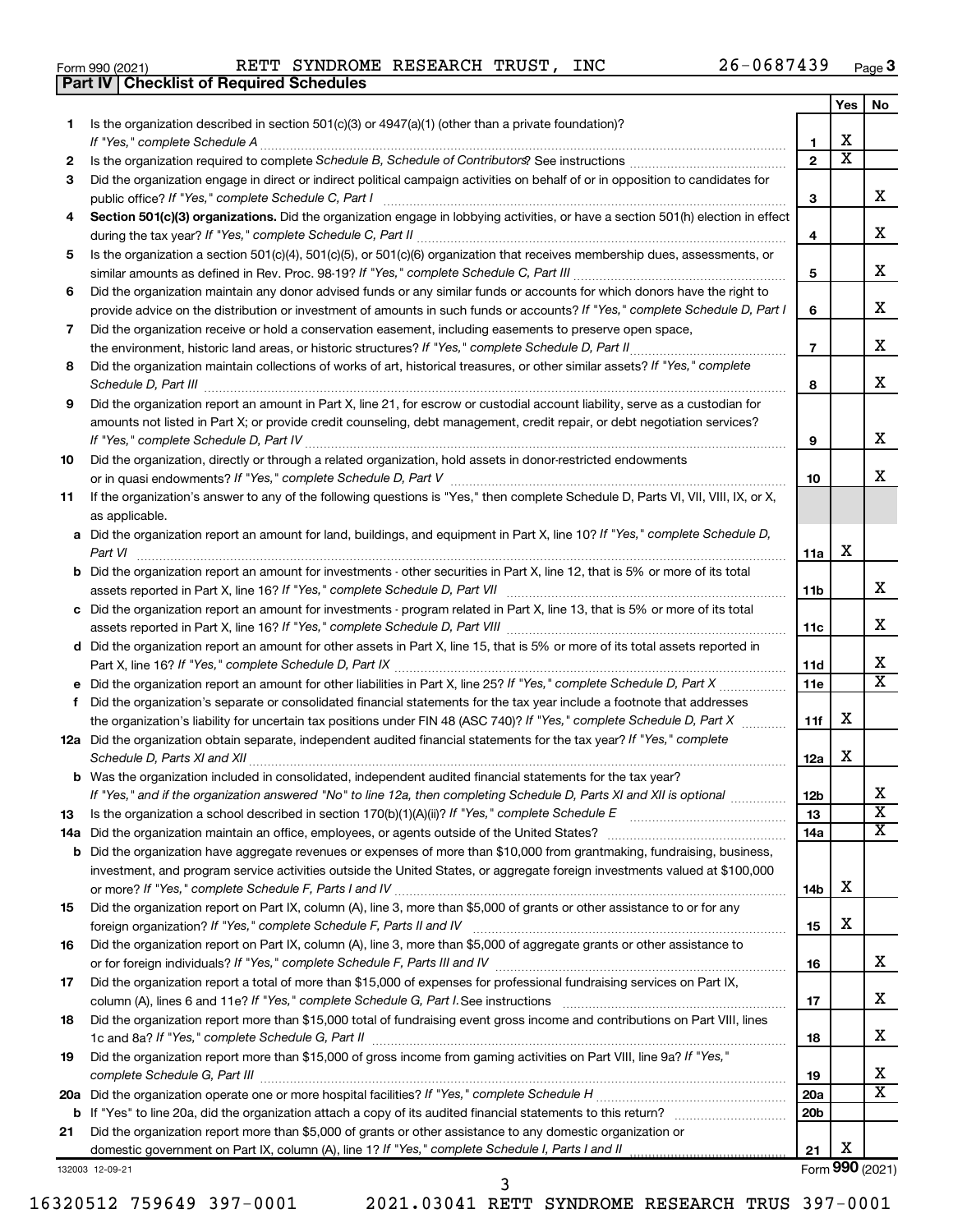Form 990 (2021) RETT SYNDROME RESEARCH TRUST, INC 26-0687439 Page **3**

**Part IV | Checklist of Required Schedules**

| | | | Yes | No |
|---|---|---|---|---|
| 1 | Is the organization described in section 501(c)(3) or 4947(a)(1) (other than a private foundation)? *If "Yes," complete Schedule A* | 1 | X | |
| 2 | Is the organization required to complete *Schedule B, Schedule of Contributors*? See instructions | 2 | X | |
| 3 | Did the organization engage in direct or indirect political campaign activities on behalf of or in opposition to candidates for public office? *If "Yes," complete Schedule C, Part I* | 3 | | X |
| 4 | **Section 501(c)(3) organizations.** Did the organization engage in lobbying activities, or have a section 501(h) election in effect during the tax year? *If "Yes," complete Schedule C, Part II* | 4 | | X |
| 5 | Is the organization a section 501(c)(4), 501(c)(5), or 501(c)(6) organization that receives membership dues, assessments, or similar amounts as defined in Rev. Proc. 98-19? *If "Yes," complete Schedule C, Part III* | 5 | | X |
| 6 | Did the organization maintain any donor advised funds or any similar funds or accounts for which donors have the right to provide advice on the distribution or investment of amounts in such funds or accounts? *If "Yes," complete Schedule D, Part I* | 6 | | X |
| 7 | Did the organization receive or hold a conservation easement, including easements to preserve open space, the environment, historic land areas, or historic structures? *If "Yes," complete Schedule D, Part II* | 7 | | X |
| 8 | Did the organization maintain collections of works of art, historical treasures, or other similar assets? *If "Yes," complete Schedule D, Part III* | 8 | | X |
| 9 | Did the organization report an amount in Part X, line 21, for escrow or custodial account liability, serve as a custodian for amounts not listed in Part X; or provide credit counseling, debt management, credit repair, or debt negotiation services? *If "Yes," complete Schedule D, Part IV* | 9 | | X |
| 10 | Did the organization, directly or through a related organization, hold assets in donor-restricted endowments or in quasi endowments? *If "Yes," complete Schedule D, Part V* | 10 | | X |
| 11 | If the organization's answer to any of the following questions is "Yes," then complete Schedule D, Parts VI, VII, VIII, IX, or X, as applicable. | | | |
| a | Did the organization report an amount for land, buildings, and equipment in Part X, line 10? *If "Yes," complete Schedule D, Part VI* | 11a | X | |
| b | Did the organization report an amount for investments - other securities in Part X, line 12, that is 5% or more of its total assets reported in Part X, line 16? *If "Yes," complete Schedule D, Part VII* | 11b | | X |
| c | Did the organization report an amount for investments - program related in Part X, line 13, that is 5% or more of its total assets reported in Part X, line 16? *If "Yes," complete Schedule D, Part VIII* | 11c | | X |
| d | Did the organization report an amount for other assets in Part X, line 15, that is 5% or more of its total assets reported in Part X, line 16? *If "Yes," complete Schedule D, Part IX* | 11d | | X |
| e | Did the organization report an amount for other liabilities in Part X, line 25? *If "Yes," complete Schedule D, Part X* | 11e | | X |
| f | Did the organization's separate or consolidated financial statements for the tax year include a footnote that addresses the organization's liability for uncertain tax positions under FIN 48 (ASC 740)? *If "Yes," complete Schedule D, Part X* | 11f | X | |
| 12a | Did the organization obtain separate, independent audited financial statements for the tax year? *If "Yes," complete Schedule D, Parts XI and XII* | 12a | X | |
| b | Was the organization included in consolidated, independent audited financial statements for the tax year? *If "Yes," and if the organization answered "No" to line 12a, then completing Schedule D, Parts XI and XII is optional* | 12b | | X |
| 13 | Is the organization a school described in section 170(b)(1)(A)(ii)? *If "Yes," complete Schedule E* | 13 | | X |
| 14a | Did the organization maintain an office, employees, or agents outside of the United States? | 14a | | X |
| b | Did the organization have aggregate revenues or expenses of more than $10,000 from grantmaking, fundraising, business, investment, and program service activities outside the United States, or aggregate foreign investments valued at $100,000 or more? *If "Yes," complete Schedule F, Parts I and IV* | 14b | X | |
| 15 | Did the organization report on Part IX, column (A), line 3, more than $5,000 of grants or other assistance to or for any foreign organization? *If "Yes," complete Schedule F, Parts II and IV* | 15 | X | |
| 16 | Did the organization report on Part IX, column (A), line 3, more than $5,000 of aggregate grants or other assistance to or for foreign individuals? *If "Yes," complete Schedule F, Parts III and IV* | 16 | | X |
| 17 | Did the organization report a total of more than $15,000 of expenses for professional fundraising services on Part IX, column (A), lines 6 and 11e? *If "Yes," complete Schedule G, Part I.* See instructions | 17 | | X |
| 18 | Did the organization report more than $15,000 total of fundraising event gross income and contributions on Part VIII, lines 1c and 8a? *If "Yes," complete Schedule G, Part II* | 18 | | X |
| 19 | Did the organization report more than $15,000 of gross income from gaming activities on Part VIII, line 9a? *If "Yes," complete Schedule G, Part III* | 19 | | X |
| 20a | Did the organization operate one or more hospital facilities? *If "Yes," complete Schedule H* | 20a | | X |
| b | If "Yes" to line 20a, did the organization attach a copy of its audited financial statements to this return? | 20b | | |
| 21 | Did the organization report more than $5,000 of grants or other assistance to any domestic organization or domestic government on Part IX, column (A), line 1? *If "Yes," complete Schedule I, Parts I and II* | 21 | X | |

132003 12-09-21 Form **990** (2021)

16320512 759649 397-0001 2021.03041 RETT SYNDROME RESEARCH TRUS 397-0001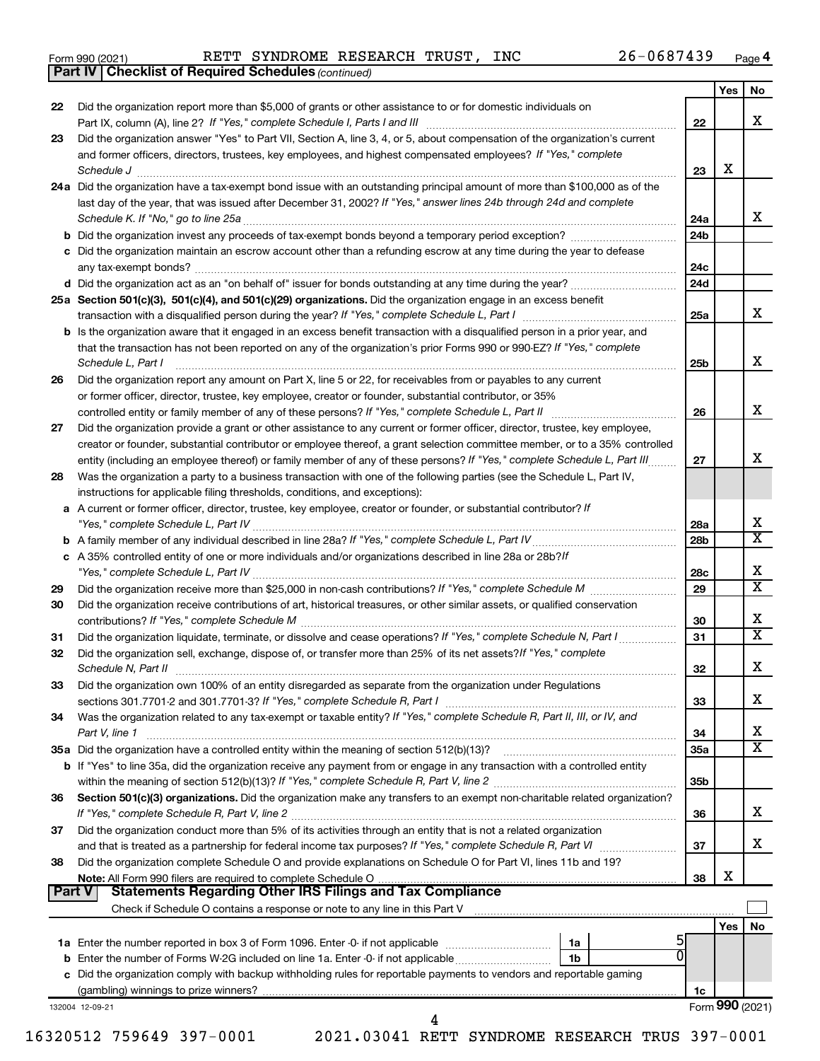Form 990 (2021) RETT SYNDROME RESEARCH TRUST, INC 26-0687439 Page 4

**Part IV | Checklist of Required Schedules** *(continued)*

| | | | Yes | No |
|---|---|---|---|---|
| 22 | Did the organization report more than $5,000 of grants or other assistance to or for domestic individuals on Part IX, column (A), line 2? *If "Yes," complete Schedule I, Parts I and III* | 22 | | X |
| 23 | Did the organization answer "Yes" to Part VII, Section A, line 3, 4, or 5, about compensation of the organization's current and former officers, directors, trustees, key employees, and highest compensated employees? *If "Yes," complete Schedule J* | 23 | X | |
| 24a | Did the organization have a tax-exempt bond issue with an outstanding principal amount of more than $100,000 as of the last day of the year, that was issued after December 31, 2002? *If "Yes," answer lines 24b through 24d and complete Schedule K. If "No," go to line 25a* | 24a | | X |
| b | Did the organization invest any proceeds of tax-exempt bonds beyond a temporary period exception? | 24b | | |
| c | Did the organization maintain an escrow account other than a refunding escrow at any time during the year to defease any tax-exempt bonds? | 24c | | |
| d | Did the organization act as an "on behalf of" issuer for bonds outstanding at any time during the year? | 24d | | |
| 25a | **Section 501(c)(3), 501(c)(4), and 501(c)(29) organizations.** Did the organization engage in an excess benefit transaction with a disqualified person during the year? *If "Yes," complete Schedule L, Part I* | 25a | | X |
| b | Is the organization aware that it engaged in an excess benefit transaction with a disqualified person in a prior year, and that the transaction has not been reported on any of the organization's prior Forms 990 or 990-EZ? *If "Yes," complete Schedule L, Part I* | 25b | | X |
| 26 | Did the organization report any amount on Part X, line 5 or 22, for receivables from or payables to any current or former officer, director, trustee, key employee, creator or founder, substantial contributor, or 35% controlled entity or family member of any of these persons? *If "Yes," complete Schedule L, Part II* | 26 | | X |
| 27 | Did the organization provide a grant or other assistance to any current or former officer, director, trustee, key employee, creator or founder, substantial contributor or employee thereof, a grant selection committee member, or to a 35% controlled entity (including an employee thereof) or family member of any of these persons? *If "Yes," complete Schedule L, Part III* | 27 | | X |
| 28 | Was the organization a party to a business transaction with one of the following parties (see the Schedule L, Part IV, instructions for applicable filing thresholds, conditions, and exceptions): | | | |
| a | A current or former officer, director, trustee, key employee, creator or founder, or substantial contributor? *If "Yes," complete Schedule L, Part IV* | 28a | | X |
| b | A family member of any individual described in line 28a? *If "Yes," complete Schedule L, Part IV* | 28b | | X |
| c | A 35% controlled entity of one or more individuals and/or organizations described in line 28a or 28b? *If "Yes," complete Schedule L, Part IV* | 28c | | X |
| 29 | Did the organization receive more than $25,000 in non-cash contributions? *If "Yes," complete Schedule M* | 29 | | X |
| 30 | Did the organization receive contributions of art, historical treasures, or other similar assets, or qualified conservation contributions? *If "Yes," complete Schedule M* | 30 | | X |
| 31 | Did the organization liquidate, terminate, or dissolve and cease operations? *If "Yes," complete Schedule N, Part I* | 31 | | X |
| 32 | Did the organization sell, exchange, dispose of, or transfer more than 25% of its net assets? *If "Yes," complete Schedule N, Part II* | 32 | | X |
| 33 | Did the organization own 100% of an entity disregarded as separate from the organization under Regulations sections 301.7701-2 and 301.7701-3? *If "Yes," complete Schedule R, Part I* | 33 | | X |
| 34 | Was the organization related to any tax-exempt or taxable entity? *If "Yes," complete Schedule R, Part II, III, or IV, and Part V, line 1* | 34 | | X |
| 35a | Did the organization have a controlled entity within the meaning of section 512(b)(13)? | 35a | | X |
| b | If "Yes" to line 35a, did the organization receive any payment from or engage in any transaction with a controlled entity within the meaning of section 512(b)(13)? *If "Yes," complete Schedule R, Part V, line 2* | 35b | | |
| 36 | **Section 501(c)(3) organizations.** Did the organization make any transfers to an exempt non-charitable related organization? *If "Yes," complete Schedule R, Part V, line 2* | 36 | | X |
| 37 | Did the organization conduct more than 5% of its activities through an entity that is not a related organization and that is treated as a partnership for federal income tax purposes? *If "Yes," complete Schedule R, Part VI* | 37 | | X |
| 38 | Did the organization complete Schedule O and provide explanations on Schedule O for Part VI, lines 11b and 19? **Note:** All Form 990 filers are required to complete Schedule O | 38 | X | |

**Part V | Statements Regarding Other IRS Filings and Tax Compliance**

Check if Schedule O contains a response or note to any line in this Part V ☐

| | | | | | Yes | No |
|---|---|---|---|---|---|---|
| 1a | Enter the number reported in box 3 of Form 1096. Enter -0- if not applicable | 1a | 5 | | | |
| b | Enter the number of Forms W-2G included on line 1a. Enter -0- if not applicable | 1b | 0 | | | |
| c | Did the organization comply with backup withholding rules for reportable payments to vendors and reportable gaming (gambling) winnings to prize winners? | | | 1c | | |

132004 12-09-21

Form **990** (2021)

16320512 759649 397-0001 2021.03041 RETT SYNDROME RESEARCH TRUS 397-0001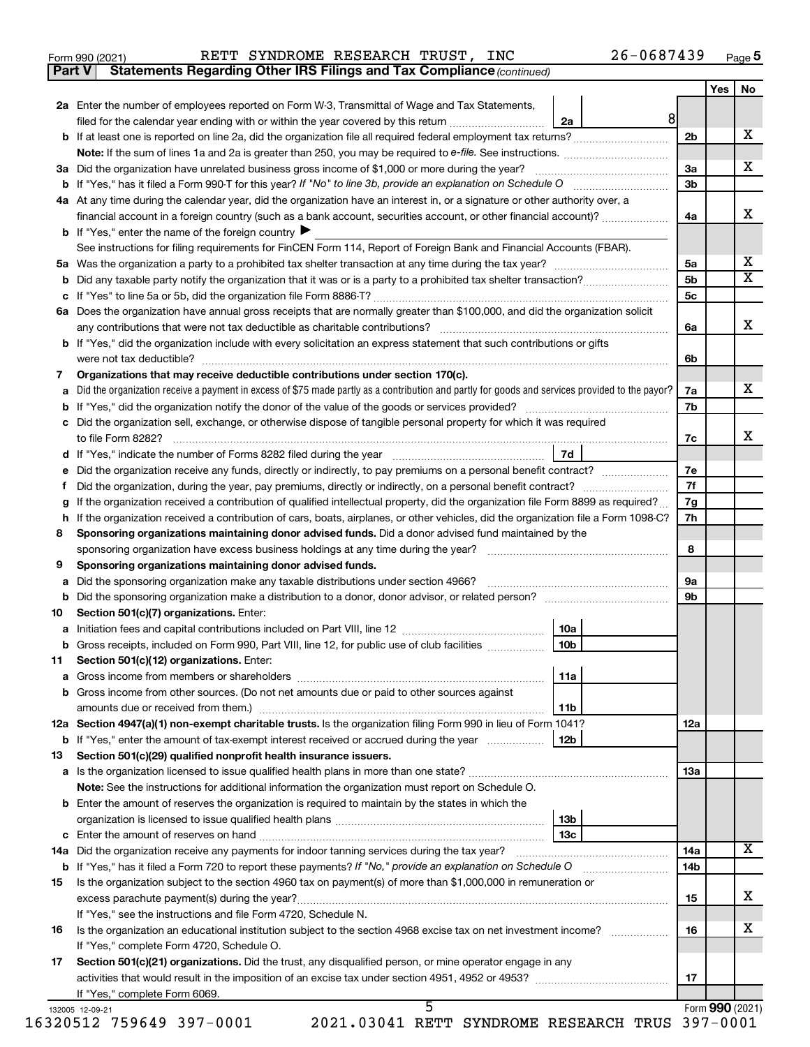Form 990 (2021) RETT SYNDROME RESEARCH TRUST, INC 26-0687439 Page 5

**Part V Statements Regarding Other IRS Filings and Tax Compliance** *(continued)*

| | | | | Yes | No |
|---|---|---|---|---|---|
| **2a** | Enter the number of employees reported on Form W-3, Transmittal of Wage and Tax Statements, filed for the calendar year ending with or within the year covered by this return | 2a 8 | | | |
| **b** | If at least one is reported on line 2a, did the organization file all required federal employment tax returns? | | 2b | | X |
| | **Note:** If the sum of lines 1a and 2a is greater than 250, you may be required to *e-file*. See instructions. | | | | |
| **3a** | Did the organization have unrelated business gross income of $1,000 or more during the year? | | 3a | | X |
| **b** | If "Yes," has it filed a Form 990-T for this year? *If "No" to line 3b, provide an explanation on Schedule O* | | 3b | | |
| **4a** | At any time during the calendar year, did the organization have an interest in, or a signature or other authority over, a financial account in a foreign country (such as a bank account, securities account, or other financial account)? | | 4a | | X |
| **b** | If "Yes," enter the name of the foreign country ▶ | | | | |
| | See instructions for filing requirements for FinCEN Form 114, Report of Foreign Bank and Financial Accounts (FBAR). | | | | |
| **5a** | Was the organization a party to a prohibited tax shelter transaction at any time during the tax year? | | 5a | | X |
| **b** | Did any taxable party notify the organization that it was or is a party to a prohibited tax shelter transaction? | | 5b | | X |
| **c** | If "Yes" to line 5a or 5b, did the organization file Form 8886-T? | | 5c | | |
| **6a** | Does the organization have annual gross receipts that are normally greater than $100,000, and did the organization solicit any contributions that were not tax deductible as charitable contributions? | | 6a | | X |
| **b** | If "Yes," did the organization include with every solicitation an express statement that such contributions or gifts were not tax deductible? | | 6b | | |
| **7** | **Organizations that may receive deductible contributions under section 170(c).** | | | | |
| **a** | Did the organization receive a payment in excess of $75 made partly as a contribution and partly for goods and services provided to the payor? | | 7a | | X |
| **b** | If "Yes," did the organization notify the donor of the value of the goods or services provided? | | 7b | | |
| **c** | Did the organization sell, exchange, or otherwise dispose of tangible personal property for which it was required to file Form 8282? | | 7c | | X |
| **d** | If "Yes," indicate the number of Forms 8282 filed during the year | 7d | | | |
| **e** | Did the organization receive any funds, directly or indirectly, to pay premiums on a personal benefit contract? | | 7e | | |
| **f** | Did the organization, during the year, pay premiums, directly or indirectly, on a personal benefit contract? | | 7f | | |
| **g** | If the organization received a contribution of qualified intellectual property, did the organization file Form 8899 as required? | | 7g | | |
| **h** | If the organization received a contribution of cars, boats, airplanes, or other vehicles, did the organization file a Form 1098-C? | | 7h | | |
| **8** | **Sponsoring organizations maintaining donor advised funds.** Did a donor advised fund maintained by the sponsoring organization have excess business holdings at any time during the year? | | 8 | | |
| **9** | **Sponsoring organizations maintaining donor advised funds.** | | | | |
| **a** | Did the sponsoring organization make any taxable distributions under section 4966? | | 9a | | |
| **b** | Did the sponsoring organization make a distribution to a donor, donor advisor, or related person? | | 9b | | |
| **10** | **Section 501(c)(7) organizations.** Enter: | | | | |
| **a** | Initiation fees and capital contributions included on Part VIII, line 12 | 10a | | | |
| **b** | Gross receipts, included on Form 990, Part VIII, line 12, for public use of club facilities | 10b | | | |
| **11** | **Section 501(c)(12) organizations.** Enter: | | | | |
| **a** | Gross income from members or shareholders | 11a | | | |
| **b** | Gross income from other sources. (Do not net amounts due or paid to other sources against amounts due or received from them.) | 11b | | | |
| **12a** | **Section 4947(a)(1) non-exempt charitable trusts.** Is the organization filing Form 990 in lieu of Form 1041? | | 12a | | |
| **b** | If "Yes," enter the amount of tax-exempt interest received or accrued during the year | 12b | | | |
| **13** | **Section 501(c)(29) qualified nonprofit health insurance issuers.** | | | | |
| **a** | Is the organization licensed to issue qualified health plans in more than one state? | | 13a | | |
| | **Note:** See the instructions for additional information the organization must report on Schedule O. | | | | |
| **b** | Enter the amount of reserves the organization is required to maintain by the states in which the organization is licensed to issue qualified health plans | 13b | | | |
| **c** | Enter the amount of reserves on hand | 13c | | | |
| **14a** | Did the organization receive any payments for indoor tanning services during the tax year? | | 14a | | X |
| **b** | If "Yes," has it filed a Form 720 to report these payments? *If "No," provide an explanation on Schedule O* | | 14b | | |
| **15** | Is the organization subject to the section 4960 tax on payment(s) of more than $1,000,000 in remuneration or excess parachute payment(s) during the year? | | 15 | | X |
| | If "Yes," see the instructions and file Form 4720, Schedule N. | | | | |
| **16** | Is the organization an educational institution subject to the section 4968 excise tax on net investment income? | | 16 | | X |
| | If "Yes," complete Form 4720, Schedule O. | | | | |
| **17** | **Section 501(c)(21) organizations.** Did the trust, any disqualified person, or mine operator engage in any activities that would result in the imposition of an excise tax under section 4951, 4952 or 4953? | | 17 | | |
| | If "Yes," complete Form 6069. | | | | |

Form **990** (2021)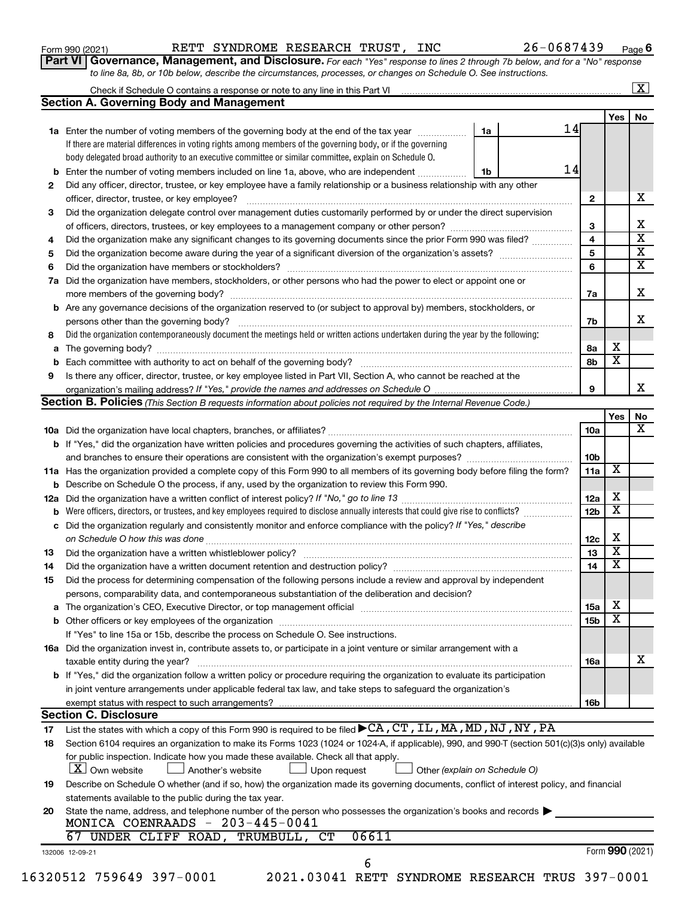Form 990 (2021) RETT SYNDROME RESEARCH TRUST, INC 26-0687439 Page 6

**Part VI Governance, Management, and Disclosure.** *For each "Yes" response to lines 2 through 7b below, and for a "No" response to line 8a, 8b, or 10b below, describe the circumstances, processes, or changes on Schedule O. See instructions.*

Check if Schedule O contains a response or note to any line in this Part VI ..... [X]

## Section A. Governing Body and Management

| | | | | Yes | No |
|---|---|---|---|---|---|
| **1a** | Enter the number of voting members of the governing body at the end of the tax year ..... 1a | 14 | | | |
| | If there are material differences in voting rights among members of the governing body, or if the governing body delegated broad authority to an executive committee or similar committee, explain on Schedule O. | | | | |
| **b** | Enter the number of voting members included on line 1a, above, who are independent ..... 1b | 14 | | | |
| **2** | Did any officer, director, trustee, or key employee have a family relationship or a business relationship with any other officer, director, trustee, or key employee? | | 2 | | X |
| **3** | Did the organization delegate control over management duties customarily performed by or under the direct supervision of officers, directors, trustees, or key employees to a management company or other person? | | 3 | | X |
| **4** | Did the organization make any significant changes to its governing documents since the prior Form 990 was filed? | | 4 | | X |
| **5** | Did the organization become aware during the year of a significant diversion of the organization's assets? | | 5 | | X |
| **6** | Did the organization have members or stockholders? | | 6 | | X |
| **7a** | Did the organization have members, stockholders, or other persons who had the power to elect or appoint one or more members of the governing body? | | 7a | | X |
| **b** | Are any governance decisions of the organization reserved to (or subject to approval by) members, stockholders, or persons other than the governing body? | | 7b | | X |
| **8** | Did the organization contemporaneously document the meetings held or written actions undertaken during the year by the following: | | | | |
| **a** | The governing body? | | 8a | X | |
| **b** | Each committee with authority to act on behalf of the governing body? | | 8b | X | |
| **9** | Is there any officer, director, trustee, or key employee listed in Part VII, Section A, who cannot be reached at the organization's mailing address? *If "Yes," provide the names and addresses on Schedule O* | | 9 | | X |

## Section B. Policies *(This Section B requests information about policies not required by the Internal Revenue Code.)*

| | | | Yes | No |
|---|---|---|---|---|
| **10a** | Did the organization have local chapters, branches, or affiliates? | 10a | | X |
| **b** | If "Yes," did the organization have written policies and procedures governing the activities of such chapters, affiliates, and branches to ensure their operations are consistent with the organization's exempt purposes? | 10b | | |
| **11a** | Has the organization provided a complete copy of this Form 990 to all members of its governing body before filing the form? | 11a | X | |
| **b** | Describe on Schedule O the process, if any, used by the organization to review this Form 990. | | | |
| **12a** | Did the organization have a written conflict of interest policy? *If "No," go to line 13* | 12a | X | |
| **b** | Were officers, directors, or trustees, and key employees required to disclose annually interests that could give rise to conflicts? | 12b | X | |
| **c** | Did the organization regularly and consistently monitor and enforce compliance with the policy? *If "Yes," describe on Schedule O how this was done* | 12c | X | |
| **13** | Did the organization have a written whistleblower policy? | 13 | X | |
| **14** | Did the organization have a written document retention and destruction policy? | 14 | X | |
| **15** | Did the process for determining compensation of the following persons include a review and approval by independent persons, comparability data, and contemporaneous substantiation of the deliberation and decision? | | | |
| **a** | The organization's CEO, Executive Director, or top management official | 15a | X | |
| **b** | Other officers or key employees of the organization | 15b | X | |
| | If "Yes" to line 15a or 15b, describe the process on Schedule O. See instructions. | | | |
| **16a** | Did the organization invest in, contribute assets to, or participate in a joint venture or similar arrangement with a taxable entity during the year? | 16a | | X |
| **b** | If "Yes," did the organization follow a written policy or procedure requiring the organization to evaluate its participation in joint venture arrangements under applicable federal tax law, and take steps to safeguard the organization's exempt status with respect to such arrangements? | 16b | | |

## Section C. Disclosure

**17** List the states with which a copy of this Form 990 is required to be filed ▶ CA, CT, IL, MA, MD, NJ, NY, PA

**18** Section 6104 requires an organization to make its Forms 1023 (1024 or 1024-A, if applicable), 990, and 990-T (section 501(c)(3)s only) available for public inspection. Indicate how you made these available. Check all that apply.

[X] Own website  [ ] Another's website  [ ] Upon request  [ ] Other *(explain on Schedule O)*

**19** Describe on Schedule O whether (and if so, how) the organization made its governing documents, conflict of interest policy, and financial statements available to the public during the tax year.

**20** State the name, address, and telephone number of the person who possesses the organization's books and records ▶

MONICA COENRAADS - 203-445-0041

67 UNDER CLIFF ROAD, TRUMBULL, CT 06611

132006 12-09-21 Form **990** (2021)

16320512 759649 397-0001 2021.03041 RETT SYNDROME RESEARCH TRUS 397-0001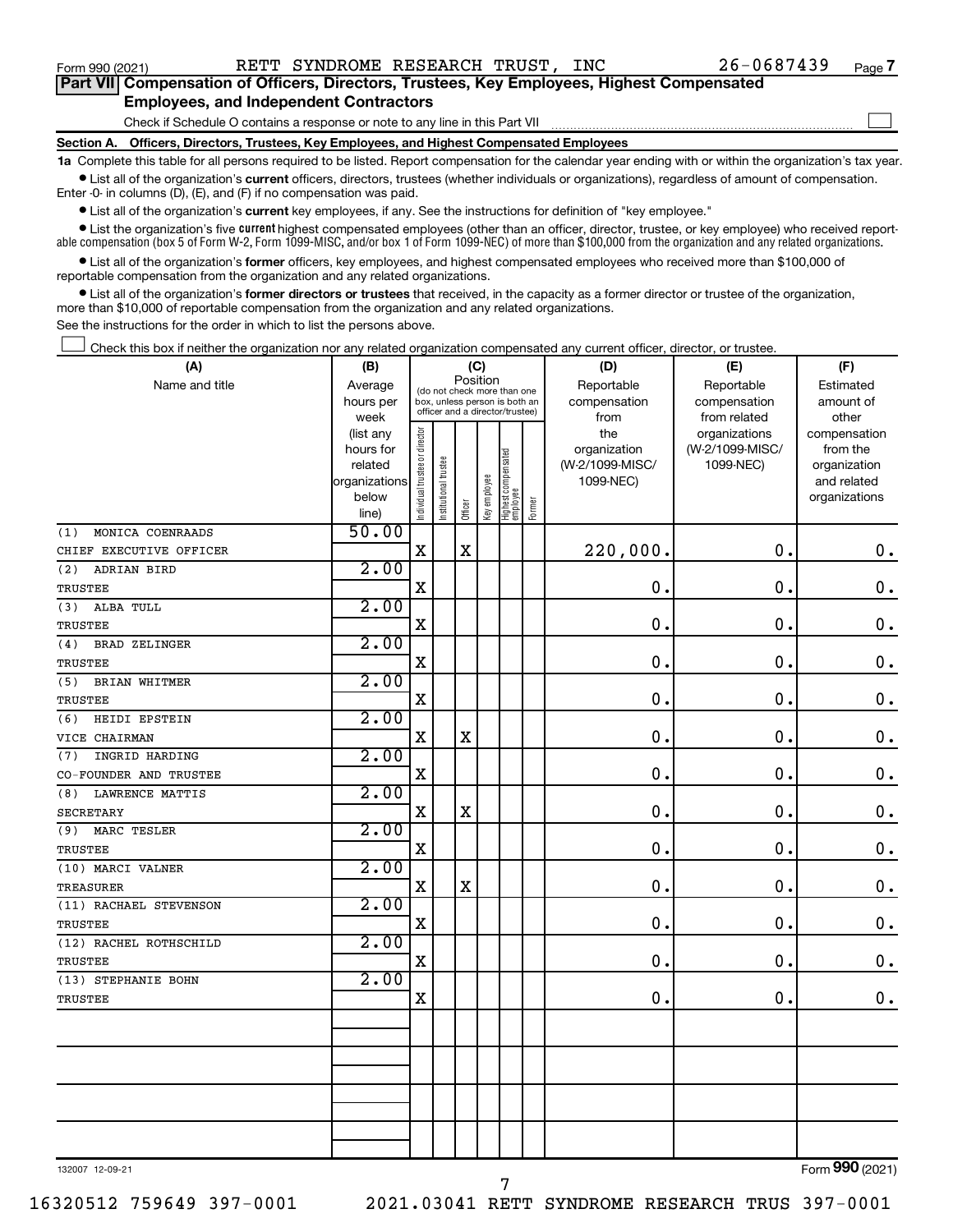Form 990 (2021) RETT SYNDROME RESEARCH TRUST, INC 26-0687439 Page 7

**Part VII Compensation of Officers, Directors, Trustees, Key Employees, Highest Compensated Employees, and Independent Contractors**

Check if Schedule O contains a response or note to any line in this Part VII

**Section A. Officers, Directors, Trustees, Key Employees, and Highest Compensated Employees**

**1a** Complete this table for all persons required to be listed. Report compensation for the calendar year ending with or within the organization's tax year.

- List all of the organization's **current** officers, directors, trustees (whether individuals or organizations), regardless of amount of compensation. Enter -0- in columns (D), (E), and (F) if no compensation was paid.
- List all of the organization's **current** key employees, if any. See the instructions for definition of "key employee."
- List the organization's five **current** highest compensated employees (other than an officer, director, trustee, or key employee) who received reportable compensation (box 5 of Form W-2, Form 1099-MISC, and/or box 1 of Form 1099-NEC) of more than $100,000 from the organization and any related organizations.
- List all of the organization's **former** officers, key employees, and highest compensated employees who received more than $100,000 of reportable compensation from the organization and any related organizations.
- List all of the organization's **former directors or trustees** that received, in the capacity as a former director or trustee of the organization, more than $10,000 of reportable compensation from the organization and any related organizations.

See the instructions for the order in which to list the persons above.

Check this box if neither the organization nor any related organization compensated any current officer, director, or trustee.

| (A) Name and title | (B) Average hours per week (list any hours for related organizations below line) | (C) Position: Individual trustee or director | Institutional trustee | Officer | Key employee | Highest compensated employee | Former | (D) Reportable compensation from the organization (W-2/1099-MISC/1099-NEC) | (E) Reportable compensation from related organizations (W-2/1099-MISC/1099-NEC) | (F) Estimated amount of other compensation from the organization and related organizations |
|---|---|---|---|---|---|---|---|---|---|---|
| (1) MONICA COENRAADS<br>CHIEF EXECUTIVE OFFICER | 50.00 | X | | X | | | | 220,000. | 0. | 0. |
| (2) ADRIAN BIRD<br>TRUSTEE | 2.00 | X | | | | | | 0. | 0. | 0. |
| (3) ALBA TULL<br>TRUSTEE | 2.00 | X | | | | | | 0. | 0. | 0. |
| (4) BRAD ZELINGER<br>TRUSTEE | 2.00 | X | | | | | | 0. | 0. | 0. |
| (5) BRIAN WHITMER<br>TRUSTEE | 2.00 | X | | | | | | 0. | 0. | 0. |
| (6) HEIDI EPSTEIN<br>VICE CHAIRMAN | 2.00 | X | | X | | | | 0. | 0. | 0. |
| (7) INGRID HARDING<br>CO-FOUNDER AND TRUSTEE | 2.00 | X | | | | | | 0. | 0. | 0. |
| (8) LAWRENCE MATTIS<br>SECRETARY | 2.00 | X | | X | | | | 0. | 0. | 0. |
| (9) MARC TESLER<br>TRUSTEE | 2.00 | X | | | | | | 0. | 0. | 0. |
| (10) MARCI VALNER<br>TREASURER | 2.00 | X | | X | | | | 0. | 0. | 0. |
| (11) RACHAEL STEVENSON<br>TRUSTEE | 2.00 | X | | | | | | 0. | 0. | 0. |
| (12) RACHEL ROTHSCHILD<br>TRUSTEE | 2.00 | X | | | | | | 0. | 0. | 0. |
| (13) STEPHANIE BOHN<br>TRUSTEE | 2.00 | X | | | | | | 0. | 0. | 0. |

132007 12-09-21 Form 990 (2021)

16320512 759649 397-0001 2021.03041 RETT SYNDROME RESEARCH TRUS 397-0001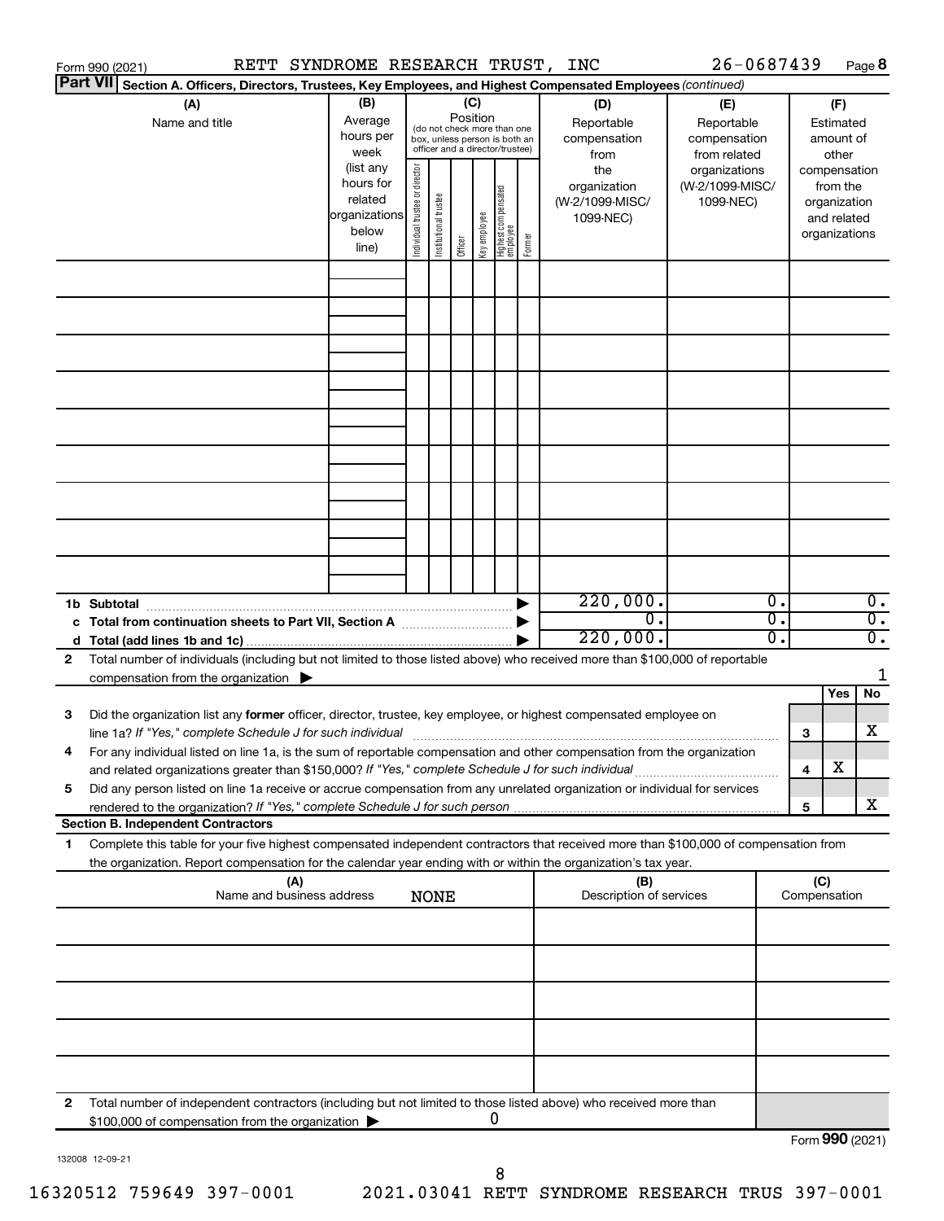Form 990 (2021) RETT SYNDROME RESEARCH TRUST, INC 26-0687439 Page **8**

**Part VII** **Section A. Officers, Directors, Trustees, Key Employees, and Highest Compensated Employees** *(continued)*

| (A) Name and title | (B) Average hours per week (list any hours for related organizations below line) | (C) Position (do not check more than one box, unless person is both an officer and a director/trustee): Individual trustee or director | Institutional trustee | Officer | Key employee | Highest compensated employee | Former | (D) Reportable compensation from the organization (W-2/1099-MISC/ 1099-NEC) | (E) Reportable compensation from related organizations (W-2/1099-MISC/ 1099-NEC) | (F) Estimated amount of other compensation from the organization and related organizations |
|---|---|---|---|---|---|---|---|---|---|---|
| | | | | | | | | | | |
| | | | | | | | | | | |
| | | | | | | | | | | |
| | | | | | | | | | | |
| | | | | | | | | | | |
| | | | | | | | | | | |
| | | | | | | | | | | |
| | | | | | | | | | | |
| | | | | | | | | | | |
| **1b Subtotal** | | | | | | | ▶ | 220,000. | 0. | 0. |
| **c Total from continuation sheets to Part VII, Section A** | | | | | | | ▶ | 0. | 0. | 0. |
| **d Total (add lines 1b and 1c)** | | | | | | | ▶ | 220,000. | 0. | 0. |

**2** Total number of individuals (including but not limited to those listed above) who received more than $100,000 of reportable compensation from the organization ▶ 1

| | | | Yes | No |
|---|---|---|---|---|
| **3** | Did the organization list any **former** officer, director, trustee, key employee, or highest compensated employee on line 1a? *If "Yes," complete Schedule J for such individual* | **3** | | X |
| **4** | For any individual listed on line 1a, is the sum of reportable compensation and other compensation from the organization and related organizations greater than $150,000? *If "Yes," complete Schedule J for such individual* | **4** | X | |
| **5** | Did any person listed on line 1a receive or accrue compensation from any unrelated organization or individual for services rendered to the organization? *If "Yes," complete Schedule J for such person* | **5** | | X |

**Section B. Independent Contractors**

**1** Complete this table for your five highest compensated independent contractors that received more than $100,000 of compensation from the organization. Report compensation for the calendar year ending with or within the organization's tax year.

| (A) Name and business address | (B) Description of services | (C) Compensation |
|---|---|---|
| NONE | | |
| | | |
| | | |
| | | |
| | | |
| | | |

**2** Total number of independent contractors (including but not limited to those listed above) who received more than $100,000 of compensation from the organization ▶ 0

Form **990** (2021)

132008 12-09-21

16320512 759649 397-0001 2021.03041 RETT SYNDROME RESEARCH TRUS 397-0001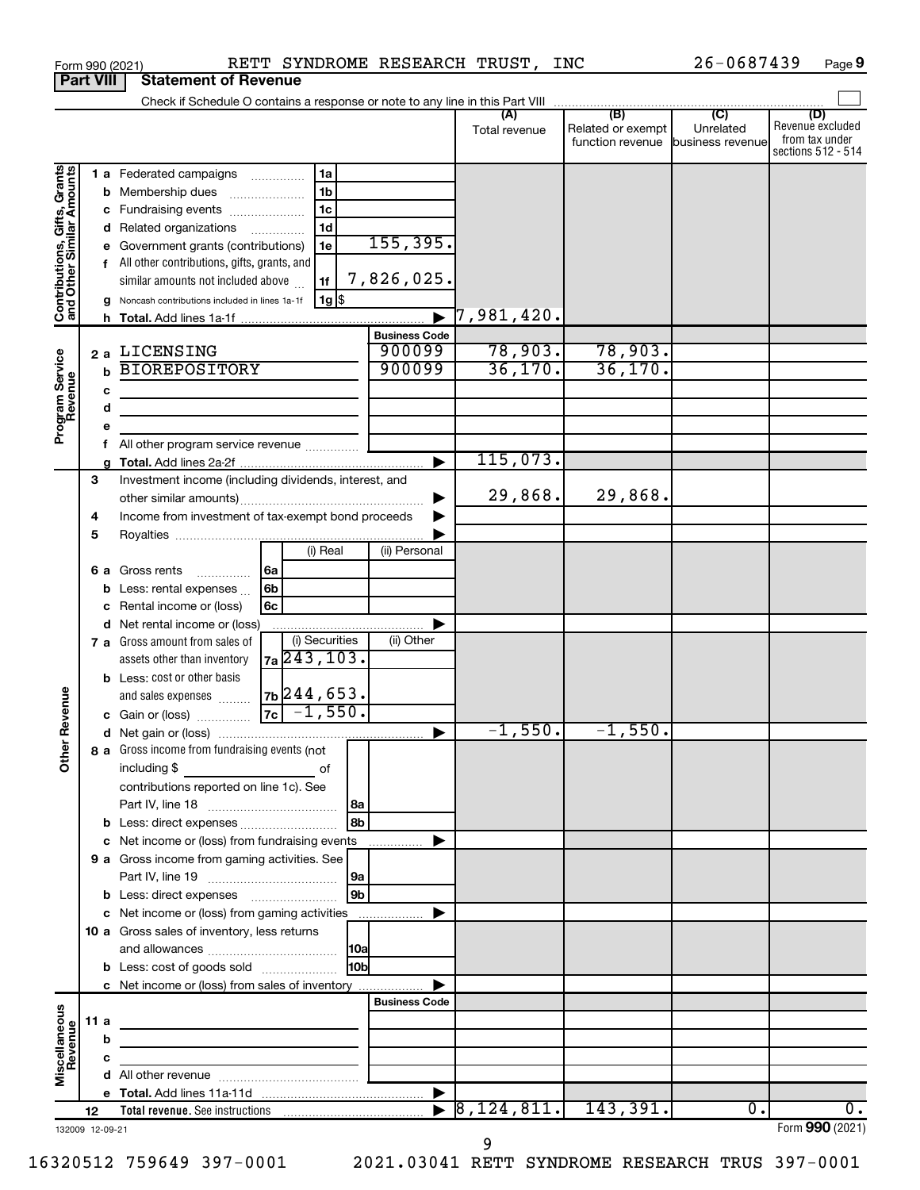Form 990 (2021) RETT SYNDROME RESEARCH TRUST, INC 26-0687439

## Part VIII Statement of Revenue

Check if Schedule O contains a response or note to any line in this Part VIII

| | | | | (A) Total revenue | (B) Related or exempt function revenue | (C) Unrelated business revenue | (D) Revenue excluded from tax under sections 512 - 514 |
|---|---|---|---|---|---|---|---|
| **Contributions, Gifts, Grants and Other Similar Amounts** | 1a Federated campaigns | 1a | | | | | |
| | b Membership dues | 1b | | | | | |
| | c Fundraising events | 1c | | | | | |
| | d Related organizations | 1d | | | | | |
| | e Government grants (contributions) | 1e | 155,395. | | | | |
| | f All other contributions, gifts, grants, and similar amounts not included above | 1f | 7,826,025. | | | | |
| | g Noncash contributions included in lines 1a-1f | 1g | $ | | | | |
| | h Total. Add lines 1a-1f | | | 7,981,420. | | | |
| **Program Service Revenue** | | | **Business Code** | | | | |
| | 2a LICENSING | | 900099 | 78,903. | 78,903. | | |
| | b BIOREPOSITORY | | 900099 | 36,170. | 36,170. | | |
| | c | | | | | | |
| | d | | | | | | |
| | e | | | | | | |
| | f All other program service revenue | | | | | | |
| | g Total. Add lines 2a-2f | | | 115,073. | | | |
| **Other Revenue** | 3 Investment income (including dividends, interest, and other similar amounts) | | | 29,868. | 29,868. | | |
| | 4 Income from investment of tax-exempt bond proceeds | | | | | | |
| | 5 Royalties | | | | | | |
| | | | (i) Real / (ii) Personal | | | | |
| | 6a Gross rents | 6a | | | | | |
| | b Less: rental expenses | 6b | | | | | |
| | c Rental income or (loss) | 6c | | | | | |
| | d Net rental income or (loss) | | | | | | |
| | 7a Gross amount from sales of assets other than inventory | 7a | (i) Securities 243,103. / (ii) Other | | | | |
| | b Less: cost or other basis and sales expenses | 7b | (i) Securities 244,653. | | | | |
| | c Gain or (loss) | 7c | (i) Securities -1,550. | | | | |
| | d Net gain or (loss) | | | -1,550. | -1,550. | | |
| | 8a Gross income from fundraising events (not including $ of contributions reported on line 1c). See Part IV, line 18 | 8a | | | | | |
| | b Less: direct expenses | 8b | | | | | |
| | c Net income or (loss) from fundraising events | | | | | | |
| | 9a Gross income from gaming activities. See Part IV, line 19 | 9a | | | | | |
| | b Less: direct expenses | 9b | | | | | |
| | c Net income or (loss) from gaming activities | | | | | | |
| | 10a Gross sales of inventory, less returns and allowances | 10a | | | | | |
| | b Less: cost of goods sold | 10b | | | | | |
| | c Net income or (loss) from sales of inventory | | | | | | |
| **Miscellaneous Revenue** | | | **Business Code** | | | | |
| | 11a | | | | | | |
| | b | | | | | | |
| | c | | | | | | |
| | d All other revenue | | | | | | |
| | e Total. Add lines 11a-11d | | | | | | |
| | 12 Total revenue. See instructions | | | 8,124,811. | 143,391. | 0. | 0. |

132009 12-09-21

Form **990** (2021)

16320512 759649 397-0001 2021.03041 RETT SYNDROME RESEARCH TRUS 397-0001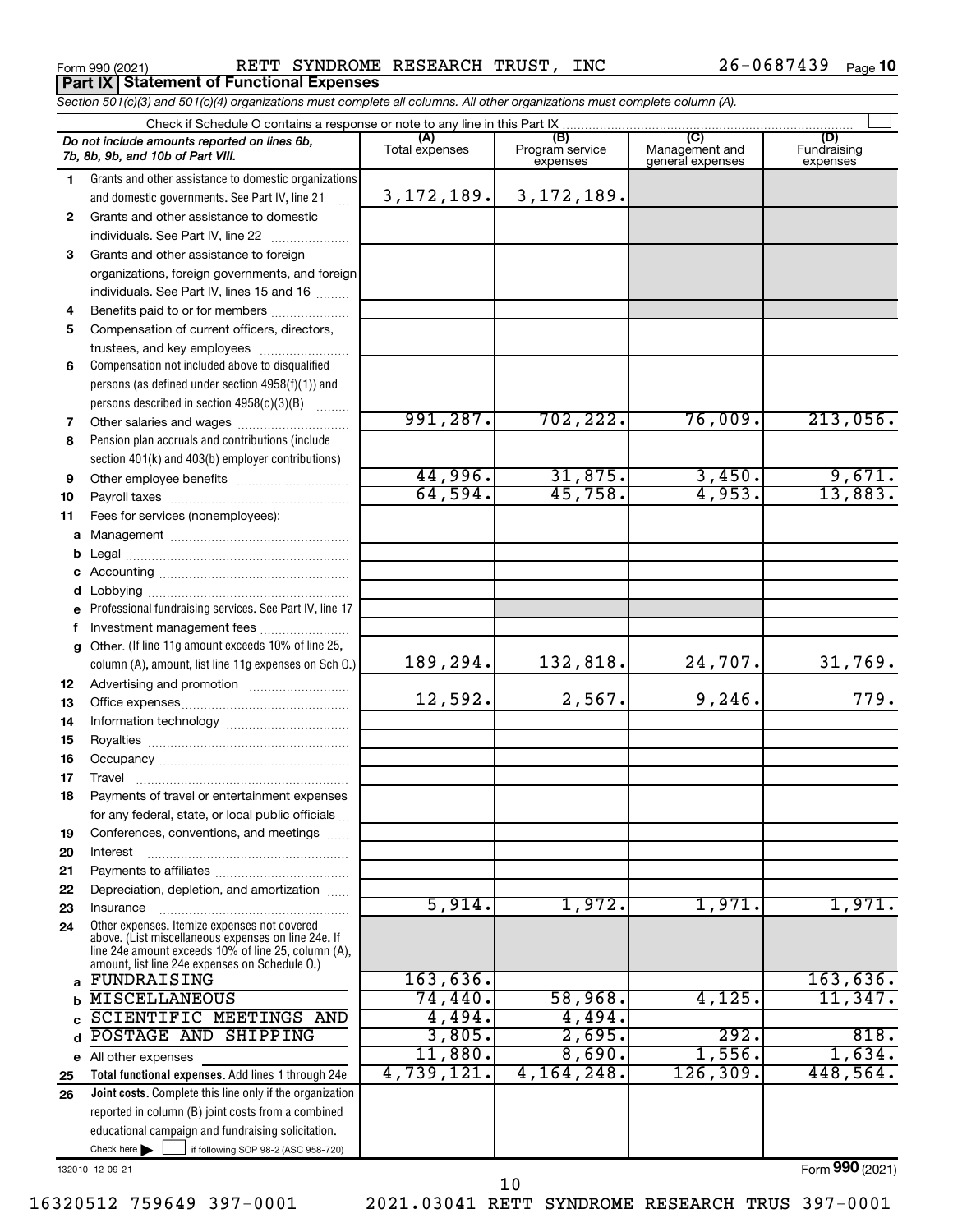Form 990 (2021) RETT SYNDROME RESEARCH TRUST, INC 26-0687439 Page 10

**Part IX | Statement of Functional Expenses**

*Section 501(c)(3) and 501(c)(4) organizations must complete all columns. All other organizations must complete column (A).*

Check if Schedule O contains a response or note to any line in this Part IX

| *Do not include amounts reported on lines 6b, 7b, 8b, 9b, and 10b of Part VIII.* | (A) Total expenses | (B) Program service expenses | (C) Management and general expenses | (D) Fundraising expenses |
|---|---|---|---|---|
| 1 Grants and other assistance to domestic organizations and domestic governments. See Part IV, line 21 | 3,172,189. | 3,172,189. | | |
| 2 Grants and other assistance to domestic individuals. See Part IV, line 22 | | | | |
| 3 Grants and other assistance to foreign organizations, foreign governments, and foreign individuals. See Part IV, lines 15 and 16 | | | | |
| 4 Benefits paid to or for members | | | | |
| 5 Compensation of current officers, directors, trustees, and key employees | | | | |
| 6 Compensation not included above to disqualified persons (as defined under section 4958(f)(1)) and persons described in section 4958(c)(3)(B) | | | | |
| 7 Other salaries and wages | 991,287. | 702,222. | 76,009. | 213,056. |
| 8 Pension plan accruals and contributions (include section 401(k) and 403(b) employer contributions) | | | | |
| 9 Other employee benefits | 44,996. | 31,875. | 3,450. | 9,671. |
| 10 Payroll taxes | 64,594. | 45,758. | 4,953. | 13,883. |
| 11 Fees for services (nonemployees): | | | | |
| a Management | | | | |
| b Legal | | | | |
| c Accounting | | | | |
| d Lobbying | | | | |
| e Professional fundraising services. See Part IV, line 17 | | | | |
| f Investment management fees | | | | |
| g Other. (If line 11g amount exceeds 10% of line 25, column (A), amount, list line 11g expenses on Sch O.) | 189,294. | 132,818. | 24,707. | 31,769. |
| 12 Advertising and promotion | | | | |
| 13 Office expenses | 12,592. | 2,567. | 9,246. | 779. |
| 14 Information technology | | | | |
| 15 Royalties | | | | |
| 16 Occupancy | | | | |
| 17 Travel | | | | |
| 18 Payments of travel or entertainment expenses for any federal, state, or local public officials | | | | |
| 19 Conferences, conventions, and meetings | | | | |
| 20 Interest | | | | |
| 21 Payments to affiliates | | | | |
| 22 Depreciation, depletion, and amortization | | | | |
| 23 Insurance | 5,914. | 1,972. | 1,971. | 1,971. |
| 24 Other expenses. Itemize expenses not covered above. (List miscellaneous expenses on line 24e. If line 24e amount exceeds 10% of line 25, column (A), amount, list line 24e expenses on Schedule O.) | | | | |
| a FUNDRAISING | 163,636. | | | 163,636. |
| b MISCELLANEOUS | 74,440. | 58,968. | 4,125. | 11,347. |
| c SCIENTIFIC MEETINGS AND | 4,494. | 4,494. | | |
| d POSTAGE AND SHIPPING | 3,805. | 2,695. | 292. | 818. |
| e All other expenses | 11,880. | 8,690. | 1,556. | 1,634. |
| 25 **Total functional expenses.** Add lines 1 through 24e | 4,739,121. | 4,164,248. | 126,309. | 448,564. |
| 26 **Joint costs.** Complete this line only if the organization reported in column (B) joint costs from a combined educational campaign and fundraising solicitation. Check here ☐ if following SOP 98-2 (ASC 958-720) | | | | |

132010 12-09-21

Form **990** (2021)

16320512 759649 397-0001 2021.03041 RETT SYNDROME RESEARCH TRUS 397-0001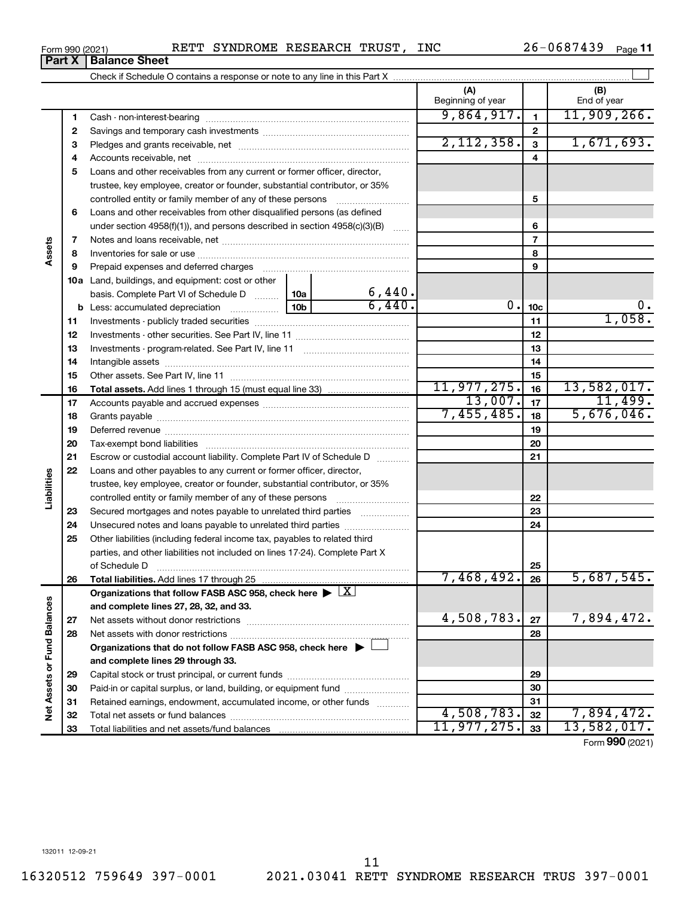Form 990 (2021) RETT SYNDROME RESEARCH TRUST, INC 26-0687439

## Part X | Balance Sheet

Check if Schedule O contains a response or note to any line in this Part X

| | | | | (A) Beginning of year | | (B) End of year |
|---|---|---|---|---|---|---|
| **Assets** | 1 | Cash - non-interest-bearing | | 9,864,917. | 1 | 11,909,266. |
| | 2 | Savings and temporary cash investments | | | 2 | |
| | 3 | Pledges and grants receivable, net | | 2,112,358. | 3 | 1,671,693. |
| | 4 | Accounts receivable, net | | | 4 | |
| | 5 | Loans and other receivables from any current or former officer, director, trustee, key employee, creator or founder, substantial contributor, or 35% controlled entity or family member of any of these persons | | | 5 | |
| | 6 | Loans and other receivables from other disqualified persons (as defined under section 4958(f)(1)), and persons described in section 4958(c)(3)(B) | | | 6 | |
| | 7 | Notes and loans receivable, net | | | 7 | |
| | 8 | Inventories for sale or use | | | 8 | |
| | 9 | Prepaid expenses and deferred charges | | | 9 | |
| | 10a | Land, buildings, and equipment: cost or other basis. Complete Part VI of Schedule D | 10a 6,440. | | | |
| | b | Less: accumulated depreciation | 10b 6,440. | 0. | 10c | 0. |
| | 11 | Investments - publicly traded securities | | | 11 | 1,058. |
| | 12 | Investments - other securities. See Part IV, line 11 | | | 12 | |
| | 13 | Investments - program-related. See Part IV, line 11 | | | 13 | |
| | 14 | Intangible assets | | | 14 | |
| | 15 | Other assets. See Part IV, line 11 | | | 15 | |
| | 16 | **Total assets.** Add lines 1 through 15 (must equal line 33) | | 11,977,275. | 16 | 13,582,017. |
| **Liabilities** | 17 | Accounts payable and accrued expenses | | 13,007. | 17 | 11,499. |
| | 18 | Grants payable | | 7,455,485. | 18 | 5,676,046. |
| | 19 | Deferred revenue | | | 19 | |
| | 20 | Tax-exempt bond liabilities | | | 20 | |
| | 21 | Escrow or custodial account liability. Complete Part IV of Schedule D | | | 21 | |
| | 22 | Loans and other payables to any current or former officer, director, trustee, key employee, creator or founder, substantial contributor, or 35% controlled entity or family member of any of these persons | | | 22 | |
| | 23 | Secured mortgages and notes payable to unrelated third parties | | | 23 | |
| | 24 | Unsecured notes and loans payable to unrelated third parties | | | 24 | |
| | 25 | Other liabilities (including federal income tax, payables to related third parties, and other liabilities not included on lines 17-24). Complete Part X of Schedule D | | | 25 | |
| | 26 | **Total liabilities.** Add lines 17 through 25 | | 7,468,492. | 26 | 5,687,545. |
| **Net Assets or Fund Balances** | | **Organizations that follow FASB ASC 958, check here** ▶ [X] **and complete lines 27, 28, 32, and 33.** | | | | |
| | 27 | Net assets without donor restrictions | | 4,508,783. | 27 | 7,894,472. |
| | 28 | Net assets with donor restrictions | | | 28 | |
| | | **Organizations that do not follow FASB ASC 958, check here** ▶ [ ] **and complete lines 29 through 33.** | | | | |
| | 29 | Capital stock or trust principal, or current funds | | | 29 | |
| | 30 | Paid-in or capital surplus, or land, building, or equipment fund | | | 30 | |
| | 31 | Retained earnings, endowment, accumulated income, or other funds | | | 31 | |
| | 32 | Total net assets or fund balances | | 4,508,783. | 32 | 7,894,472. |
| | 33 | Total liabilities and net assets/fund balances | | 11,977,275. | 33 | 13,582,017. |

Form **990** (2021)

132011 12-09-21

16320512 759649 397-0001 2021.03041 RETT SYNDROME RESEARCH TRUS 397-0001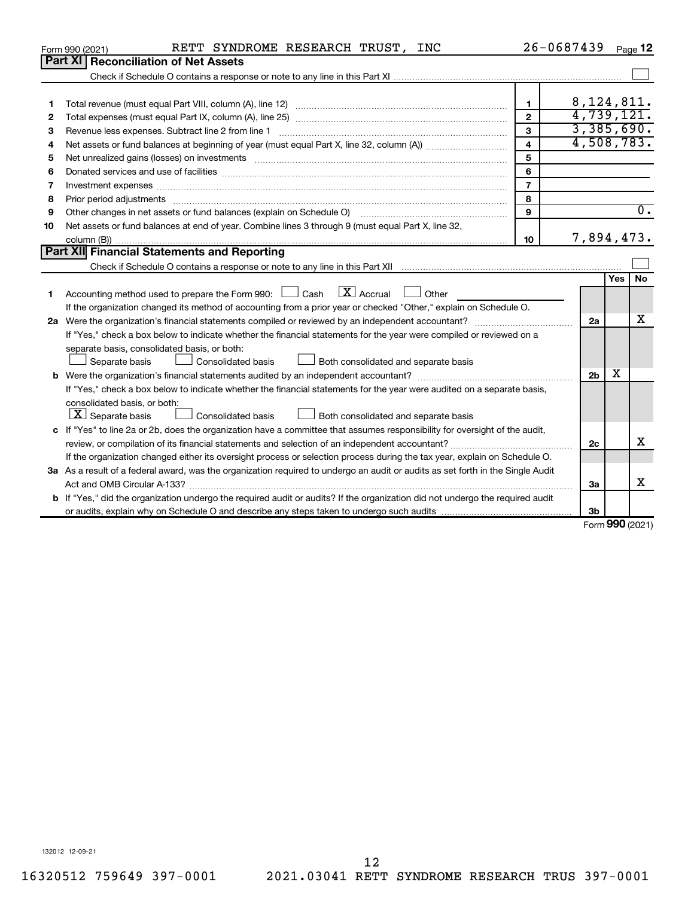Form 990 (2021) RETT SYNDROME RESEARCH TRUST, INC 26-0687439

## Part XI Reconciliation of Net Assets

Check if Schedule O contains a response or note to any line in this Part XI ☐

| | | | |
|---|---|---|---|
| 1 | Total revenue (must equal Part VIII, column (A), line 12) | 1 | 8,124,811. |
| 2 | Total expenses (must equal Part IX, column (A), line 25) | 2 | 4,739,121. |
| 3 | Revenue less expenses. Subtract line 2 from line 1 | 3 | 3,385,690. |
| 4 | Net assets or fund balances at beginning of year (must equal Part X, line 32, column (A)) | 4 | 4,508,783. |
| 5 | Net unrealized gains (losses) on investments | 5 | |
| 6 | Donated services and use of facilities | 6 | |
| 7 | Investment expenses | 7 | |
| 8 | Prior period adjustments | 8 | |
| 9 | Other changes in net assets or fund balances (explain on Schedule O) | 9 | 0. |
| 10 | Net assets or fund balances at end of year. Combine lines 3 through 9 (must equal Part X, line 32, column (B)) | 10 | 7,894,473. |

## Part XII Financial Statements and Reporting

Check if Schedule O contains a response or note to any line in this Part XII ☐

| | | | Yes | No |
|---|---|---|---|---|
| 1 | Accounting method used to prepare the Form 990: ☐ Cash ☒ Accrual ☐ Other<br>If the organization changed its method of accounting from a prior year or checked "Other," explain on Schedule O. | | | |
| 2a | Were the organization's financial statements compiled or reviewed by an independent accountant?<br>If "Yes," check a box below to indicate whether the financial statements for the year were compiled or reviewed on a separate basis, consolidated basis, or both:<br>☐ Separate basis ☐ Consolidated basis ☐ Both consolidated and separate basis | 2a | | X |
| b | Were the organization's financial statements audited by an independent accountant?<br>If "Yes," check a box below to indicate whether the financial statements for the year were audited on a separate basis, consolidated basis, or both:<br>☒ Separate basis ☐ Consolidated basis ☐ Both consolidated and separate basis | 2b | X | |
| c | If "Yes" to line 2a or 2b, does the organization have a committee that assumes responsibility for oversight of the audit, review, or compilation of its financial statements and selection of an independent accountant?<br>If the organization changed either its oversight process or selection process during the tax year, explain on Schedule O. | 2c | | X |
| 3a | As a result of a federal award, was the organization required to undergo an audit or audits as set forth in the Single Audit Act and OMB Circular A-133? | 3a | | X |
| b | If "Yes," did the organization undergo the required audit or audits? If the organization did not undergo the required audit or audits, explain why on Schedule O and describe any steps taken to undergo such audits | 3b | | |

Form 990 (2021)

132012 12-09-21

16320512 759649 397-0001 2021.03041 RETT SYNDROME RESEARCH TRUS 397-0001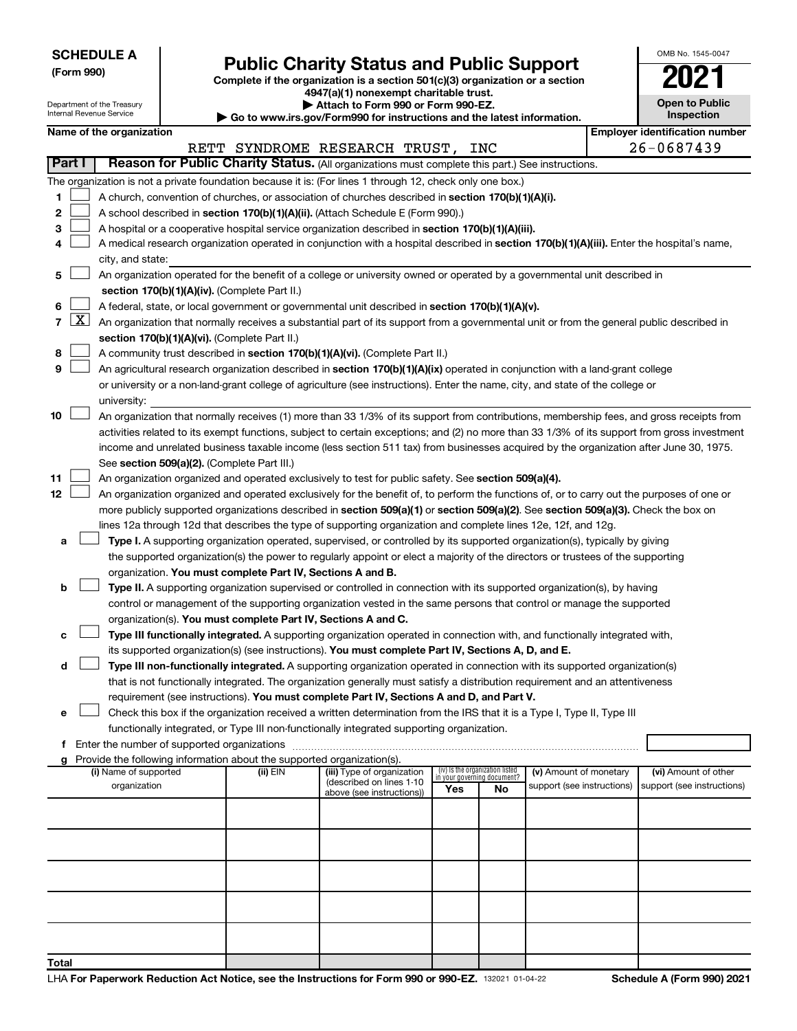**SCHEDULE A**
**(Form 990)**

Department of the Treasury
Internal Revenue Service

# Public Charity Status and Public Support

**Complete if the organization is a section 501(c)(3) organization or a section 4947(a)(1) nonexempt charitable trust.**
**▶ Attach to Form 990 or Form 990-EZ.**
**▶ Go to www.irs.gov/Form990 for instructions and the latest information.**

OMB No. 1545-0047

**2021**

**Open to Public Inspection**

**Name of the organization**
RETT SYNDROME RESEARCH TRUST, INC

**Employer identification number**
26-0687439

**Part I** **Reason for Public Charity Status.** (All organizations must complete this part.) See instructions.

The organization is not a private foundation because it is: (For lines 1 through 12, check only one box.)

1 ☐ A church, convention of churches, or association of churches described in **section 170(b)(1)(A)(i).**

2 ☐ A school described in **section 170(b)(1)(A)(ii).** (Attach Schedule E (Form 990).)

3 ☐ A hospital or a cooperative hospital service organization described in **section 170(b)(1)(A)(iii).**

4 ☐ A medical research organization operated in conjunction with a hospital described in **section 170(b)(1)(A)(iii).** Enter the hospital's name, city, and state:

5 ☐ An organization operated for the benefit of a college or university owned or operated by a governmental unit described in **section 170(b)(1)(A)(iv).** (Complete Part II.)

6 ☐ A federal, state, or local government or governmental unit described in **section 170(b)(1)(A)(v).**

7 ☒ An organization that normally receives a substantial part of its support from a governmental unit or from the general public described in **section 170(b)(1)(A)(vi).** (Complete Part II.)

8 ☐ A community trust described in **section 170(b)(1)(A)(vi).** (Complete Part II.)

9 ☐ An agricultural research organization described in **section 170(b)(1)(A)(ix)** operated in conjunction with a land-grant college or university or a non-land-grant college of agriculture (see instructions). Enter the name, city, and state of the college or university:

10 ☐ An organization that normally receives (1) more than 33 1/3% of its support from contributions, membership fees, and gross receipts from activities related to its exempt functions, subject to certain exceptions; and (2) no more than 33 1/3% of its support from gross investment income and unrelated business taxable income (less section 511 tax) from businesses acquired by the organization after June 30, 1975. See **section 509(a)(2).** (Complete Part III.)

11 ☐ An organization organized and operated exclusively to test for public safety. See **section 509(a)(4).**

12 ☐ An organization organized and operated exclusively for the benefit of, to perform the functions of, or to carry out the purposes of one or more publicly supported organizations described in **section 509(a)(1)** or **section 509(a)(2)**. See **section 509(a)(3).** Check the box on lines 12a through 12d that describes the type of supporting organization and complete lines 12e, 12f, and 12g.

a ☐ **Type I.** A supporting organization operated, supervised, or controlled by its supported organization(s), typically by giving the supported organization(s) the power to regularly appoint or elect a majority of the directors or trustees of the supporting organization. **You must complete Part IV, Sections A and B.**

b ☐ **Type II.** A supporting organization supervised or controlled in connection with its supported organization(s), by having control or management of the supporting organization vested in the same persons that control or manage the supported organization(s). **You must complete Part IV, Sections A and C.**

c ☐ **Type III functionally integrated.** A supporting organization operated in connection with, and functionally integrated with, its supported organization(s) (see instructions). **You must complete Part IV, Sections A, D, and E.**

d ☐ **Type III non-functionally integrated.** A supporting organization operated in connection with its supported organization(s) that is not functionally integrated. The organization generally must satisfy a distribution requirement and an attentiveness requirement (see instructions). **You must complete Part IV, Sections A and D, and Part V.**

e ☐ Check this box if the organization received a written determination from the IRS that it is a Type I, Type II, Type III functionally integrated, or Type III non-functionally integrated supporting organization.

f Enter the number of supported organizations

g Provide the following information about the supported organization(s).

| (i) Name of supported organization | (ii) EIN | (iii) Type of organization (described on lines 1-10 above (see instructions)) | (iv) Is the organization listed in your governing document? Yes | No | (v) Amount of monetary support (see instructions) | (vi) Amount of other support (see instructions) |
|---|---|---|---|---|---|---|
| | | | | | | |
| | | | | | | |
| | | | | | | |
| | | | | | | |
| | | | | | | |
| **Total** | | | | | | |

LHA **For Paperwork Reduction Act Notice, see the Instructions for Form 990 or 990-EZ.** 132021 01-04-22 **Schedule A (Form 990) 2021**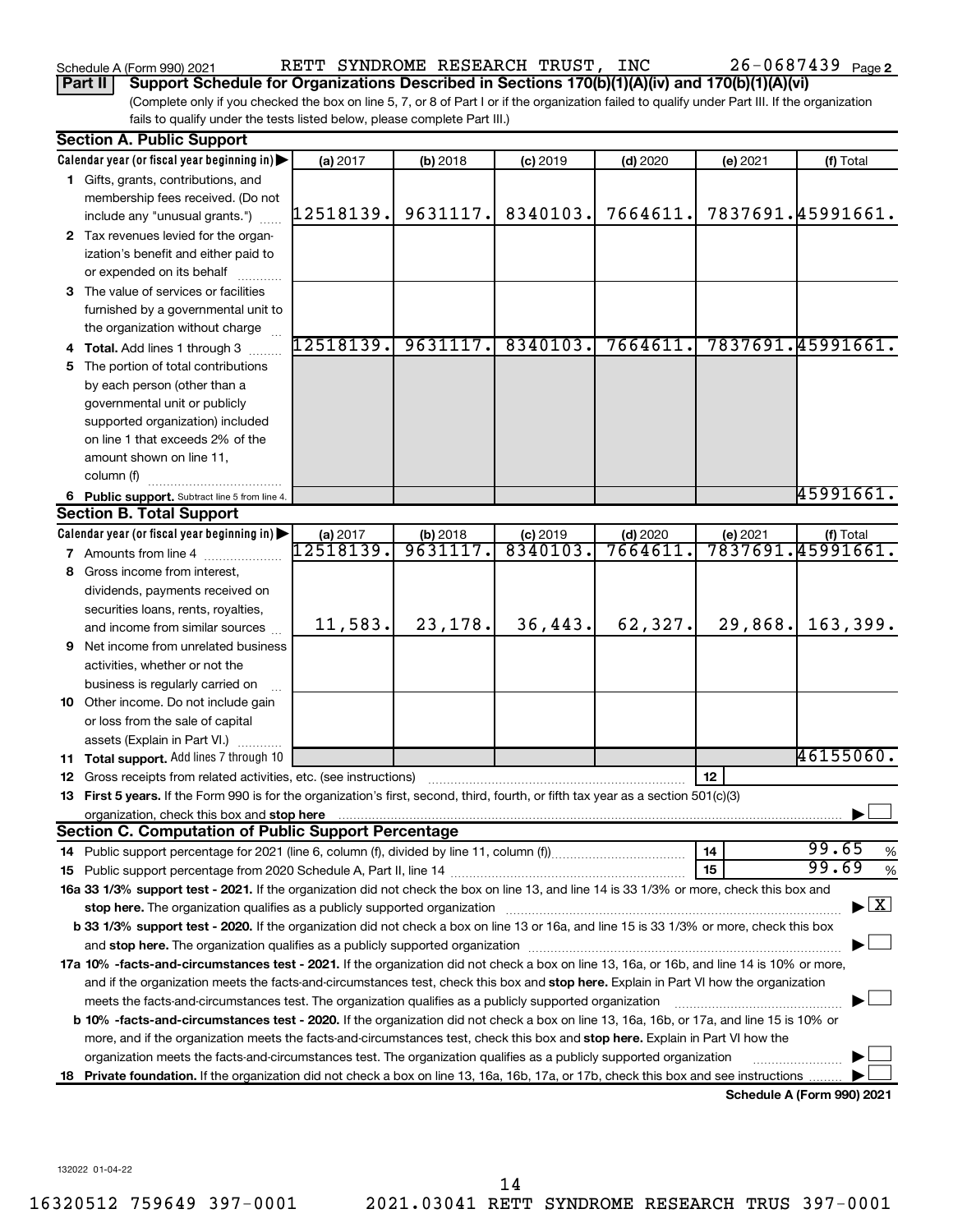Schedule A (Form 990) 2021 RETT SYNDROME RESEARCH TRUST, INC 26-0687439 Page 2

**Part II** **Support Schedule for Organizations Described in Sections 170(b)(1)(A)(iv) and 170(b)(1)(A)(vi)**

(Complete only if you checked the box on line 5, 7, or 8 of Part I or if the organization failed to qualify under Part III. If the organization fails to qualify under the tests listed below, please complete Part III.)

## Section A. Public Support

| Calendar year (or fiscal year beginning in) ▶ | (a) 2017 | (b) 2018 | (c) 2019 | (d) 2020 | (e) 2021 | (f) Total |
|---|---|---|---|---|---|---|
| **1** Gifts, grants, contributions, and membership fees received. (Do not include any "unusual grants.") | 12518139. | 9631117. | 8340103. | 7664611. | 7837691. | 45991661. |
| **2** Tax revenues levied for the organization's benefit and either paid to or expended on its behalf | | | | | | |
| **3** The value of services or facilities furnished by a governmental unit to the organization without charge | | | | | | |
| **4** **Total.** Add lines 1 through 3 | 12518139. | 9631117. | 8340103. | 7664611. | 7837691. | 45991661. |
| **5** The portion of total contributions by each person (other than a governmental unit or publicly supported organization) included on line 1 that exceeds 2% of the amount shown on line 11, column (f) | | | | | | |
| **6** **Public support.** Subtract line 5 from line 4. | | | | | | 45991661. |

## Section B. Total Support

| Calendar year (or fiscal year beginning in) ▶ | (a) 2017 | (b) 2018 | (c) 2019 | (d) 2020 | (e) 2021 | (f) Total |
|---|---|---|---|---|---|---|
| **7** Amounts from line 4 | 12518139. | 9631117. | 8340103. | 7664611. | 7837691. | 45991661. |
| **8** Gross income from interest, dividends, payments received on securities loans, rents, royalties, and income from similar sources | 11,583. | 23,178. | 36,443. | 62,327. | 29,868. | 163,399. |
| **9** Net income from unrelated business activities, whether or not the business is regularly carried on | | | | | | |
| **10** Other income. Do not include gain or loss from the sale of capital assets (Explain in Part VI.) | | | | | | |
| **11** **Total support.** Add lines 7 through 10 | | | | | | 46155060. |

**12** Gross receipts from related activities, etc. (see instructions) | **12** |

**13** **First 5 years.** If the Form 990 is for the organization's first, second, third, fourth, or fifth tax year as a section 501(c)(3) organization, check this box and **stop here** ▶ ☐

## Section C. Computation of Public Support Percentage

**14** Public support percentage for 2021 (line 6, column (f), divided by line 11, column (f)) | **14** | 99.65 %

**15** Public support percentage from 2020 Schedule A, Part II, line 14 | **15** | 99.69 %

**16a** **33 1/3% support test - 2021.** If the organization did not check the box on line 13, and line 14 is 33 1/3% or more, check this box and **stop here.** The organization qualifies as a publicly supported organization ▶ ☒

**b** **33 1/3% support test - 2020.** If the organization did not check a box on line 13 or 16a, and line 15 is 33 1/3% or more, check this box and **stop here.** The organization qualifies as a publicly supported organization ▶ ☐

**17a** **10% -facts-and-circumstances test - 2021.** If the organization did not check a box on line 13, 16a, or 16b, and line 14 is 10% or more, and if the organization meets the facts-and-circumstances test, check this box and **stop here.** Explain in Part VI how the organization meets the facts-and-circumstances test. The organization qualifies as a publicly supported organization ▶ ☐

**b** **10% -facts-and-circumstances test - 2020.** If the organization did not check a box on line 13, 16a, 16b, or 17a, and line 15 is 10% or more, and if the organization meets the facts-and-circumstances test, check this box and **stop here.** Explain in Part VI how the organization meets the facts-and-circumstances test. The organization qualifies as a publicly supported organization ▶ ☐

**18** **Private foundation.** If the organization did not check a box on line 13, 16a, 16b, 17a, or 17b, check this box and see instructions ▶ ☐

**Schedule A (Form 990) 2021**

132022 01-04-22

16320512 759649 397-0001 2021.03041 RETT SYNDROME RESEARCH TRUS 397-0001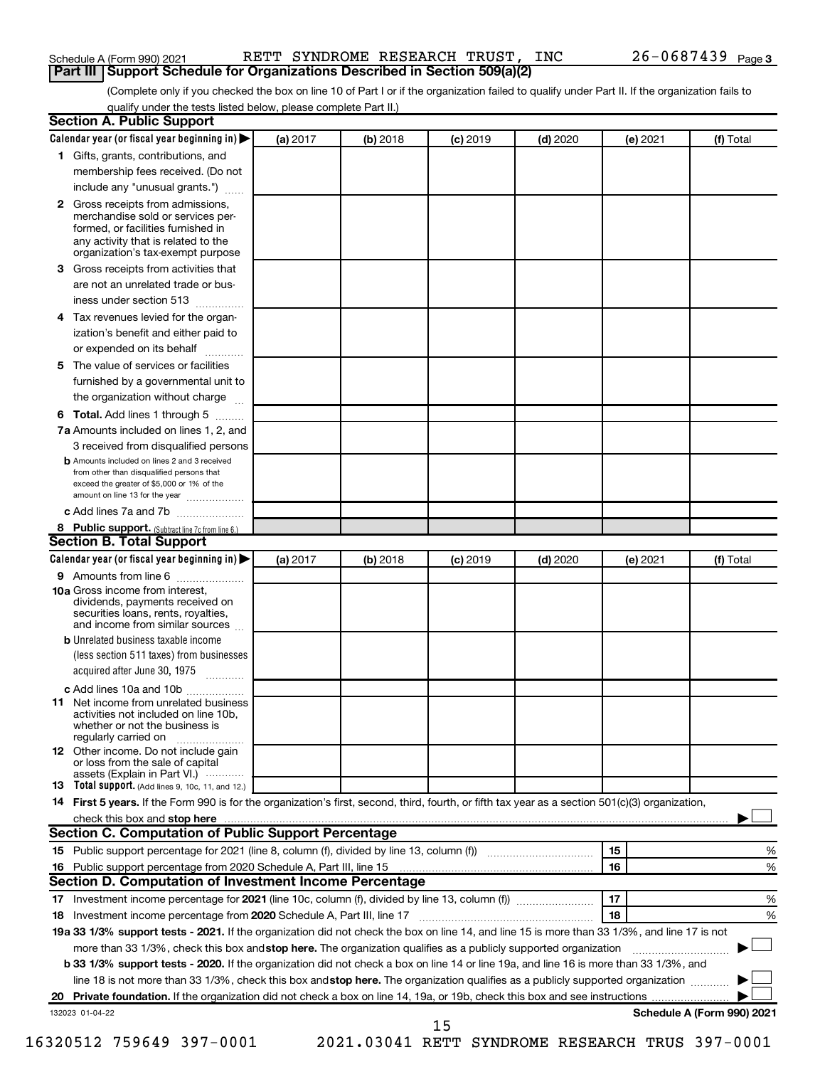Schedule A (Form 990) 2021 RETT SYNDROME RESEARCH TRUST, INC 26-0687439 Page 3

## Part III Support Schedule for Organizations Described in Section 509(a)(2)

(Complete only if you checked the box on line 10 of Part I or if the organization failed to qualify under Part II. If the organization fails to qualify under the tests listed below, please complete Part II.)

### Section A. Public Support

| Calendar year (or fiscal year beginning in) | (a) 2017 | (b) 2018 | (c) 2019 | (d) 2020 | (e) 2021 | (f) Total |
|---|---|---|---|---|---|---|
| 1 Gifts, grants, contributions, and membership fees received. (Do not include any "unusual grants.") | | | | | | |
| 2 Gross receipts from admissions, merchandise sold or services performed, or facilities furnished in any activity that is related to the organization's tax-exempt purpose | | | | | | |
| 3 Gross receipts from activities that are not an unrelated trade or business under section 513 | | | | | | |
| 4 Tax revenues levied for the organization's benefit and either paid to or expended on its behalf | | | | | | |
| 5 The value of services or facilities furnished by a governmental unit to the organization without charge | | | | | | |
| 6 Total. Add lines 1 through 5 | | | | | | |
| 7a Amounts included on lines 1, 2, and 3 received from disqualified persons | | | | | | |
| b Amounts included on lines 2 and 3 received from other than disqualified persons that exceed the greater of $5,000 or 1% of the amount on line 13 for the year | | | | | | |
| c Add lines 7a and 7b | | | | | | |
| 8 Public support. (Subtract line 7c from line 6.) | | | | | | |

### Section B. Total Support

| Calendar year (or fiscal year beginning in) | (a) 2017 | (b) 2018 | (c) 2019 | (d) 2020 | (e) 2021 | (f) Total |
|---|---|---|---|---|---|---|
| 9 Amounts from line 6 | | | | | | |
| 10a Gross income from interest, dividends, payments received on securities loans, rents, royalties, and income from similar sources | | | | | | |
| b Unrelated business taxable income (less section 511 taxes) from businesses acquired after June 30, 1975 | | | | | | |
| c Add lines 10a and 10b | | | | | | |
| 11 Net income from unrelated business activities not included on line 10b, whether or not the business is regularly carried on | | | | | | |
| 12 Other income. Do not include gain or loss from the sale of capital assets (Explain in Part VI.) | | | | | | |
| 13 Total support. (Add lines 9, 10c, 11, and 12.) | | | | | | |

14 **First 5 years.** If the Form 990 is for the organization's first, second, third, fourth, or fifth tax year as a section 501(c)(3) organization, check this box and **stop here** ☐

### Section C. Computation of Public Support Percentage

| | | | |
|---|---|---|---|
| 15 | Public support percentage for 2021 (line 8, column (f), divided by line 13, column (f)) | 15 | % |
| 16 | Public support percentage from 2020 Schedule A, Part III, line 15 | 16 | % |

### Section D. Computation of Investment Income Percentage

| | | | |
|---|---|---|---|
| 17 | Investment income percentage for **2021** (line 10c, column (f), divided by line 13, column (f)) | 17 | % |
| 18 | Investment income percentage from **2020** Schedule A, Part III, line 17 | 18 | % |

**19a 33 1/3% support tests - 2021.** If the organization did not check the box on line 14, and line 15 is more than 33 1/3%, and line 17 is not more than 33 1/3%, check this box and **stop here.** The organization qualifies as a publicly supported organization ☐

**b 33 1/3% support tests - 2020.** If the organization did not check a box on line 14 or line 19a, and line 16 is more than 33 1/3%, and line 18 is not more than 33 1/3%, check this box and **stop here.** The organization qualifies as a publicly supported organization ☐

**20 Private foundation.** If the organization did not check a box on line 14, 19a, or 19b, check this box and see instructions ☐

132023 01-04-22 **Schedule A (Form 990) 2021**

16320512 759649 397-0001 2021.03041 RETT SYNDROME RESEARCH TRUS 397-0001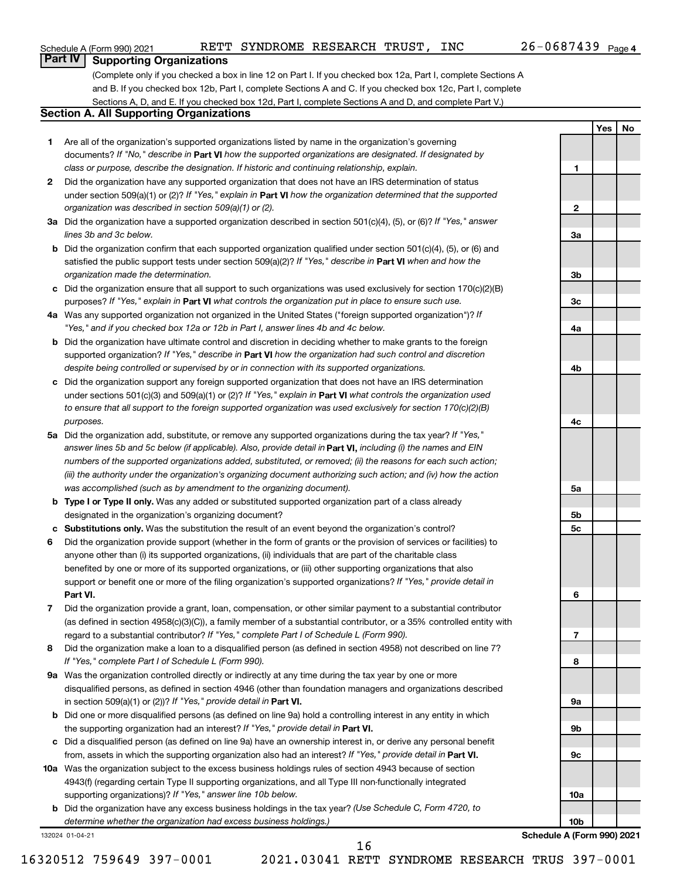Schedule A (Form 990) 2021 RETT SYNDROME RESEARCH TRUST, INC 26-0687439 Page 4

## Part IV Supporting Organizations

(Complete only if you checked a box in line 12 on Part I. If you checked box 12a, Part I, complete Sections A and B. If you checked box 12b, Part I, complete Sections A and C. If you checked box 12c, Part I, complete Sections A, D, and E. If you checked box 12d, Part I, complete Sections A and D, and complete Part V.)

### Section A. All Supporting Organizations

| | | Line | Yes | No |
|---|---|---|---|---|
| **1** | Are all of the organization's supported organizations listed by name in the organization's governing documents? *If "No," describe in* **Part VI** *how the supported organizations are designated. If designated by class or purpose, describe the designation. If historic and continuing relationship, explain.* | 1 | | |
| **2** | Did the organization have any supported organization that does not have an IRS determination of status under section 509(a)(1) or (2)? *If "Yes," explain in* **Part VI** *how the organization determined that the supported organization was described in section 509(a)(1) or (2).* | 2 | | |
| **3a** | Did the organization have a supported organization described in section 501(c)(4), (5), or (6)? *If "Yes," answer lines 3b and 3c below.* | 3a | | |
| **b** | Did the organization confirm that each supported organization qualified under section 501(c)(4), (5), or (6) and satisfied the public support tests under section 509(a)(2)? *If "Yes," describe in* **Part VI** *when and how the organization made the determination.* | 3b | | |
| **c** | Did the organization ensure that all support to such organizations was used exclusively for section 170(c)(2)(B) purposes? *If "Yes," explain in* **Part VI** *what controls the organization put in place to ensure such use.* | 3c | | |
| **4a** | Was any supported organization not organized in the United States ("foreign supported organization")? *If "Yes," and if you checked box 12a or 12b in Part I, answer lines 4b and 4c below.* | 4a | | |
| **b** | Did the organization have ultimate control and discretion in deciding whether to make grants to the foreign supported organization? *If "Yes," describe in* **Part VI** *how the organization had such control and discretion despite being controlled or supervised by or in connection with its supported organizations.* | 4b | | |
| **c** | Did the organization support any foreign supported organization that does not have an IRS determination under sections 501(c)(3) and 509(a)(1) or (2)? *If "Yes," explain in* **Part VI** *what controls the organization used to ensure that all support to the foreign supported organization was used exclusively for section 170(c)(2)(B) purposes.* | 4c | | |
| **5a** | Did the organization add, substitute, or remove any supported organizations during the tax year? *If "Yes," answer lines 5b and 5c below (if applicable). Also, provide detail in* **Part VI,** *including (i) the names and EIN numbers of the supported organizations added, substituted, or removed; (ii) the reasons for each such action; (iii) the authority under the organization's organizing document authorizing such action; and (iv) how the action was accomplished (such as by amendment to the organizing document).* | 5a | | |
| **b** | **Type I or Type II only.** Was any added or substituted supported organization part of a class already designated in the organization's organizing document? | 5b | | |
| **c** | **Substitutions only.** Was the substitution the result of an event beyond the organization's control? | 5c | | |
| **6** | Did the organization provide support (whether in the form of grants or the provision of services or facilities) to anyone other than (i) its supported organizations, (ii) individuals that are part of the charitable class benefited by one or more of its supported organizations, or (iii) other supporting organizations that also support or benefit one or more of the filing organization's supported organizations? *If "Yes," provide detail in* **Part VI.** | 6 | | |
| **7** | Did the organization provide a grant, loan, compensation, or other similar payment to a substantial contributor (as defined in section 4958(c)(3)(C)), a family member of a substantial contributor, or a 35% controlled entity with regard to a substantial contributor? *If "Yes," complete Part I of Schedule L (Form 990).* | 7 | | |
| **8** | Did the organization make a loan to a disqualified person (as defined in section 4958) not described on line 7? *If "Yes," complete Part I of Schedule L (Form 990).* | 8 | | |
| **9a** | Was the organization controlled directly or indirectly at any time during the tax year by one or more disqualified persons, as defined in section 4946 (other than foundation managers and organizations described in section 509(a)(1) or (2))? *If "Yes," provide detail in* **Part VI.** | 9a | | |
| **b** | Did one or more disqualified persons (as defined on line 9a) hold a controlling interest in any entity in which the supporting organization had an interest? *If "Yes," provide detail in* **Part VI.** | 9b | | |
| **c** | Did a disqualified person (as defined on line 9a) have an ownership interest in, or derive any personal benefit from, assets in which the supporting organization also had an interest? *If "Yes," provide detail in* **Part VI.** | 9c | | |
| **10a** | Was the organization subject to the excess business holdings rules of section 4943 because of section 4943(f) (regarding certain Type II supporting organizations, and all Type III non-functionally integrated supporting organizations)? *If "Yes," answer line 10b below.* | 10a | | |
| **b** | Did the organization have any excess business holdings in the tax year? *(Use Schedule C, Form 4720, to determine whether the organization had excess business holdings.)* | 10b | | |

132024 01-04-21 **Schedule A (Form 990) 2021**

16320512 759649 397-0001 2021.03041 RETT SYNDROME RESEARCH TRUS 397-0001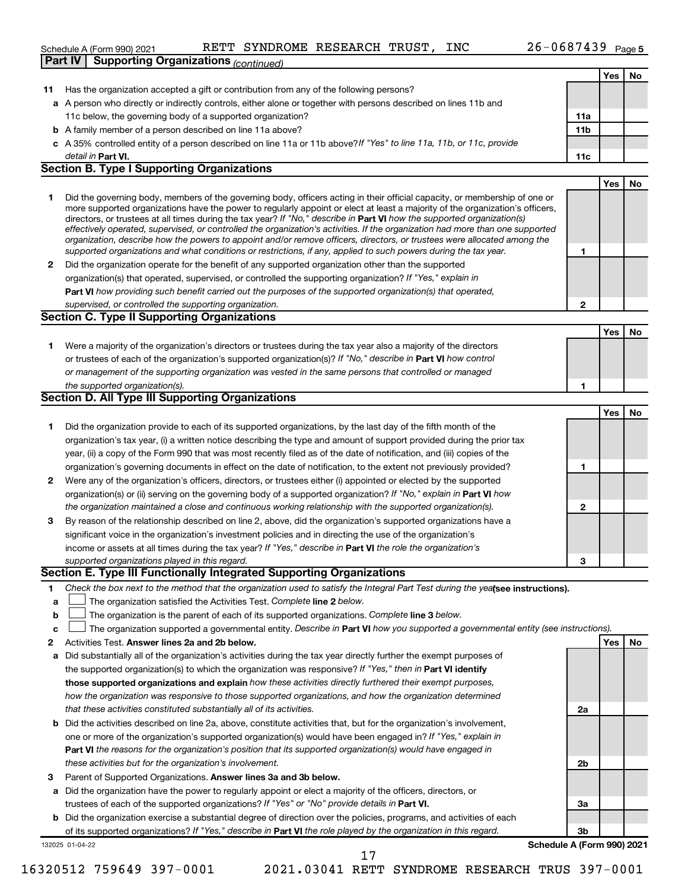Schedule A (Form 990) 2021 RETT SYNDROME RESEARCH TRUST, INC 26-0687439 Page 5

**Part IV | Supporting Organizations** *(continued)*

| | | | Yes | No |
|---|---|---|---|---|
| **11** | Has the organization accepted a gift or contribution from any of the following persons? | | | |
| **a** | A person who directly or indirectly controls, either alone or together with persons described on lines 11b and 11c below, the governing body of a supported organization? | **11a** | | |
| **b** | A family member of a person described on line 11a above? | **11b** | | |
| **c** | A 35% controlled entity of a person described on line 11a or 11b above? *If "Yes" to line 11a, 11b, or 11c, provide detail in* **Part VI.** | **11c** | | |

## Section B. Type I Supporting Organizations

| | | | Yes | No |
|---|---|---|---|---|
| **1** | Did the governing body, members of the governing body, officers acting in their official capacity, or membership of one or more supported organizations have the power to regularly appoint or elect at least a majority of the organization's officers, directors, or trustees at all times during the tax year? *If "No," describe in* **Part VI** *how the supported organization(s) effectively operated, supervised, or controlled the organization's activities. If the organization had more than one supported organization, describe how the powers to appoint and/or remove officers, directors, or trustees were allocated among the supported organizations and what conditions or restrictions, if any, applied to such powers during the tax year.* | **1** | | |
| **2** | Did the organization operate for the benefit of any supported organization other than the supported organization(s) that operated, supervised, or controlled the supporting organization? *If "Yes," explain in* **Part VI** *how providing such benefit carried out the purposes of the supported organization(s) that operated, supervised, or controlled the supporting organization.* | **2** | | |

## Section C. Type II Supporting Organizations

| | | | Yes | No |
|---|---|---|---|---|
| **1** | Were a majority of the organization's directors or trustees during the tax year also a majority of the directors or trustees of each of the organization's supported organization(s)? *If "No," describe in* **Part VI** *how control or management of the supporting organization was vested in the same persons that controlled or managed the supported organization(s).* | **1** | | |

## Section D. All Type III Supporting Organizations

| | | | Yes | No |
|---|---|---|---|---|
| **1** | Did the organization provide to each of its supported organizations, by the last day of the fifth month of the organization's tax year, (i) a written notice describing the type and amount of support provided during the prior tax year, (ii) a copy of the Form 990 that was most recently filed as of the date of notification, and (iii) copies of the organization's governing documents in effect on the date of notification, to the extent not previously provided? | **1** | | |
| **2** | Were any of the organization's officers, directors, or trustees either (i) appointed or elected by the supported organization(s) or (ii) serving on the governing body of a supported organization? *If "No," explain in* **Part VI** *how the organization maintained a close and continuous working relationship with the supported organization(s).* | **2** | | |
| **3** | By reason of the relationship described on line 2, above, did the organization's supported organizations have a significant voice in the organization's investment policies and in directing the use of the organization's income or assets at all times during the tax year? *If "Yes," describe in* **Part VI** *the role the organization's supported organizations played in this regard.* | **3** | | |

## Section E. Type III Functionally Integrated Supporting Organizations

**1** *Check the box next to the method that the organization used to satisfy the Integral Part Test during the year* **(see instructions).**

- **a** ☐ The organization satisfied the Activities Test. *Complete* **line 2** *below.*
- **b** ☐ The organization is the parent of each of its supported organizations. *Complete* **line 3** *below.*
- **c** ☐ The organization supported a governmental entity. *Describe in* **Part VI** *how you supported a governmental entity (see instructions).*

| | | | Yes | No |
|---|---|---|---|---|
| **2** | Activities Test. **Answer lines 2a and 2b below.** | | | |
| **a** | Did substantially all of the organization's activities during the tax year directly further the exempt purposes of the supported organization(s) to which the organization was responsive? *If "Yes," then in* **Part VI identify those supported organizations and explain** *how these activities directly furthered their exempt purposes, how the organization was responsive to those supported organizations, and how the organization determined that these activities constituted substantially all of its activities.* | **2a** | | |
| **b** | Did the activities described on line 2a, above, constitute activities that, but for the organization's involvement, one or more of the organization's supported organization(s) would have been engaged in? *If "Yes," explain in* **Part VI** *the reasons for the organization's position that its supported organization(s) would have engaged in these activities but for the organization's involvement.* | **2b** | | |
| **3** | Parent of Supported Organizations. **Answer lines 3a and 3b below.** | | | |
| **a** | Did the organization have the power to regularly appoint or elect a majority of the officers, directors, or trustees of each of the supported organizations? *If "Yes" or "No" provide details in* **Part VI.** | **3a** | | |
| **b** | Did the organization exercise a substantial degree of direction over the policies, programs, and activities of each of its supported organizations? *If "Yes," describe in* **Part VI** *the role played by the organization in this regard.* | **3b** | | |

132025 01-04-22 **Schedule A (Form 990) 2021**

16320512 759649 397-0001 2021.03041 RETT SYNDROME RESEARCH TRUS 397-0001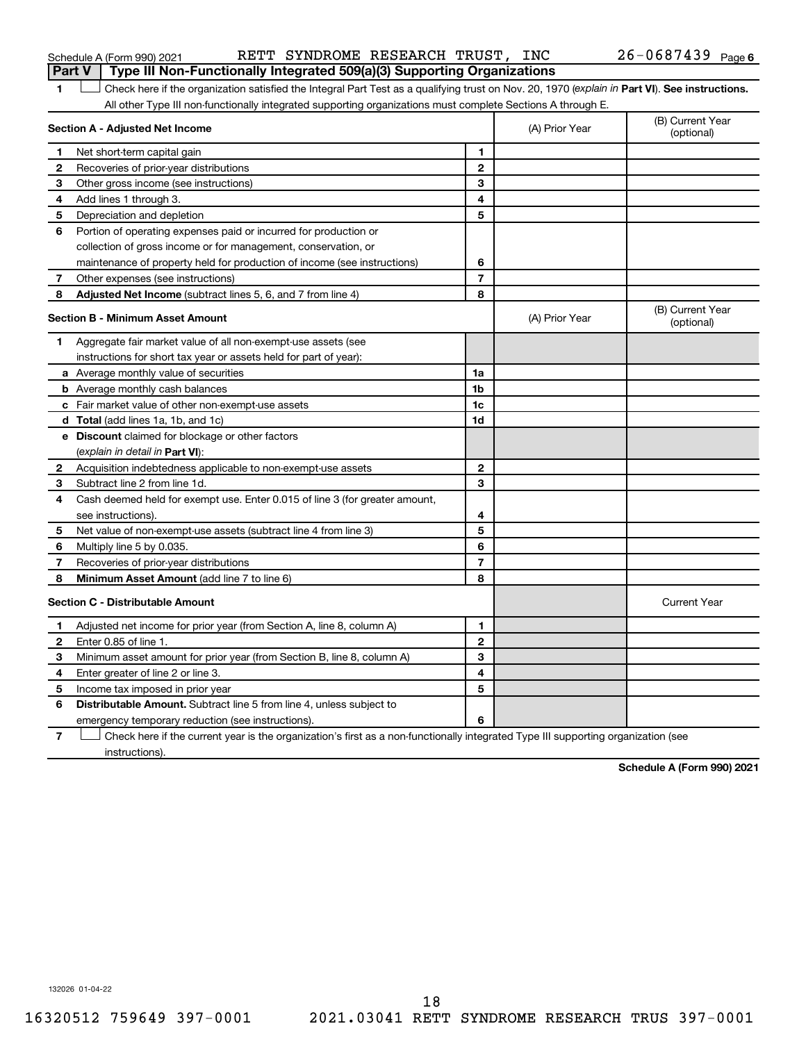Schedule A (Form 990) 2021 RETT SYNDROME RESEARCH TRUST, INC 26-0687439 Page 6

**Part V Type III Non-Functionally Integrated 509(a)(3) Supporting Organizations**

1 ☐ Check here if the organization satisfied the Integral Part Test as a qualifying trust on Nov. 20, 1970 (*explain in* **Part VI**). **See instructions.** All other Type III non-functionally integrated supporting organizations must complete Sections A through E.

| **Section A - Adjusted Net Income** | | | (A) Prior Year | (B) Current Year (optional) |
|---|---|---|---|---|
| 1 | Net short-term capital gain | 1 | | |
| 2 | Recoveries of prior-year distributions | 2 | | |
| 3 | Other gross income (see instructions) | 3 | | |
| 4 | Add lines 1 through 3. | 4 | | |
| 5 | Depreciation and depletion | 5 | | |
| 6 | Portion of operating expenses paid or incurred for production or collection of gross income or for management, conservation, or maintenance of property held for production of income (see instructions) | 6 | | |
| 7 | Other expenses (see instructions) | 7 | | |
| 8 | **Adjusted Net Income** (subtract lines 5, 6, and 7 from line 4) | 8 | | |

| **Section B - Minimum Asset Amount** | | | (A) Prior Year | (B) Current Year (optional) |
|---|---|---|---|---|
| 1 | Aggregate fair market value of all non-exempt-use assets (see instructions for short tax year or assets held for part of year): | | | |
| a | Average monthly value of securities | 1a | | |
| b | Average monthly cash balances | 1b | | |
| c | Fair market value of other non-exempt-use assets | 1c | | |
| d | **Total** (add lines 1a, 1b, and 1c) | 1d | | |
| e | **Discount** claimed for blockage or other factors (*explain in detail in* **Part VI**): | | | |
| 2 | Acquisition indebtedness applicable to non-exempt-use assets | 2 | | |
| 3 | Subtract line 2 from line 1d. | 3 | | |
| 4 | Cash deemed held for exempt use. Enter 0.015 of line 3 (for greater amount, see instructions). | 4 | | |
| 5 | Net value of non-exempt-use assets (subtract line 4 from line 3) | 5 | | |
| 6 | Multiply line 5 by 0.035. | 6 | | |
| 7 | Recoveries of prior-year distributions | 7 | | |
| 8 | **Minimum Asset Amount** (add line 7 to line 6) | 8 | | |

| **Section C - Distributable Amount** | | | | Current Year |
|---|---|---|---|---|
| 1 | Adjusted net income for prior year (from Section A, line 8, column A) | 1 | | |
| 2 | Enter 0.85 of line 1. | 2 | | |
| 3 | Minimum asset amount for prior year (from Section B, line 8, column A) | 3 | | |
| 4 | Enter greater of line 2 or line 3. | 4 | | |
| 5 | Income tax imposed in prior year | 5 | | |
| 6 | **Distributable Amount.** Subtract line 5 from line 4, unless subject to emergency temporary reduction (see instructions). | 6 | | |

7 ☐ Check here if the current year is the organization's first as a non-functionally integrated Type III supporting organization (see instructions).

**Schedule A (Form 990) 2021**

132026 01-04-22

16320512 759649 397-0001 2021.03041 RETT SYNDROME RESEARCH TRUS 397-0001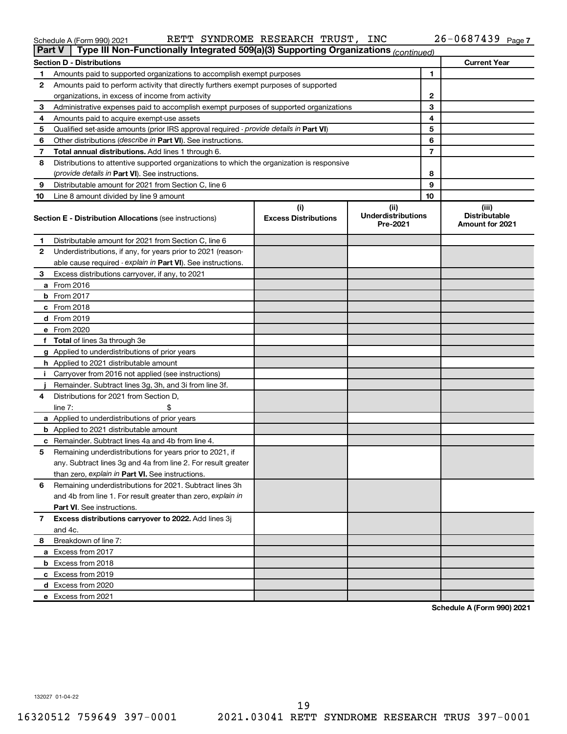Schedule A (Form 990) 2021 RETT SYNDROME RESEARCH TRUST, INC 26-0687439 Page 7

**Part V** Type III Non-Functionally Integrated 509(a)(3) Supporting Organizations *(continued)*

| **Section D - Distributions** | | **Current Year** |
|---|---|---|
| **1** Amounts paid to supported organizations to accomplish exempt purposes | 1 | |
| **2** Amounts paid to perform activity that directly furthers exempt purposes of supported organizations, in excess of income from activity | 2 | |
| **3** Administrative expenses paid to accomplish exempt purposes of supported organizations | 3 | |
| **4** Amounts paid to acquire exempt-use assets | 4 | |
| **5** Qualified set-aside amounts (prior IRS approval required - *provide details in* **Part VI**) | 5 | |
| **6** Other distributions (*describe in* **Part VI**). See instructions. | 6 | |
| **7** **Total annual distributions.** Add lines 1 through 6. | 7 | |
| **8** Distributions to attentive supported organizations to which the organization is responsive (*provide details in* **Part VI**). See instructions. | 8 | |
| **9** Distributable amount for 2021 from Section C, line 6 | 9 | |
| **10** Line 8 amount divided by line 9 amount | 10 | |

| **Section E - Distribution Allocations** (see instructions) | (i) Excess Distributions | (ii) Underdistributions Pre-2021 | (iii) Distributable Amount for 2021 |
|---|---|---|---|
| **1** Distributable amount for 2021 from Section C, line 6 | | | |
| **2** Underdistributions, if any, for years prior to 2021 (reasonable cause required - *explain in* **Part VI**). See instructions. | | | |
| **3** Excess distributions carryover, if any, to 2021 | | | |
| **a** From 2016 | | | |
| **b** From 2017 | | | |
| **c** From 2018 | | | |
| **d** From 2019 | | | |
| **e** From 2020 | | | |
| **f** **Total** of lines 3a through 3e | | | |
| **g** Applied to underdistributions of prior years | | | |
| **h** Applied to 2021 distributable amount | | | |
| **i** Carryover from 2016 not applied (see instructions) | | | |
| **j** Remainder. Subtract lines 3g, 3h, and 3i from line 3f. | | | |
| **4** Distributions for 2021 from Section D, line 7: $ | | | |
| **a** Applied to underdistributions of prior years | | | |
| **b** Applied to 2021 distributable amount | | | |
| **c** Remainder. Subtract lines 4a and 4b from line 4. | | | |
| **5** Remaining underdistributions for years prior to 2021, if any. Subtract lines 3g and 4a from line 2. For result greater than zero, *explain in* **Part VI.** See instructions. | | | |
| **6** Remaining underdistributions for 2021. Subtract lines 3h and 4b from line 1. For result greater than zero, *explain in* **Part VI**. See instructions. | | | |
| **7** **Excess distributions carryover to 2022.** Add lines 3j and 4c. | | | |
| **8** Breakdown of line 7: | | | |
| **a** Excess from 2017 | | | |
| **b** Excess from 2018 | | | |
| **c** Excess from 2019 | | | |
| **d** Excess from 2020 | | | |
| **e** Excess from 2021 | | | |

**Schedule A (Form 990) 2021**

132027 01-04-22

16320512 759649 397-0001 2021.03041 RETT SYNDROME RESEARCH TRUS 397-0001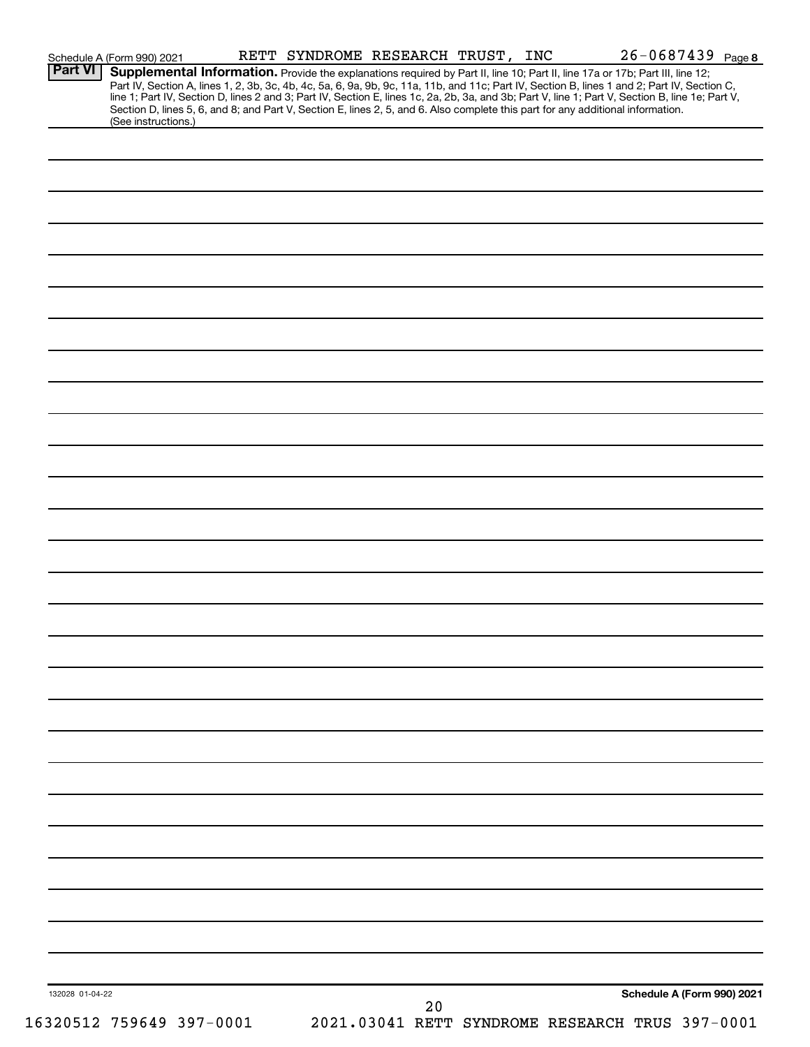Schedule A (Form 990) 2021 RETT SYNDROME RESEARCH TRUST, INC 26-0687439 Page 8

**Part VI** **Supplemental Information.** Provide the explanations required by Part II, line 10; Part II, line 17a or 17b; Part III, line 12; Part IV, Section A, lines 1, 2, 3b, 3c, 4b, 4c, 5a, 6, 9a, 9b, 9c, 11a, 11b, and 11c; Part IV, Section B, lines 1 and 2; Part IV, Section C, line 1; Part IV, Section D, lines 2 and 3; Part IV, Section E, lines 1c, 2a, 2b, 3a, and 3b; Part V, line 1; Part V, Section B, line 1e; Part V, Section D, lines 5, 6, and 8; and Part V, Section E, lines 2, 5, and 6. Also complete this part for any additional information. (See instructions.)

132028 01-04-22

**Schedule A (Form 990) 2021**

16320512 759649 397-0001 2021.03041 RETT SYNDROME RESEARCH TRUS 397-0001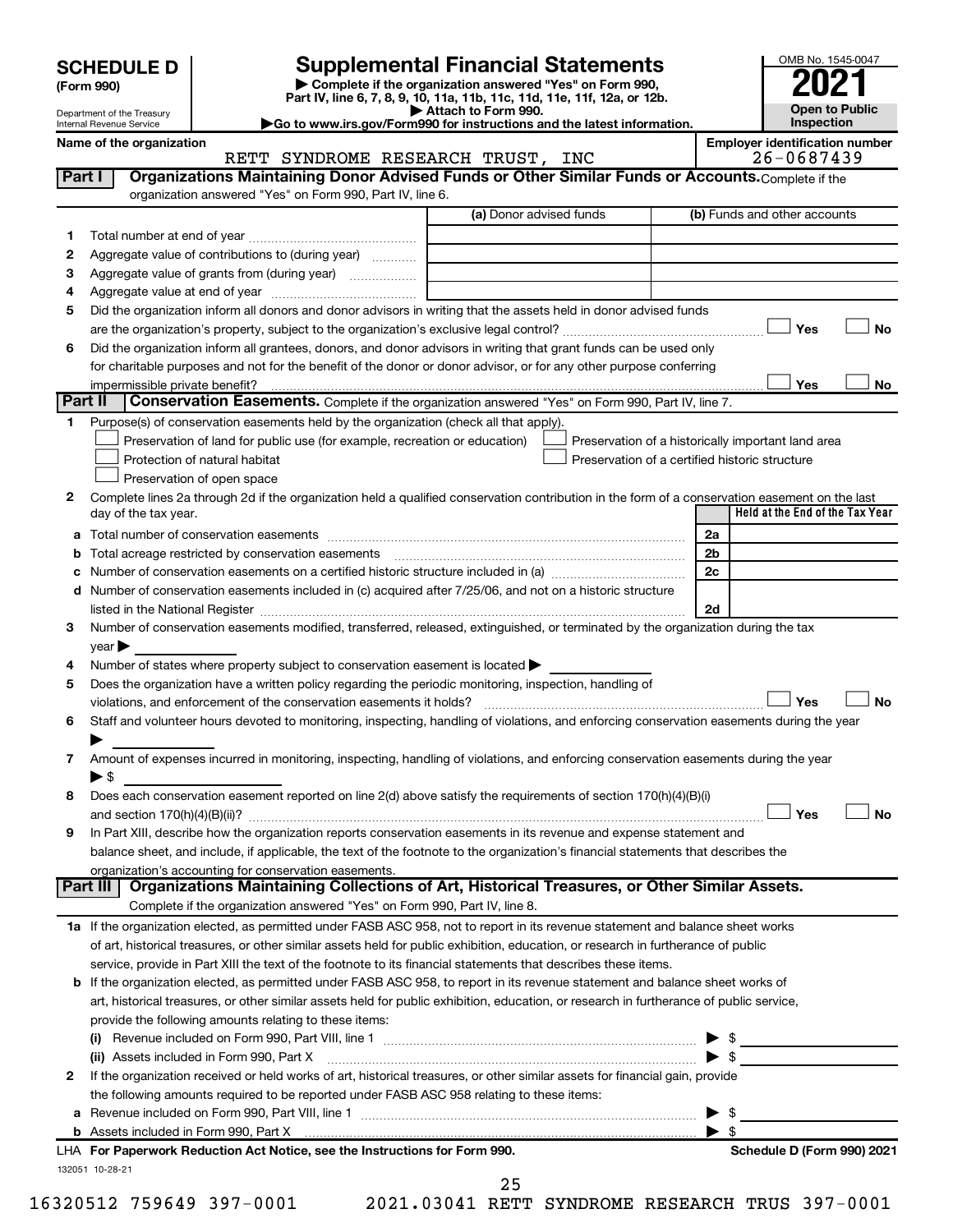# SCHEDULE D (Form 990)

Department of the Treasury
Internal Revenue Service

## Supplemental Financial Statements

▶ Complete if the organization answered "Yes" on Form 990, Part IV, line 6, 7, 8, 9, 10, 11a, 11b, 11c, 11d, 11e, 11f, 12a, or 12b.
▶ Attach to Form 990.
▶Go to www.irs.gov/Form990 for instructions and the latest information.

OMB No. 1545-0047
**2021**
**Open to Public Inspection**

Name of the organization: RETT SYNDROME RESEARCH TRUST, INC
Employer identification number: 26-0687439

**Part I — Organizations Maintaining Donor Advised Funds or Other Similar Funds or Accounts.** Complete if the organization answered "Yes" on Form 990, Part IV, line 6.

| | | (a) Donor advised funds | (b) Funds and other accounts |
|---|---|---|---|
| 1 | Total number at end of year | | |
| 2 | Aggregate value of contributions to (during year) | | |
| 3 | Aggregate value of grants from (during year) | | |
| 4 | Aggregate value at end of year | | |

5 Did the organization inform all donors and donor advisors in writing that the assets held in donor advised funds are the organization's property, subject to the organization's exclusive legal control? ☐ Yes ☐ No

6 Did the organization inform all grantees, donors, and donor advisors in writing that grant funds can be used only for charitable purposes and not for the benefit of the donor or donor advisor, or for any other purpose conferring impermissible private benefit? ☐ Yes ☐ No

**Part II — Conservation Easements.** Complete if the organization answered "Yes" on Form 990, Part IV, line 7.

1 Purpose(s) of conservation easements held by the organization (check all that apply).
- ☐ Preservation of land for public use (for example, recreation or education)
- ☐ Protection of natural habitat
- ☐ Preservation of open space
- ☐ Preservation of a historically important land area
- ☐ Preservation of a certified historic structure

2 Complete lines 2a through 2d if the organization held a qualified conservation contribution in the form of a conservation easement on the last day of the tax year.

| | | | Held at the End of the Tax Year |
|---|---|---|---|
| a | Total number of conservation easements | 2a | |
| b | Total acreage restricted by conservation easements | 2b | |
| c | Number of conservation easements on a certified historic structure included in (a) | 2c | |
| d | Number of conservation easements included in (c) acquired after 7/25/06, and not on a historic structure listed in the National Register | 2d | |

3 Number of conservation easements modified, transferred, released, extinguished, or terminated by the organization during the tax year ▶

4 Number of states where property subject to conservation easement is located ▶

5 Does the organization have a written policy regarding the periodic monitoring, inspection, handling of violations, and enforcement of the conservation easements it holds? ☐ Yes ☐ No

6 Staff and volunteer hours devoted to monitoring, inspecting, handling of violations, and enforcing conservation easements during the year ▶

7 Amount of expenses incurred in monitoring, inspecting, handling of violations, and enforcing conservation easements during the year ▶ $

8 Does each conservation easement reported on line 2(d) above satisfy the requirements of section 170(h)(4)(B)(i) and section 170(h)(4)(B)(ii)? ☐ Yes ☐ No

9 In Part XIII, describe how the organization reports conservation easements in its revenue and expense statement and balance sheet, and include, if applicable, the text of the footnote to the organization's financial statements that describes the organization's accounting for conservation easements.

**Part III — Organizations Maintaining Collections of Art, Historical Treasures, or Other Similar Assets.** Complete if the organization answered "Yes" on Form 990, Part IV, line 8.

1a If the organization elected, as permitted under FASB ASC 958, not to report in its revenue statement and balance sheet works of art, historical treasures, or other similar assets held for public exhibition, education, or research in furtherance of public service, provide in Part XIII the text of the footnote to its financial statements that describes these items.

b If the organization elected, as permitted under FASB ASC 958, to report in its revenue statement and balance sheet works of art, historical treasures, or other similar assets held for public exhibition, education, or research in furtherance of public service, provide the following amounts relating to these items:

(i) Revenue included on Form 990, Part VIII, line 1 ▶ $

(ii) Assets included in Form 990, Part X ▶ $

2 If the organization received or held works of art, historical treasures, or other similar assets for financial gain, provide the following amounts required to be reported under FASB ASC 958 relating to these items:

a Revenue included on Form 990, Part VIII, line 1 ▶ $

b Assets included in Form 990, Part X ▶ $

LHA For Paperwork Reduction Act Notice, see the Instructions for Form 990. Schedule D (Form 990) 2021

132051 10-28-21

16320512 759649 397-0001 2021.03041 RETT SYNDROME RESEARCH TRUS 397-0001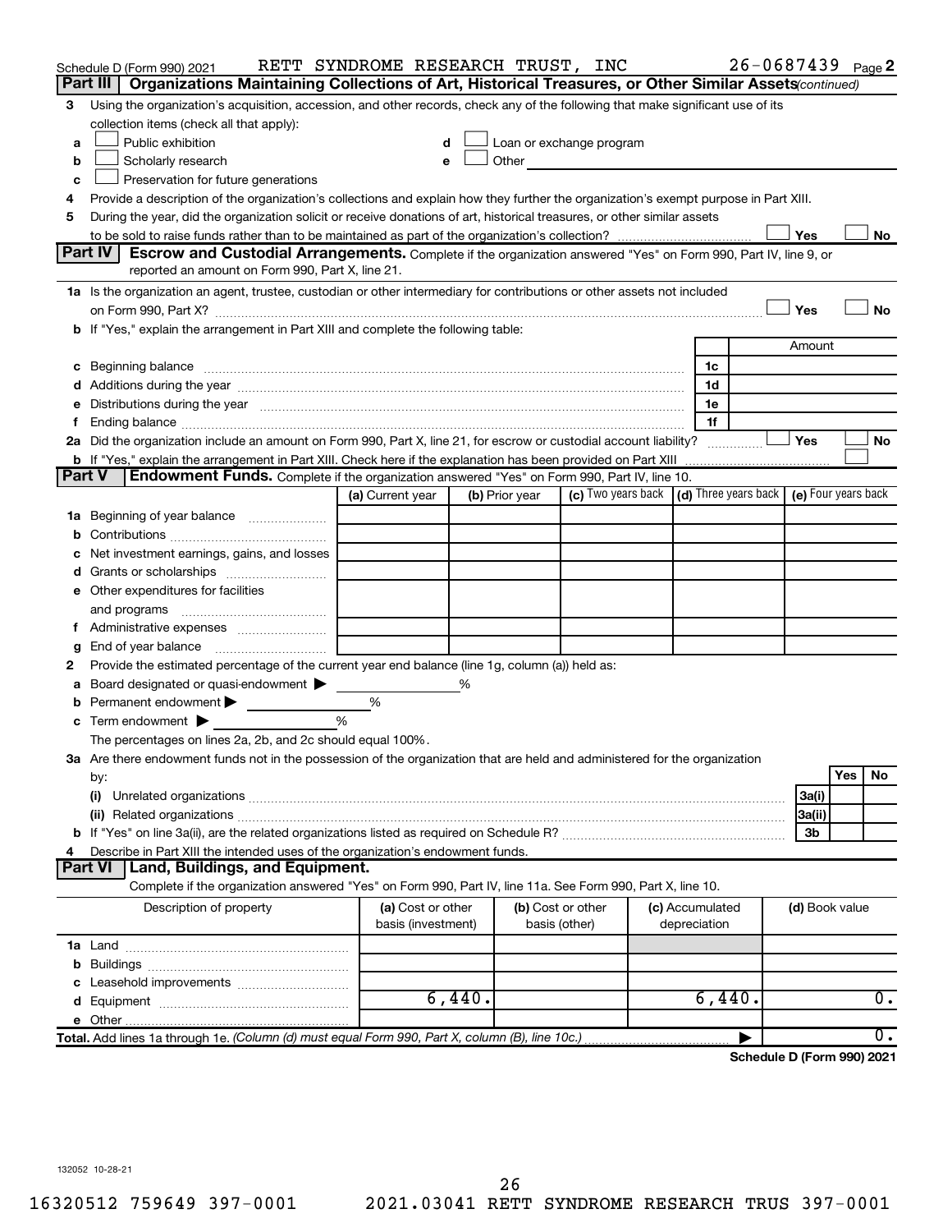Schedule D (Form 990) 2021 RETT SYNDROME RESEARCH TRUST, INC 26-0687439 Page 2

## Part III | Organizations Maintaining Collections of Art, Historical Treasures, or Other Similar Assets *(continued)*

**3** Using the organization's acquisition, accession, and other records, check any of the following that make significant use of its collection items (check all that apply):

- **a** ☐ Public exhibition
- **b** ☐ Scholarly research
- **c** ☐ Preservation for future generations
- **d** ☐ Loan or exchange program
- **e** ☐ Other

**4** Provide a description of the organization's collections and explain how they further the organization's exempt purpose in Part XIII.

**5** During the year, did the organization solicit or receive donations of art, historical treasures, or other similar assets to be sold to raise funds rather than to be maintained as part of the organization's collection? ☐ Yes ☐ No

## Part IV | Escrow and Custodial Arrangements.

Complete if the organization answered "Yes" on Form 990, Part IV, line 9, or reported an amount on Form 990, Part X, line 21.

**1a** Is the organization an agent, trustee, custodian or other intermediary for contributions or other assets not included on Form 990, Part X? ☐ Yes ☐ No

**b** If "Yes," explain the arrangement in Part XIII and complete the following table:

| | | Amount |
|---|---|---|
| **c** Beginning balance | 1c | |
| **d** Additions during the year | 1d | |
| **e** Distributions during the year | 1e | |
| **f** Ending balance | 1f | |

**2a** Did the organization include an amount on Form 990, Part X, line 21, for escrow or custodial account liability? ☐ Yes ☐ No

**b** If "Yes," explain the arrangement in Part XIII. Check here if the explanation has been provided on Part XIII ☐

## Part V | Endowment Funds.

Complete if the organization answered "Yes" on Form 990, Part IV, line 10.

| | (a) Current year | (b) Prior year | (c) Two years back | (d) Three years back | (e) Four years back |
|---|---|---|---|---|---|
| **1a** Beginning of year balance | | | | | |
| **b** Contributions | | | | | |
| **c** Net investment earnings, gains, and losses | | | | | |
| **d** Grants or scholarships | | | | | |
| **e** Other expenditures for facilities and programs | | | | | |
| **f** Administrative expenses | | | | | |
| **g** End of year balance | | | | | |

**2** Provide the estimated percentage of the current year end balance (line 1g, column (a)) held as:

- **a** Board designated or quasi-endowment ▶ %
- **b** Permanent endowment ▶ %
- **c** Term endowment ▶ %

The percentages on lines 2a, 2b, and 2c should equal 100%.

**3a** Are there endowment funds not in the possession of the organization that are held and administered for the organization by:

| | | Yes | No |
|---|---|---|---|
| **(i)** Unrelated organizations | 3a(i) | | |
| **(ii)** Related organizations | 3a(ii) | | |
| **b** If "Yes" on line 3a(ii), are the related organizations listed as required on Schedule R? | 3b | | |

**4** Describe in Part XIII the intended uses of the organization's endowment funds.

## Part VI | Land, Buildings, and Equipment.

Complete if the organization answered "Yes" on Form 990, Part IV, line 11a. See Form 990, Part X, line 10.

| Description of property | (a) Cost or other basis (investment) | (b) Cost or other basis (other) | (c) Accumulated depreciation | (d) Book value |
|---|---|---|---|---|
| **1a** Land | | | | |
| **b** Buildings | | | | |
| **c** Leasehold improvements | | | | |
| **d** Equipment | 6,440. | | 6,440. | 0. |
| **e** Other | | | | |
| **Total.** Add lines 1a through 1e. *(Column (d) must equal Form 990, Part X, column (B), line 10c.)* ▶ | | | | 0. |

**Schedule D (Form 990) 2021**

132052 10-28-21

16320512 759649 397-0001 2021.03041 RETT SYNDROME RESEARCH TRUS 397-0001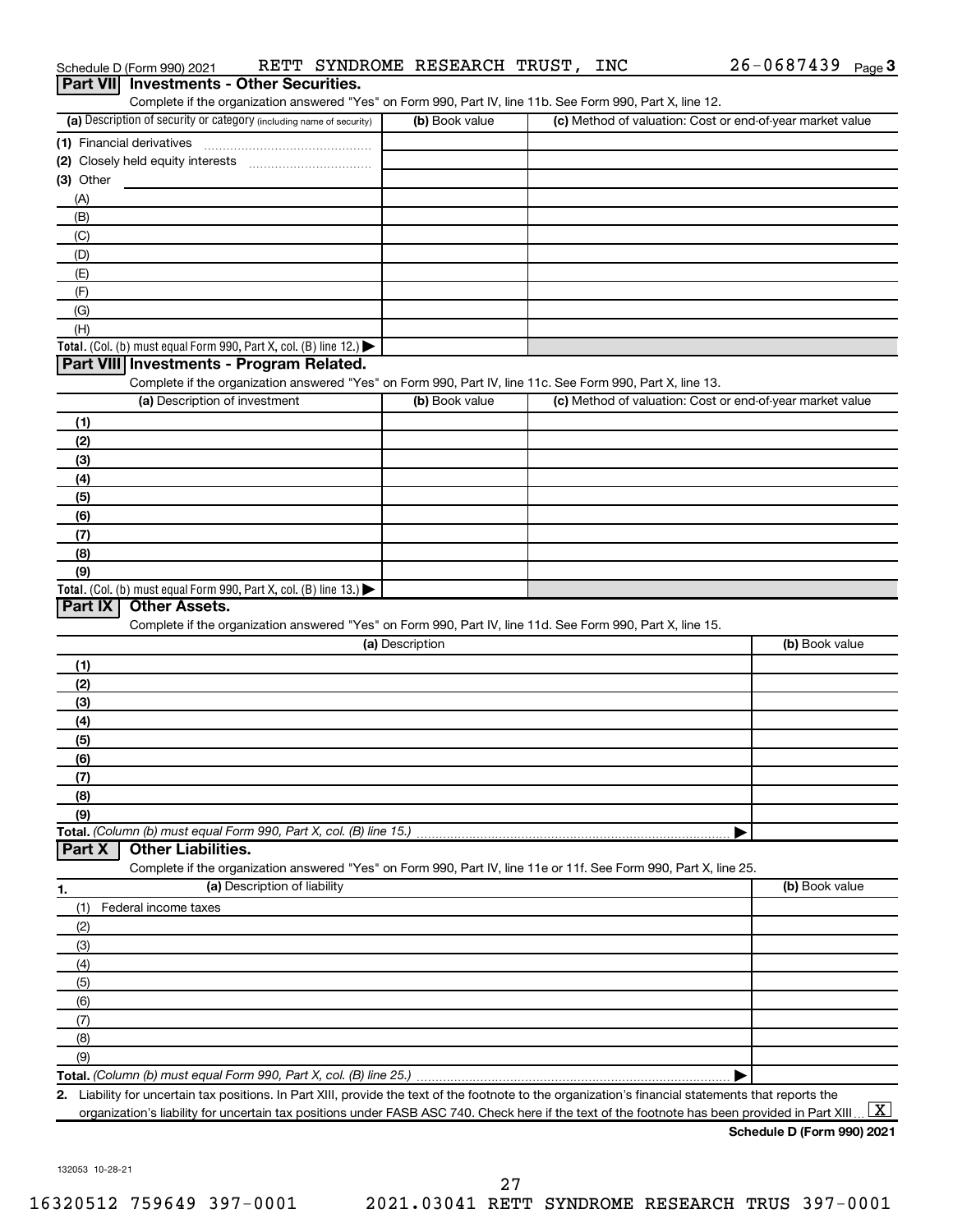Schedule D (Form 990) 2021 RETT SYNDROME RESEARCH TRUST, INC 26-0687439 Page 3

## Part VII Investments - Other Securities.

Complete if the organization answered "Yes" on Form 990, Part IV, line 11b. See Form 990, Part X, line 12.

| (a) Description of security or category (including name of security) | (b) Book value | (c) Method of valuation: Cost or end-of-year market value |
|---|---|---|
| (1) Financial derivatives | | |
| (2) Closely held equity interests | | |
| (3) Other | | |
| (A) | | |
| (B) | | |
| (C) | | |
| (D) | | |
| (E) | | |
| (F) | | |
| (G) | | |
| (H) | | |
| **Total.** (Col. (b) must equal Form 990, Part X, col. (B) line 12.) ▶ | | |

## Part VIII Investments - Program Related.

Complete if the organization answered "Yes" on Form 990, Part IV, line 11c. See Form 990, Part X, line 13.

| (a) Description of investment | (b) Book value | (c) Method of valuation: Cost or end-of-year market value |
|---|---|---|
| (1) | | |
| (2) | | |
| (3) | | |
| (4) | | |
| (5) | | |
| (6) | | |
| (7) | | |
| (8) | | |
| (9) | | |
| **Total.** (Col. (b) must equal Form 990, Part X, col. (B) line 13.) ▶ | | |

## Part IX Other Assets.

Complete if the organization answered "Yes" on Form 990, Part IV, line 11d. See Form 990, Part X, line 15.

| (a) Description | (b) Book value |
|---|---|
| (1) | |
| (2) | |
| (3) | |
| (4) | |
| (5) | |
| (6) | |
| (7) | |
| (8) | |
| (9) | |
| **Total.** *(Column (b) must equal Form 990, Part X, col. (B) line 15.)* ▶ | |

## Part X Other Liabilities.

Complete if the organization answered "Yes" on Form 990, Part IV, line 11e or 11f. See Form 990, Part X, line 25.

| 1. (a) Description of liability | (b) Book value |
|---|---|
| (1) Federal income taxes | |
| (2) | |
| (3) | |
| (4) | |
| (5) | |
| (6) | |
| (7) | |
| (8) | |
| (9) | |
| **Total.** *(Column (b) must equal Form 990, Part X, col. (B) line 25.)* ▶ | |

**2.** Liability for uncertain tax positions. In Part XIII, provide the text of the footnote to the organization's financial statements that reports the organization's liability for uncertain tax positions under FASB ASC 740. Check here if the text of the footnote has been provided in Part XIII ... [X]

**Schedule D (Form 990) 2021**

132053 10-28-21

27

16320512 759649 397-0001 2021.03041 RETT SYNDROME RESEARCH TRUS 397-0001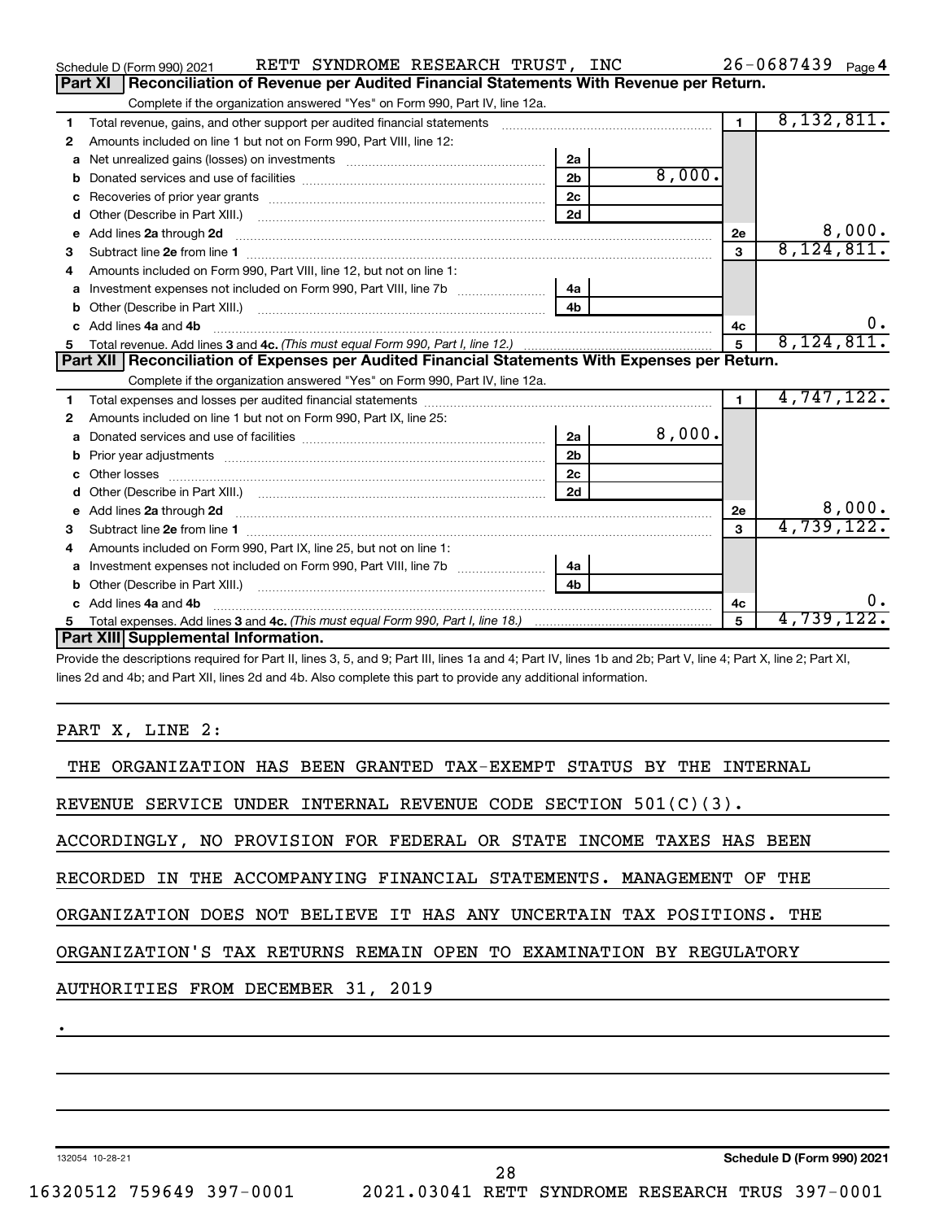Schedule D (Form 990) 2021 RETT SYNDROME RESEARCH TRUST, INC 26-0687439 Page 4

## Part XI Reconciliation of Revenue per Audited Financial Statements With Revenue per Return.

Complete if the organization answered "Yes" on Form 990, Part IV, line 12a.

| | | | | | |
|---|---|---|---|---|---|
| 1 | Total revenue, gains, and other support per audited financial statements | | | 1 | 8,132,811. |
| 2 | Amounts included on line 1 but not on Form 990, Part VIII, line 12: | | | | |
| a | Net unrealized gains (losses) on investments | 2a | | | |
| b | Donated services and use of facilities | 2b | 8,000. | | |
| c | Recoveries of prior year grants | 2c | | | |
| d | Other (Describe in Part XIII.) | 2d | | | |
| e | Add lines 2a through 2d | | | 2e | 8,000. |
| 3 | Subtract line 2e from line 1 | | | 3 | 8,124,811. |
| 4 | Amounts included on Form 990, Part VIII, line 12, but not on line 1: | | | | |
| a | Investment expenses not included on Form 990, Part VIII, line 7b | 4a | | | |
| b | Other (Describe in Part XIII.) | 4b | | | |
| c | Add lines 4a and 4b | | | 4c | 0. |
| 5 | Total revenue. Add lines 3 and 4c. *(This must equal Form 990, Part I, line 12.)* | | | 5 | 8,124,811. |

## Part XII Reconciliation of Expenses per Audited Financial Statements With Expenses per Return.

Complete if the organization answered "Yes" on Form 990, Part IV, line 12a.

| | | | | | |
|---|---|---|---|---|---|
| 1 | Total expenses and losses per audited financial statements | | | 1 | 4,747,122. |
| 2 | Amounts included on line 1 but not on Form 990, Part IX, line 25: | | | | |
| a | Donated services and use of facilities | 2a | 8,000. | | |
| b | Prior year adjustments | 2b | | | |
| c | Other losses | 2c | | | |
| d | Other (Describe in Part XIII.) | 2d | | | |
| e | Add lines 2a through 2d | | | 2e | 8,000. |
| 3 | Subtract line 2e from line 1 | | | 3 | 4,739,122. |
| 4 | Amounts included on Form 990, Part IX, line 25, but not on line 1: | | | | |
| a | Investment expenses not included on Form 990, Part VIII, line 7b | 4a | | | |
| b | Other (Describe in Part XIII.) | 4b | | | |
| c | Add lines 4a and 4b | | | 4c | 0. |
| 5 | Total expenses. Add lines 3 and 4c. *(This must equal Form 990, Part I, line 18.)* | | | 5 | 4,739,122. |

## Part XIII Supplemental Information.

Provide the descriptions required for Part II, lines 3, 5, and 9; Part III, lines 1a and 4; Part IV, lines 1b and 2b; Part V, line 4; Part X, line 2; Part XI, lines 2d and 4b; and Part XII, lines 2d and 4b. Also complete this part to provide any additional information.

PART X, LINE 2:

THE ORGANIZATION HAS BEEN GRANTED TAX-EXEMPT STATUS BY THE INTERNAL REVENUE SERVICE UNDER INTERNAL REVENUE CODE SECTION 501(C)(3). ACCORDINGLY, NO PROVISION FOR FEDERAL OR STATE INCOME TAXES HAS BEEN RECORDED IN THE ACCOMPANYING FINANCIAL STATEMENTS. MANAGEMENT OF THE ORGANIZATION DOES NOT BELIEVE IT HAS ANY UNCERTAIN TAX POSITIONS. THE ORGANIZATION'S TAX RETURNS REMAIN OPEN TO EXAMINATION BY REGULATORY AUTHORITIES FROM DECEMBER 31, 2019

.

132054 10-28-21 Schedule D (Form 990) 2021

16320512 759649 397-0001 2021.03041 RETT SYNDROME RESEARCH TRUS 397-0001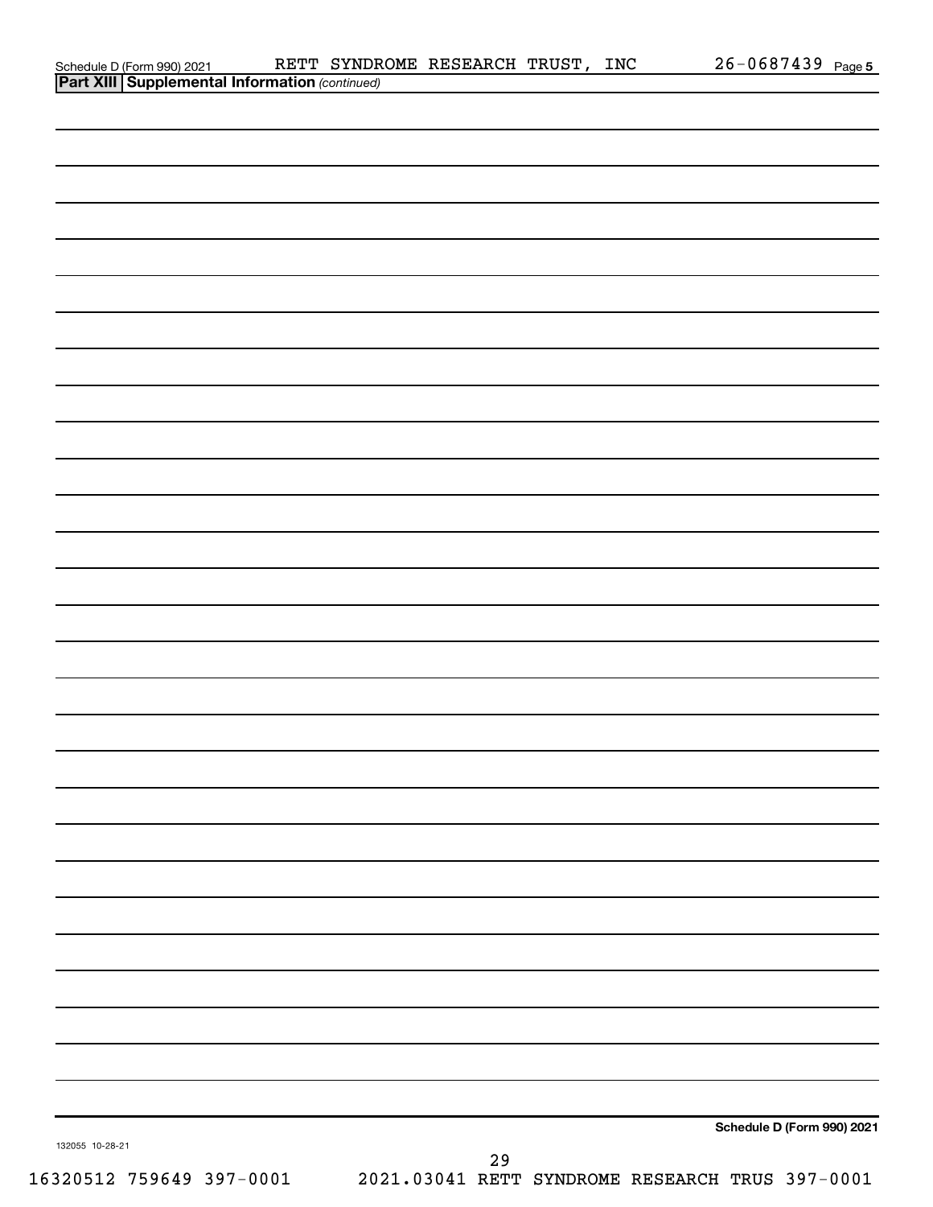Schedule D (Form 990) 2021 RETT SYNDROME RESEARCH TRUST, INC 26-0687439 Page **5**

**Part XIII** **Supplemental Information** *(continued)*

**Schedule D (Form 990) 2021**

132055 10-28-21

16320512 759649 397-0001 2021.03041 RETT SYNDROME RESEARCH TRUS 397-0001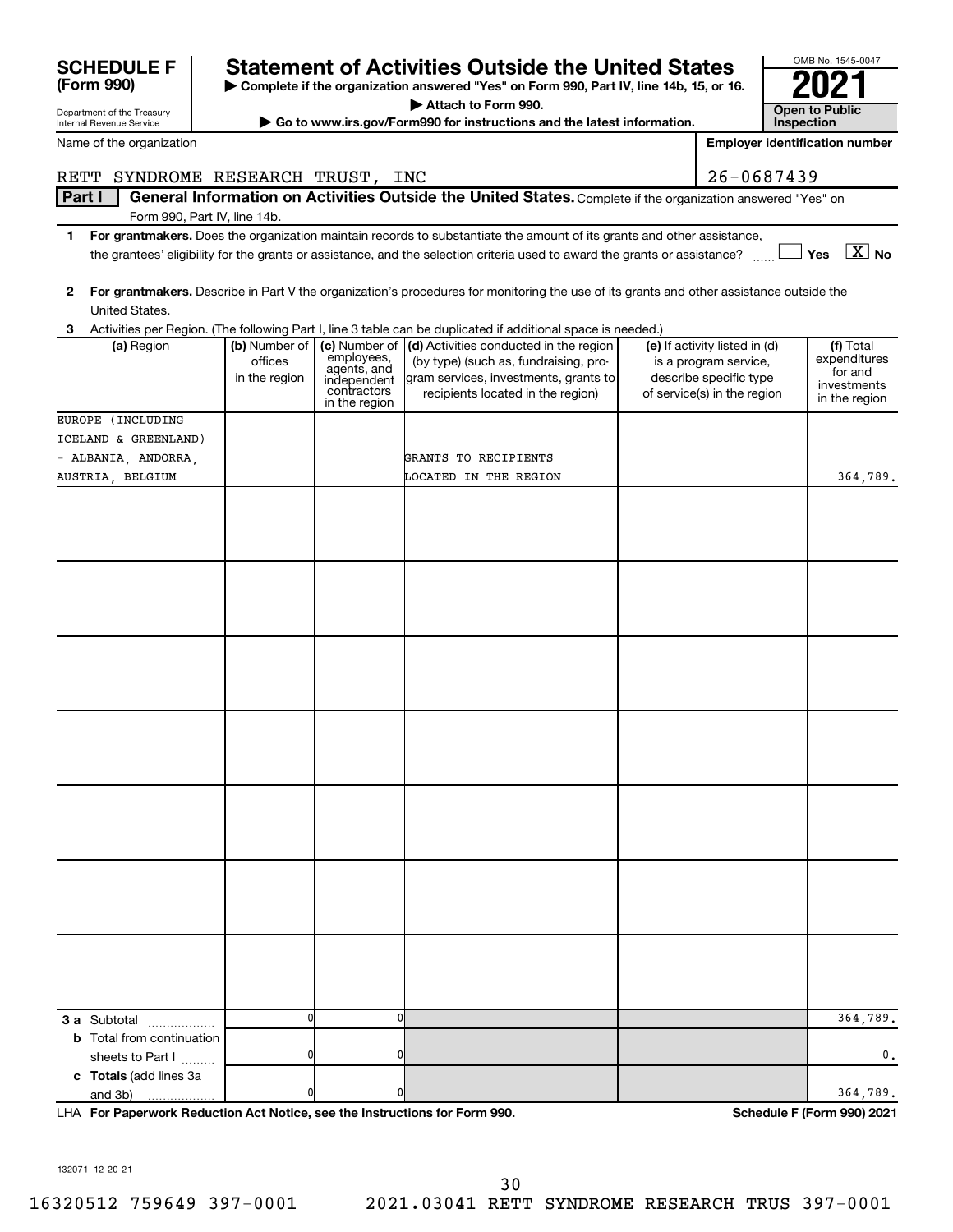**SCHEDULE F (Form 990)**

Department of the Treasury
Internal Revenue Service

# Statement of Activities Outside the United States

▶ Complete if the organization answered "Yes" on Form 990, Part IV, line 14b, 15, or 16.
▶ Attach to Form 990.
▶ Go to www.irs.gov/Form990 for instructions and the latest information.

OMB No. 1545-0047
**2021**
**Open to Public Inspection**

Name of the organization: RETT SYNDROME RESEARCH TRUST, INC

Employer identification number: 26-0687439

**Part I — General Information on Activities Outside the United States.** Complete if the organization answered "Yes" on Form 990, Part IV, line 14b.

1. **For grantmakers.** Does the organization maintain records to substantiate the amount of its grants and other assistance, the grantees' eligibility for the grants or assistance, and the selection criteria used to award the grants or assistance? ☐ Yes ☒ No

2. **For grantmakers.** Describe in Part V the organization's procedures for monitoring the use of its grants and other assistance outside the United States.

3. Activities per Region. (The following Part I, line 3 table can be duplicated if additional space is needed.)

| (a) Region | (b) Number of offices in the region | (c) Number of employees, agents, and independent contractors in the region | (d) Activities conducted in the region (by type) (such as, fundraising, program services, investments, grants to recipients located in the region) | (e) If activity listed in (d) is a program service, describe specific type of service(s) in the region | (f) Total expenditures for and investments in the region |
|---|---|---|---|---|---|
| EUROPE (INCLUDING ICELAND & GREENLAND) - ALBANIA, ANDORRA, AUSTRIA, BELGIUM | | | GRANTS TO RECIPIENTS LOCATED IN THE REGION | | 364,789. |
| | | | | | |
| | | | | | |
| | | | | | |
| | | | | | |
| | | | | | |
| | | | | | |
| | | | | | |
| **3 a** Subtotal | 0 | 0 | | | 364,789. |
| **b** Total from continuation sheets to Part I | 0 | 0 | | | 0. |
| **c Totals** (add lines 3a and 3b) | 0 | 0 | | | 364,789. |

LHA **For Paperwork Reduction Act Notice, see the Instructions for Form 990.** **Schedule F (Form 990) 2021**

132071 12-20-21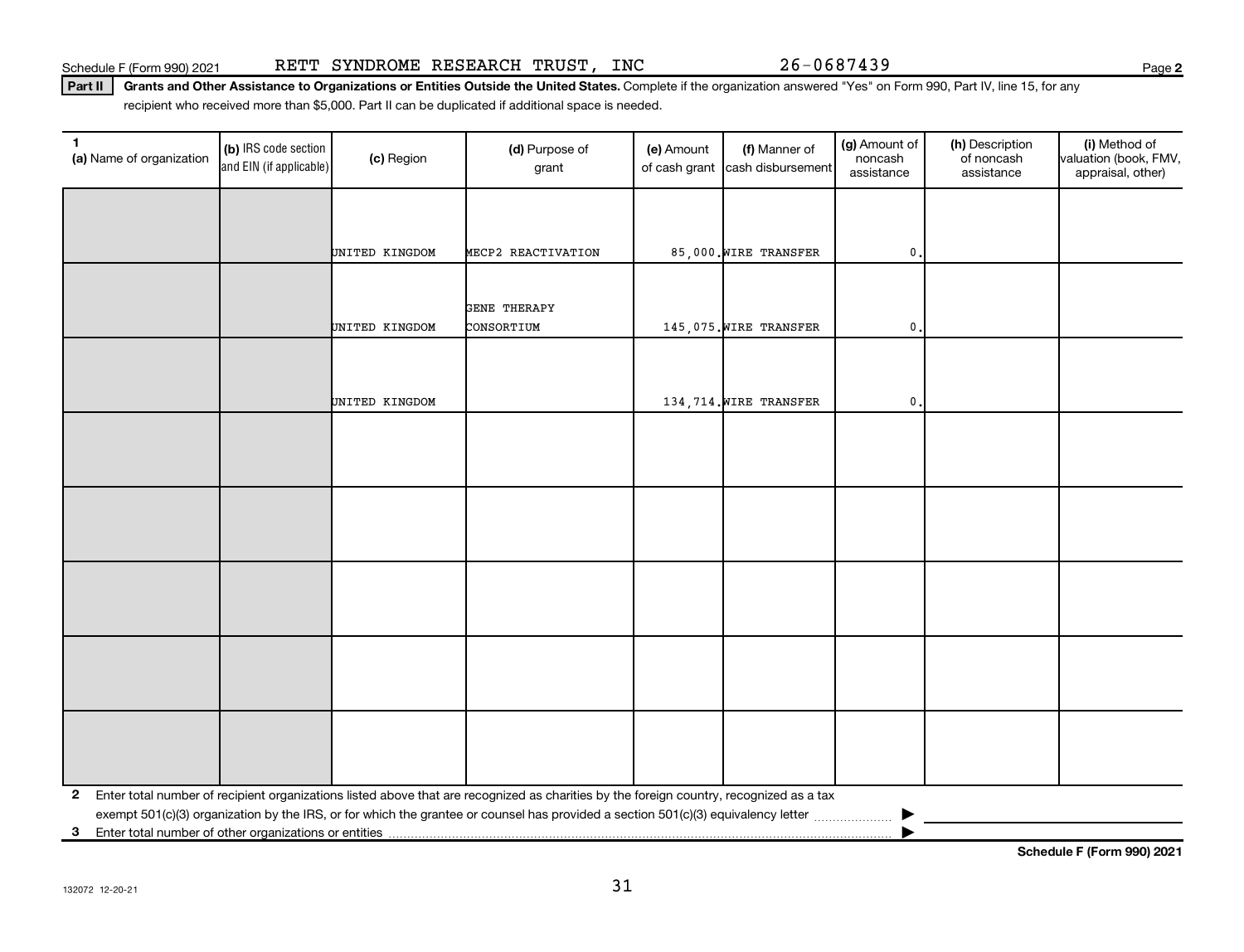Schedule F (Form 990) 2021 RETT SYNDROME RESEARCH TRUST, INC 26-0687439 Page 2

**Part II** **Grants and Other Assistance to Organizations or Entities Outside the United States.** Complete if the organization answered "Yes" on Form 990, Part IV, line 15, for any recipient who received more than $5,000. Part II can be duplicated if additional space is needed.

| 1 (a) Name of organization | (b) IRS code section and EIN (if applicable) | (c) Region | (d) Purpose of grant | (e) Amount of cash grant | (f) Manner of cash disbursement | (g) Amount of noncash assistance | (h) Description of noncash assistance | (i) Method of valuation (book, FMV, appraisal, other) |
|---|---|---|---|---|---|---|---|---|
| | | UNITED KINGDOM | MECP2 REACTIVATION | 85,000. | WIRE TRANSFER | 0. | | |
| | | UNITED KINGDOM | GENE THERAPY CONSORTIUM | 145,075. | WIRE TRANSFER | 0. | | |
| | | UNITED KINGDOM | | 134,714. | WIRE TRANSFER | 0. | | |
| | | | | | | | | |
| | | | | | | | | |
| | | | | | | | | |
| | | | | | | | | |
| | | | | | | | | |

**2** Enter total number of recipient organizations listed above that are recognized as charities by the foreign country, recognized as a tax exempt 501(c)(3) organization by the IRS, or for which the grantee or counsel has provided a section 501(c)(3) equivalency letter ▶

**3** Enter total number of other organizations or entities ▶

**Schedule F (Form 990) 2021**

132072 12-20-21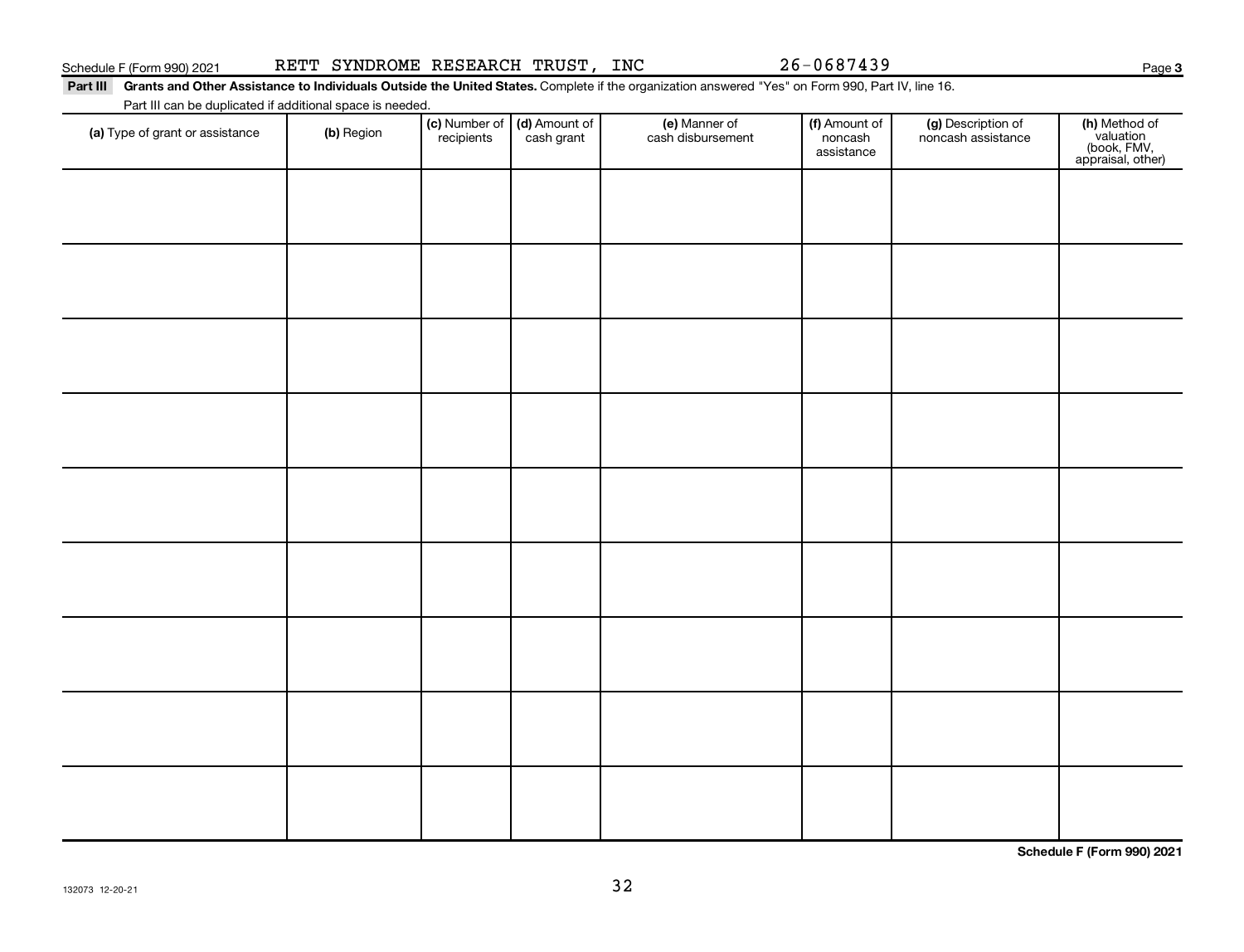Schedule F (Form 990) 2021 RETT SYNDROME RESEARCH TRUST, INC 26-0687439

**Part III** **Grants and Other Assistance to Individuals Outside the United States.** Complete if the organization answered "Yes" on Form 990, Part IV, line 16.

Part III can be duplicated if additional space is needed.

| (a) Type of grant or assistance | (b) Region | (c) Number of recipients | (d) Amount of cash grant | (e) Manner of cash disbursement | (f) Amount of noncash assistance | (g) Description of noncash assistance | (h) Method of valuation (book, FMV, appraisal, other) |
|---|---|---|---|---|---|---|---|
| | | | | | | | |
| | | | | | | | |
| | | | | | | | |
| | | | | | | | |
| | | | | | | | |
| | | | | | | | |
| | | | | | | | |
| | | | | | | | |
| | | | | | | | |

**Schedule F (Form 990) 2021**

132073 12-20-21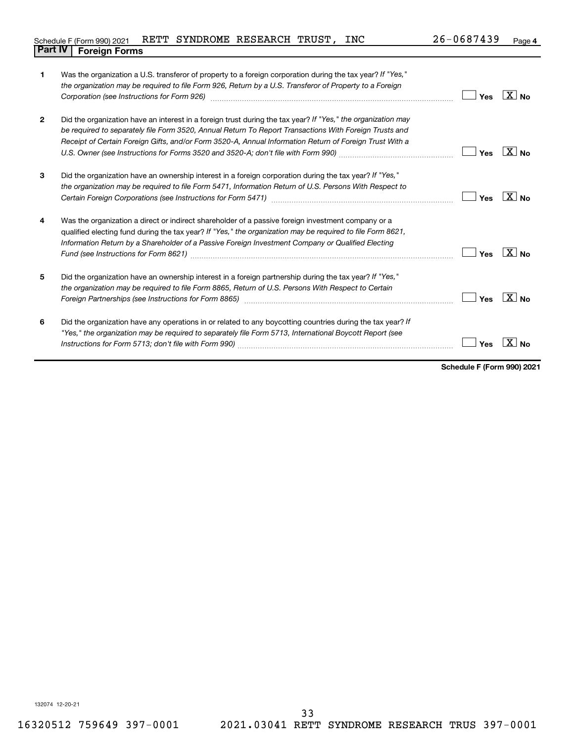Schedule F (Form 990) 2021 RETT SYNDROME RESEARCH TRUST, INC 26-0687439 Page 4

## Part IV Foreign Forms

| | | | |
|---|---|---|---|
| 1 | Was the organization a U.S. transferor of property to a foreign corporation during the tax year? *If "Yes," the organization may be required to file Form 926, Return by a U.S. Transferor of Property to a Foreign Corporation (see Instructions for Form 926)* | Yes | [X] No |
| 2 | Did the organization have an interest in a foreign trust during the tax year? *If "Yes," the organization may be required to separately file Form 3520, Annual Return To Report Transactions With Foreign Trusts and Receipt of Certain Foreign Gifts, and/or Form 3520-A, Annual Information Return of Foreign Trust With a U.S. Owner (see Instructions for Forms 3520 and 3520-A; don't file with Form 990)* | Yes | [X] No |
| 3 | Did the organization have an ownership interest in a foreign corporation during the tax year? *If "Yes," the organization may be required to file Form 5471, Information Return of U.S. Persons With Respect to Certain Foreign Corporations (see Instructions for Form 5471)* | Yes | [X] No |
| 4 | Was the organization a direct or indirect shareholder of a passive foreign investment company or a qualified electing fund during the tax year? *If "Yes," the organization may be required to file Form 8621, Information Return by a Shareholder of a Passive Foreign Investment Company or Qualified Electing Fund (see Instructions for Form 8621)* | Yes | [X] No |
| 5 | Did the organization have an ownership interest in a foreign partnership during the tax year? *If "Yes," the organization may be required to file Form 8865, Return of U.S. Persons With Respect to Certain Foreign Partnerships (see Instructions for Form 8865)* | Yes | [X] No |
| 6 | Did the organization have any operations in or related to any boycotting countries during the tax year? *If "Yes," the organization may be required to separately file Form 5713, International Boycott Report (see Instructions for Form 5713; don't file with Form 990)* | Yes | [X] No |

**Schedule F (Form 990) 2021**

132074 12-20-21

16320512 759649 397-0001 2021.03041 RETT SYNDROME RESEARCH TRUS 397-0001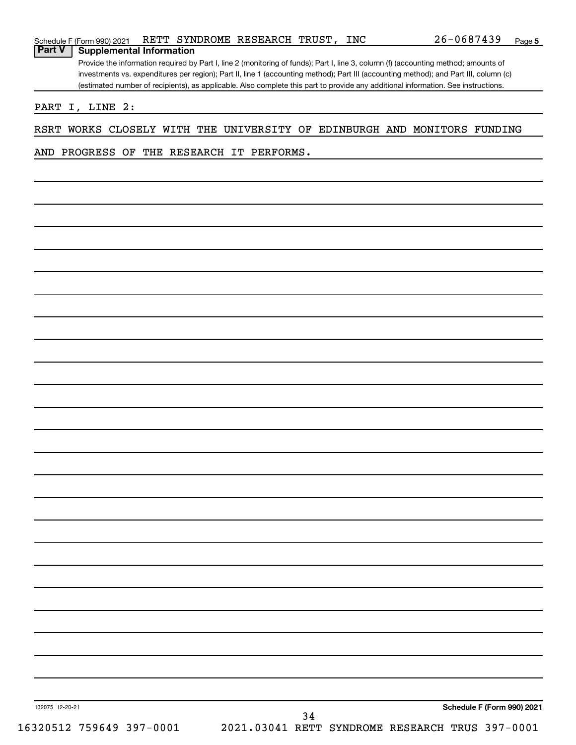Schedule F (Form 990) 2021 RETT SYNDROME RESEARCH TRUST, INC 26-0687439

## Part V Supplemental Information

Provide the information required by Part I, line 2 (monitoring of funds); Part I, line 3, column (f) (accounting method; amounts of investments vs. expenditures per region); Part II, line 1 (accounting method); Part III (accounting method); and Part III, column (c) (estimated number of recipients), as applicable. Also complete this part to provide any additional information. See instructions.

PART I, LINE 2:

RSRT WORKS CLOSELY WITH THE UNIVERSITY OF EDINBURGH AND MONITORS FUNDING AND PROGRESS OF THE RESEARCH IT PERFORMS.

132075 12-20-21

Schedule F (Form 990) 2021

16320512 759649 397-0001 2021.03041 RETT SYNDROME RESEARCH TRUS 397-0001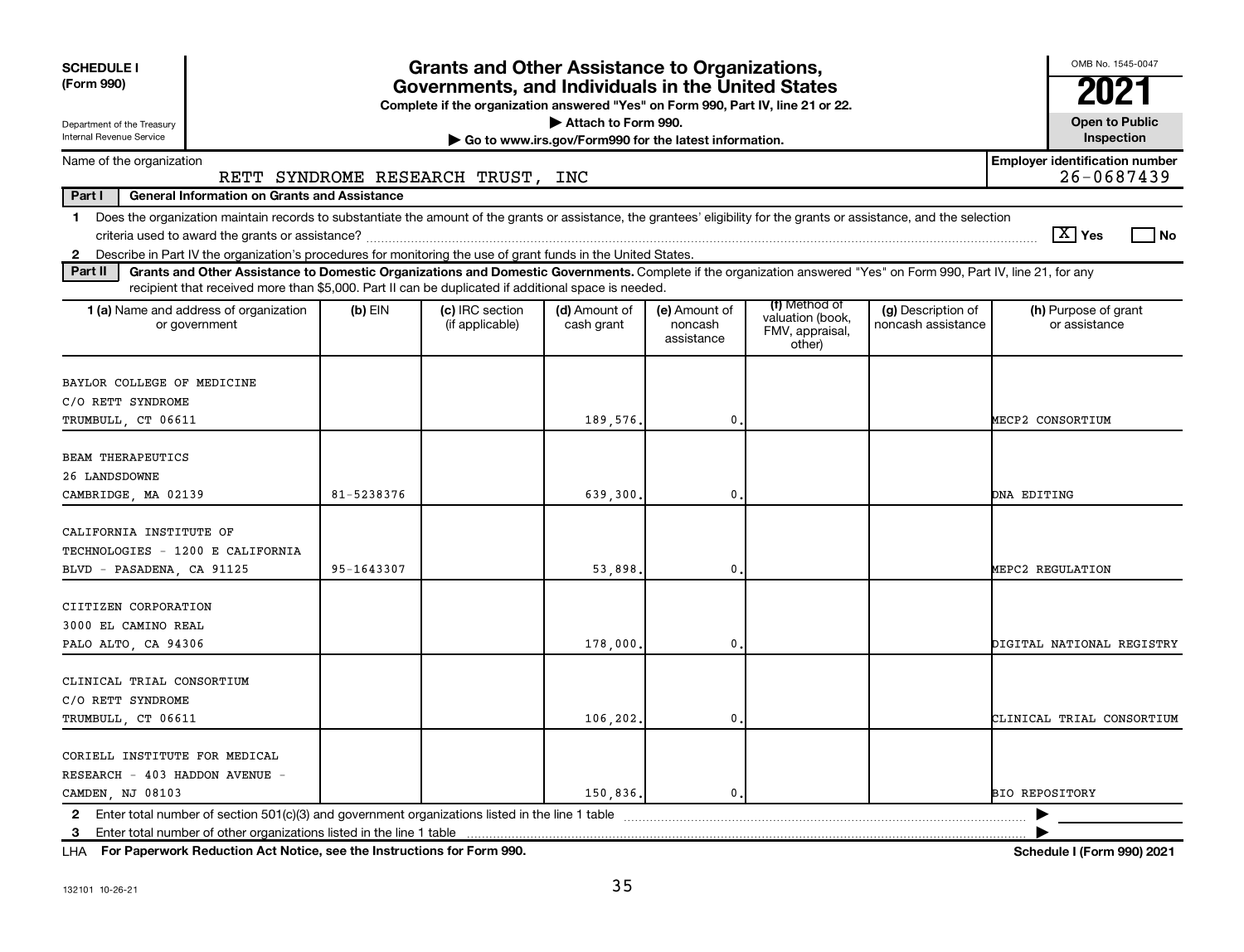**SCHEDULE I**
**(Form 990)**

Department of the Treasury
Internal Revenue Service

# Grants and Other Assistance to Organizations, Governments, and Individuals in the United States

**Complete if the organization answered "Yes" on Form 990, Part IV, line 21 or 22.**

▶ Attach to Form 990.

▶ Go to www.irs.gov/Form990 for the latest information.

OMB No. 1545-0047

**2021**

**Open to Public Inspection**

Name of the organization: RETT SYNDROME RESEARCH TRUST, INC

**Employer identification number** 26-0687439

**Part I — General Information on Grants and Assistance**

1 Does the organization maintain records to substantiate the amount of the grants or assistance, the grantees' eligibility for the grants or assistance, and the selection criteria used to award the grants or assistance? [X] Yes [ ] No

2 Describe in Part IV the organization's procedures for monitoring the use of grant funds in the United States.

**Part II — Grants and Other Assistance to Domestic Organizations and Domestic Governments.** Complete if the organization answered "Yes" on Form 990, Part IV, line 21, for any recipient that received more than $5,000. Part II can be duplicated if additional space is needed.

| 1 (a) Name and address of organization or government | (b) EIN | (c) IRC section (if applicable) | (d) Amount of cash grant | (e) Amount of noncash assistance | (f) Method of valuation (book, FMV, appraisal, other) | (g) Description of noncash assistance | (h) Purpose of grant or assistance |
|---|---|---|---|---|---|---|---|
| BAYLOR COLLEGE OF MEDICINE C/O RETT SYNDROME TRUMBULL, CT 06611 | | | 189,576. | 0. | | | MECP2 CONSORTIUM |
| BEAM THERAPEUTICS 26 LANDSDOWNE CAMBRIDGE, MA 02139 | 81-5238376 | | 639,300. | 0. | | | DNA EDITING |
| CALIFORNIA INSTITUTE OF TECHNOLOGIES - 1200 E CALIFORNIA BLVD - PASADENA, CA 91125 | 95-1643307 | | 53,898. | 0. | | | MEPC2 REGULATION |
| CIITIZEN CORPORATION 3000 EL CAMINO REAL PALO ALTO, CA 94306 | | | 178,000. | 0. | | | DIGITAL NATIONAL REGISTRY |
| CLINICAL TRIAL CONSORTIUM C/O RETT SYNDROME TRUMBULL, CT 06611 | | | 106,202. | 0. | | | CLINICAL TRIAL CONSORTIUM |
| CORIELL INSTITUTE FOR MEDICAL RESEARCH - 403 HADDON AVENUE - CAMDEN, NJ 08103 | | | 150,836. | 0. | | | BIO REPOSITORY |

2 Enter total number of section 501(c)(3) and government organizations listed in the line 1 table ▶

3 Enter total number of other organizations listed in the line 1 table ▶

LHA **For Paperwork Reduction Act Notice, see the Instructions for Form 990.** **Schedule I (Form 990) 2021**

132101 10-26-21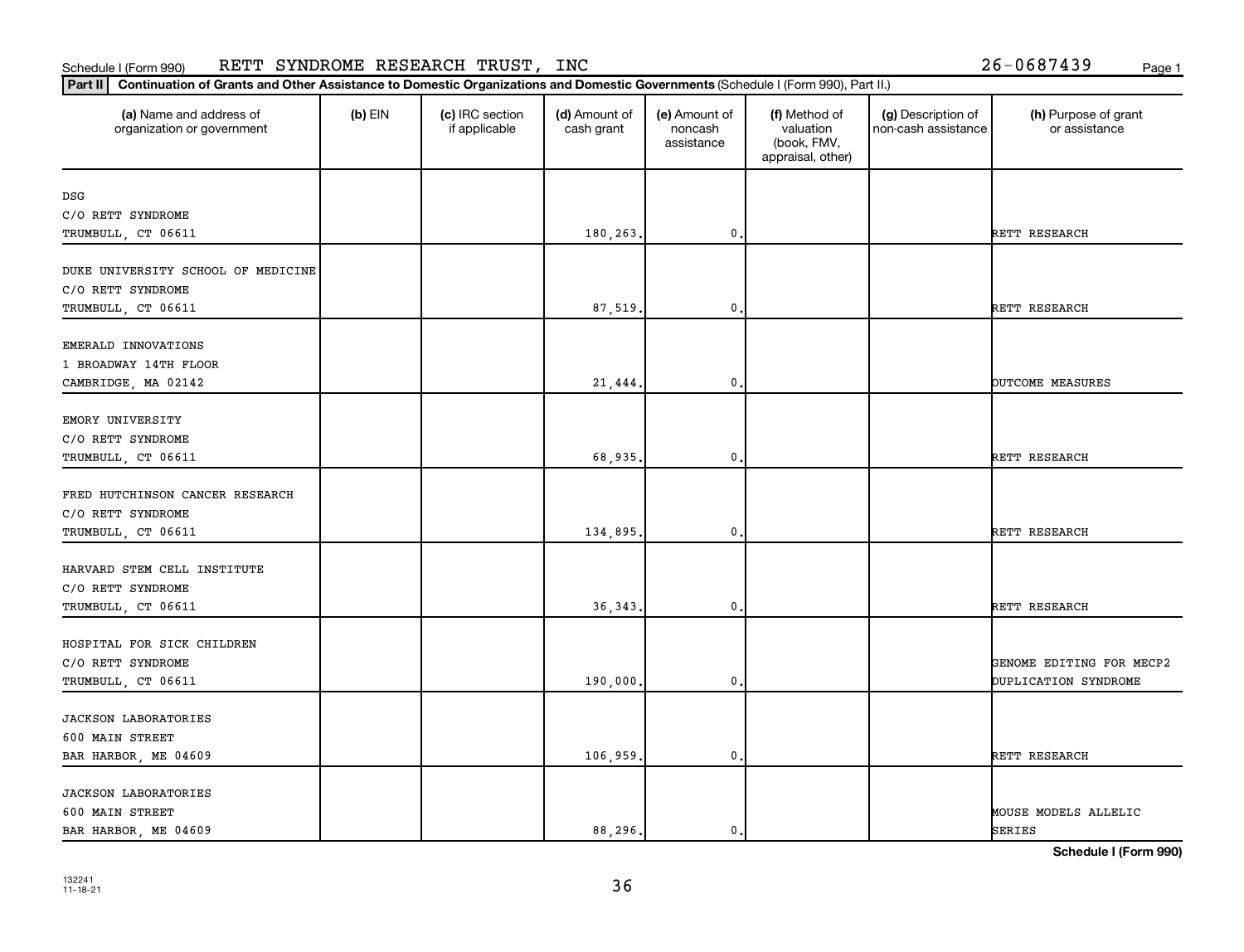Schedule I (Form 990) RETT SYNDROME RESEARCH TRUST, INC 26-0687439

**Part II** **Continuation of Grants and Other Assistance to Domestic Organizations and Domestic Governments** (Schedule I (Form 990), Part II.)

| (a) Name and address of organization or government | (b) EIN | (c) IRC section if applicable | (d) Amount of cash grant | (e) Amount of noncash assistance | (f) Method of valuation (book, FMV, appraisal, other) | (g) Description of non-cash assistance | (h) Purpose of grant or assistance |
|---|---|---|---|---|---|---|---|
| DSG<br>C/O RETT SYNDROME<br>TRUMBULL, CT 06611 | | | 180,263. | 0. | | | RETT RESEARCH |
| DUKE UNIVERSITY SCHOOL OF MEDICINE<br>C/O RETT SYNDROME<br>TRUMBULL, CT 06611 | | | 87,519. | 0. | | | RETT RESEARCH |
| EMERALD INNOVATIONS<br>1 BROADWAY 14TH FLOOR<br>CAMBRIDGE, MA 02142 | | | 21,444. | 0. | | | OUTCOME MEASURES |
| EMORY UNIVERSITY<br>C/O RETT SYNDROME<br>TRUMBULL, CT 06611 | | | 68,935. | 0. | | | RETT RESEARCH |
| FRED HUTCHINSON CANCER RESEARCH<br>C/O RETT SYNDROME<br>TRUMBULL, CT 06611 | | | 134,895. | 0. | | | RETT RESEARCH |
| HARVARD STEM CELL INSTITUTE<br>C/O RETT SYNDROME<br>TRUMBULL, CT 06611 | | | 36,343. | 0. | | | RETT RESEARCH |
| HOSPITAL FOR SICK CHILDREN<br>C/O RETT SYNDROME<br>TRUMBULL, CT 06611 | | | 190,000. | 0. | | | GENOME EDITING FOR MECP2 DUPLICATION SYNDROME |
| JACKSON LABORATORIES<br>600 MAIN STREET<br>BAR HARBOR, ME 04609 | | | 106,959. | 0. | | | RETT RESEARCH |
| JACKSON LABORATORIES<br>600 MAIN STREET<br>BAR HARBOR, ME 04609 | | | 88,296. | 0. | | | MOUSE MODELS ALLELIC SERIES |

**Schedule I (Form 990)**

132241
11-18-21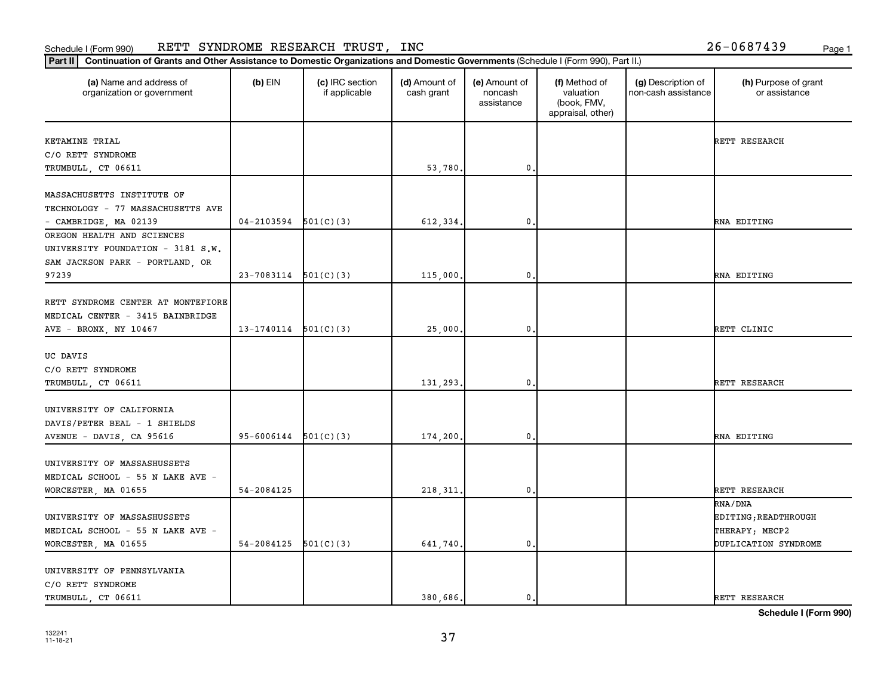Schedule I (Form 990) RETT SYNDROME RESEARCH TRUST, INC 26-0687439

**Part II** **Continuation of Grants and Other Assistance to Domestic Organizations and Domestic Governments** (Schedule I (Form 990), Part II.)

| (a) Name and address of organization or government | (b) EIN | (c) IRC section if applicable | (d) Amount of cash grant | (e) Amount of noncash assistance | (f) Method of valuation (book, FMV, appraisal, other) | (g) Description of non-cash assistance | (h) Purpose of grant or assistance |
|---|---|---|---|---|---|---|---|
| KETAMINE TRIAL C/O RETT SYNDROME TRUMBULL, CT 06611 | | | 53,780. | 0. | | | RETT RESEARCH |
| MASSACHUSETTS INSTITUTE OF TECHNOLOGY - 77 MASSACHUSETTS AVE - CAMBRIDGE, MA 02139 | 04-2103594 | 501(C)(3) | 612,334. | 0. | | | RNA EDITING |
| OREGON HEALTH AND SCIENCES UNIVERSITY FOUNDATION - 3181 S.W. SAM JACKSON PARK - PORTLAND, OR 97239 | 23-7083114 | 501(C)(3) | 115,000. | 0. | | | RNA EDITING |
| RETT SYNDROME CENTER AT MONTEFIORE MEDICAL CENTER - 3415 BAINBRIDGE AVE - BRONX, NY 10467 | 13-1740114 | 501(C)(3) | 25,000. | 0. | | | RETT CLINIC |
| UC DAVIS C/O RETT SYNDROME TRUMBULL, CT 06611 | | | 131,293. | 0. | | | RETT RESEARCH |
| UNIVERSITY OF CALIFORNIA DAVIS/PETER BEAL - 1 SHIELDS AVENUE - DAVIS, CA 95616 | 95-6006144 | 501(C)(3) | 174,200. | 0. | | | RNA EDITING |
| UNIVERSITY OF MASSASHUSSETS MEDICAL SCHOOL - 55 N LAKE AVE - WORCESTER, MA 01655 | 54-2084125 | | 218,311. | 0. | | | RETT RESEARCH |
| UNIVERSITY OF MASSASHUSSETS MEDICAL SCHOOL - 55 N LAKE AVE - WORCESTER, MA 01655 | 54-2084125 | 501(C)(3) | 641,740. | 0. | | | RNA/DNA EDITING;READTHROUGH THERAPY; MECP2 DUPLICATION SYNDROME |
| UNIVERSITY OF PENNSYLVANIA C/O RETT SYNDROME TRUMBULL, CT 06611 | | | 380,686. | 0. | | | RETT RESEARCH |

**Schedule I (Form 990)**

132241
11-18-21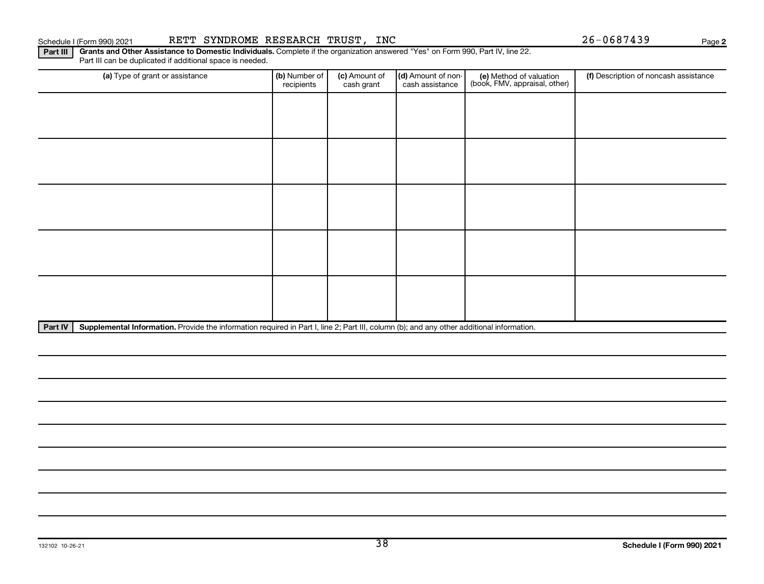Schedule I (Form 990) 2021 RETT SYNDROME RESEARCH TRUST, INC 26-0687439 Page 2

**Part III** **Grants and Other Assistance to Domestic Individuals.** Complete if the organization answered "Yes" on Form 990, Part IV, line 22. Part III can be duplicated if additional space is needed.

| (a) Type of grant or assistance | (b) Number of recipients | (c) Amount of cash grant | (d) Amount of non-cash assistance | (e) Method of valuation (book, FMV, appraisal, other) | (f) Description of noncash assistance |
|---|---|---|---|---|---|
| | | | | | |
| | | | | | |
| | | | | | |
| | | | | | |
| | | | | | |

**Part IV** **Supplemental Information.** Provide the information required in Part I, line 2; Part III, column (b); and any other additional information.

132102 10-26-21

**Schedule I (Form 990) 2021**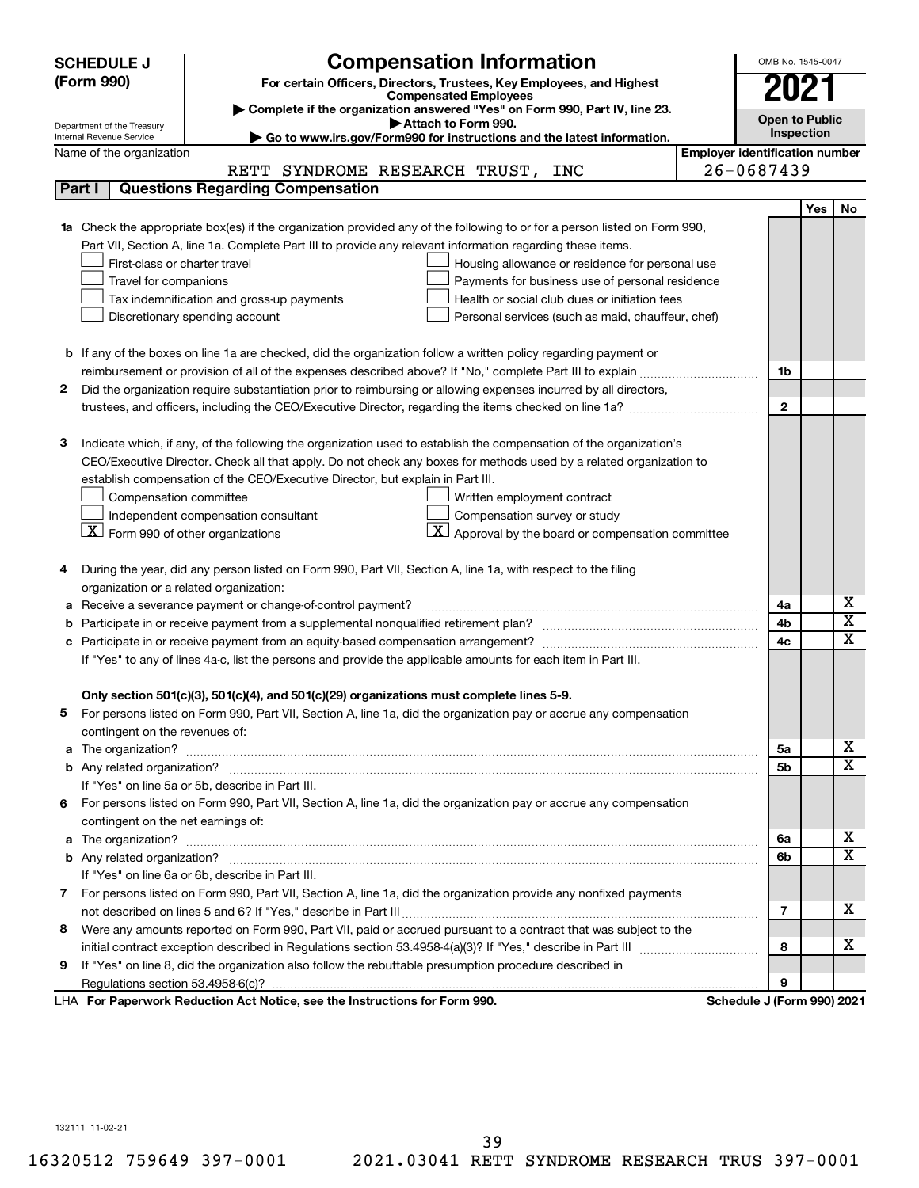**SCHEDULE J (Form 990)**

Department of the Treasury
Internal Revenue Service

# Compensation Information

**For certain Officers, Directors, Trustees, Key Employees, and Highest Compensated Employees**

▶ Complete if the organization answered "Yes" on Form 990, Part IV, line 23.
▶ Attach to Form 990.
▶ Go to www.irs.gov/Form990 for instructions and the latest information.

OMB No. 1545-0047

**2021**

**Open to Public Inspection**

Name of the organization: RETT SYNDROME RESEARCH TRUST, INC

Employer identification number: 26-0687439

## Part I Questions Regarding Compensation

| | | | Yes | No |
|---|---|---|---|---|
| **1a** | Check the appropriate box(es) if the organization provided any of the following to or for a person listed on Form 990, Part VII, Section A, line 1a. Complete Part III to provide any relevant information regarding these items.<br>☐ First-class or charter travel ☐ Housing allowance or residence for personal use<br>☐ Travel for companions ☐ Payments for business use of personal residence<br>☐ Tax indemnification and gross-up payments ☐ Health or social club dues or initiation fees<br>☐ Discretionary spending account ☐ Personal services (such as maid, chauffeur, chef) | | | |
| **b** | If any of the boxes on line 1a are checked, did the organization follow a written policy regarding payment or reimbursement or provision of all of the expenses described above? If "No," complete Part III to explain | 1b | | |
| **2** | Did the organization require substantiation prior to reimbursing or allowing expenses incurred by all directors, trustees, and officers, including the CEO/Executive Director, regarding the items checked on line 1a? | 2 | | |
| **3** | Indicate which, if any, of the following the organization used to establish the compensation of the organization's CEO/Executive Director. Check all that apply. Do not check any boxes for methods used by a related organization to establish compensation of the CEO/Executive Director, but explain in Part III.<br>☐ Compensation committee ☐ Written employment contract<br>☐ Independent compensation consultant ☐ Compensation survey or study<br>☒ Form 990 of other organizations ☒ Approval by the board or compensation committee | | | |
| **4** | During the year, did any person listed on Form 990, Part VII, Section A, line 1a, with respect to the filing organization or a related organization: | | | |
| **a** | Receive a severance payment or change-of-control payment? | 4a | | X |
| **b** | Participate in or receive payment from a supplemental nonqualified retirement plan? | 4b | | X |
| **c** | Participate in or receive payment from an equity-based compensation arrangement? | 4c | | X |
| | If "Yes" to any of lines 4a-c, list the persons and provide the applicable amounts for each item in Part III. | | | |
| | **Only section 501(c)(3), 501(c)(4), and 501(c)(29) organizations must complete lines 5-9.** | | | |
| **5** | For persons listed on Form 990, Part VII, Section A, line 1a, did the organization pay or accrue any compensation contingent on the revenues of: | | | |
| **a** | The organization? | 5a | | X |
| **b** | Any related organization? | 5b | | X |
| | If "Yes" on line 5a or 5b, describe in Part III. | | | |
| **6** | For persons listed on Form 990, Part VII, Section A, line 1a, did the organization pay or accrue any compensation contingent on the net earnings of: | | | |
| **a** | The organization? | 6a | | X |
| **b** | Any related organization? | 6b | | X |
| | If "Yes" on line 6a or 6b, describe in Part III. | | | |
| **7** | For persons listed on Form 990, Part VII, Section A, line 1a, did the organization provide any nonfixed payments not described on lines 5 and 6? If "Yes," describe in Part III | 7 | | X |
| **8** | Were any amounts reported on Form 990, Part VII, paid or accrued pursuant to a contract that was subject to the initial contract exception described in Regulations section 53.4958-4(a)(3)? If "Yes," describe in Part III | 8 | | X |
| **9** | If "Yes" on line 8, did the organization also follow the rebuttable presumption procedure described in Regulations section 53.4958-6(c)? | 9 | | |

LHA **For Paperwork Reduction Act Notice, see the Instructions for Form 990.** **Schedule J (Form 990) 2021**

132111 11-02-21

16320512 759649 397-0001 2021.03041 RETT SYNDROME RESEARCH TRUS 397-0001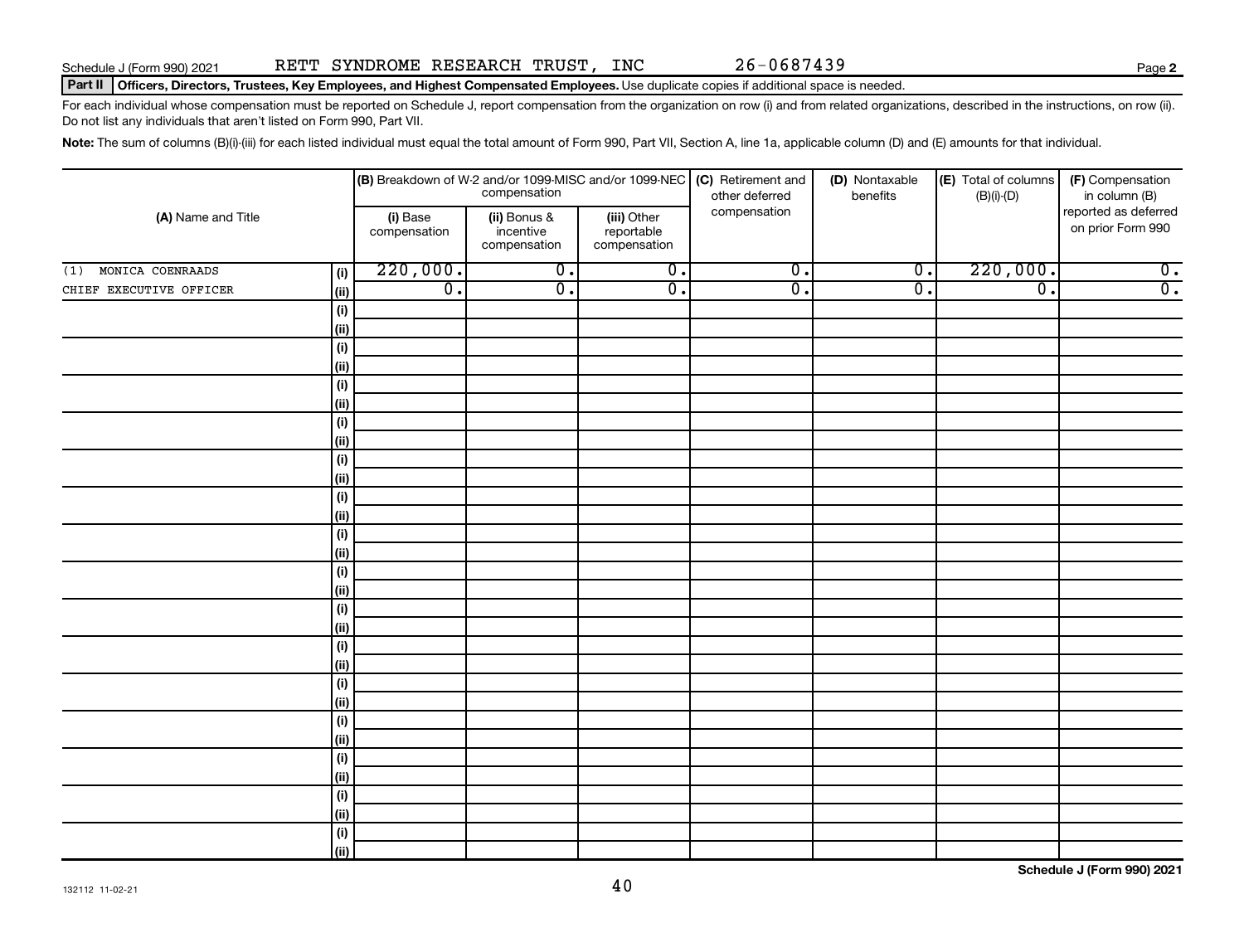Schedule J (Form 990) 2021 RETT SYNDROME RESEARCH TRUST, INC 26-0687439

**Part II Officers, Directors, Trustees, Key Employees, and Highest Compensated Employees.** Use duplicate copies if additional space is needed.

For each individual whose compensation must be reported on Schedule J, report compensation from the organization on row (i) and from related organizations, described in the instructions, on row (ii). Do not list any individuals that aren't listed on Form 990, Part VII.

**Note:** The sum of columns (B)(i)-(iii) for each listed individual must equal the total amount of Form 990, Part VII, Section A, line 1a, applicable column (D) and (E) amounts for that individual.

| (A) Name and Title | | (B) Breakdown of W-2 and/or 1099-MISC and/or 1099-NEC compensation | | | (C) Retirement and other deferred compensation | (D) Nontaxable benefits | (E) Total of columns (B)(i)-(D) | (F) Compensation in column (B) reported as deferred on prior Form 990 |
|---|---|---|---|---|---|---|---|---|
| | | (i) Base compensation | (ii) Bonus & incentive compensation | (iii) Other reportable compensation | | | | |
| (1) MONICA COENRAADS | (i) | 220,000. | 0. | 0. | 0. | 0. | 220,000. | 0. |
| CHIEF EXECUTIVE OFFICER | (ii) | 0. | 0. | 0. | 0. | 0. | 0. | 0. |
| | (i) | | | | | | | |
| | (ii) | | | | | | | |
| | (i) | | | | | | | |
| | (ii) | | | | | | | |
| | (i) | | | | | | | |
| | (ii) | | | | | | | |
| | (i) | | | | | | | |
| | (ii) | | | | | | | |
| | (i) | | | | | | | |
| | (ii) | | | | | | | |
| | (i) | | | | | | | |
| | (ii) | | | | | | | |
| | (i) | | | | | | | |
| | (ii) | | | | | | | |
| | (i) | | | | | | | |
| | (ii) | | | | | | | |
| | (i) | | | | | | | |
| | (ii) | | | | | | | |
| | (i) | | | | | | | |
| | (ii) | | | | | | | |
| | (i) | | | | | | | |
| | (ii) | | | | | | | |
| | (i) | | | | | | | |
| | (ii) | | | | | | | |
| | (i) | | | | | | | |
| | (ii) | | | | | | | |
| | (i) | | | | | | | |
| | (ii) | | | | | | | |
| | (i) | | | | | | | |
| | (ii) | | | | | | | |

132112 11-02-21

**Schedule J (Form 990) 2021**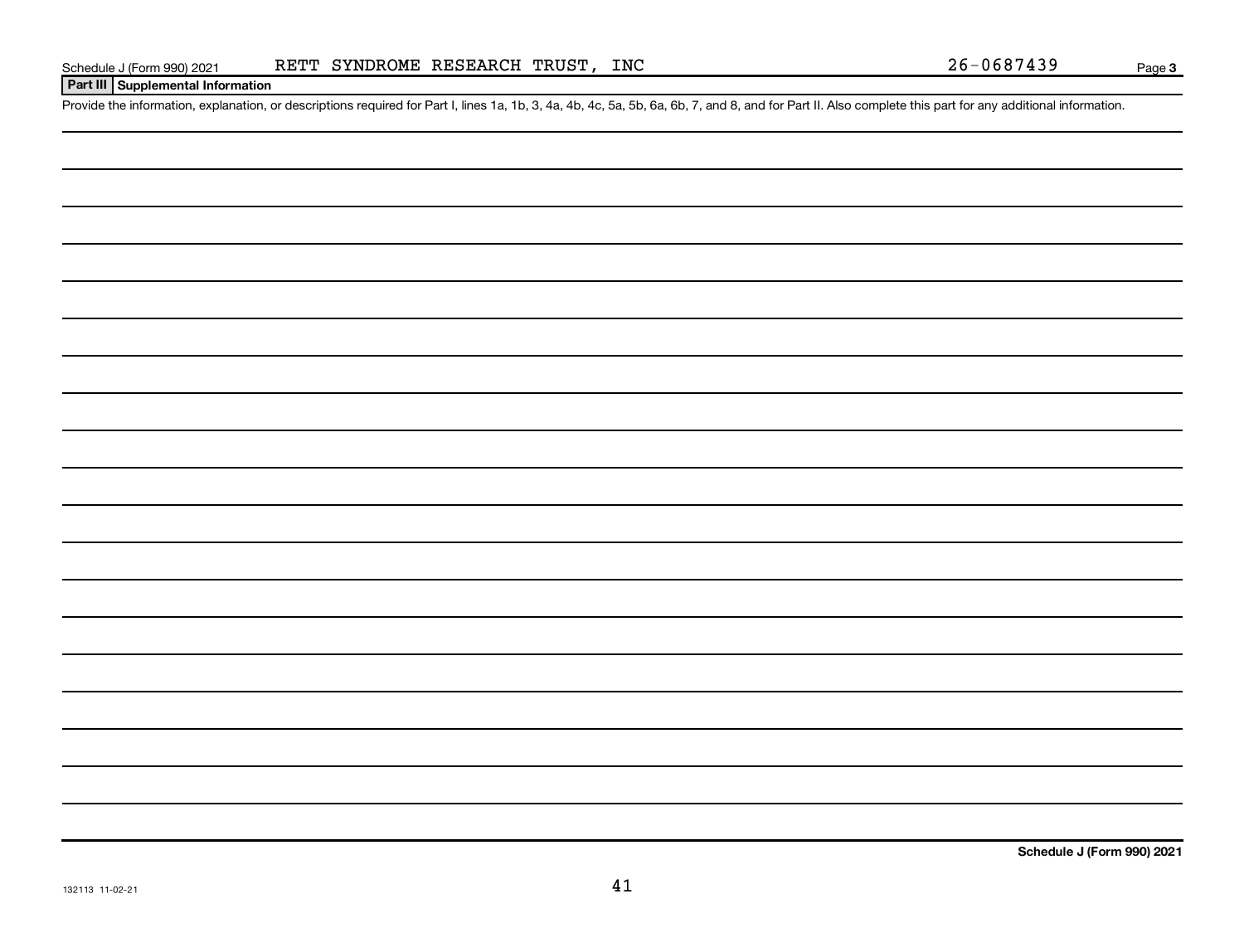Schedule J (Form 990) 2021 RETT SYNDROME RESEARCH TRUST, INC 26-0687439 Page 3

## Part III Supplemental Information

Provide the information, explanation, or descriptions required for Part I, lines 1a, 1b, 3, 4a, 4b, 4c, 5a, 5b, 6a, 6b, 7, and 8, and for Part II. Also complete this part for any additional information.

Schedule J (Form 990) 2021

132113 11-02-21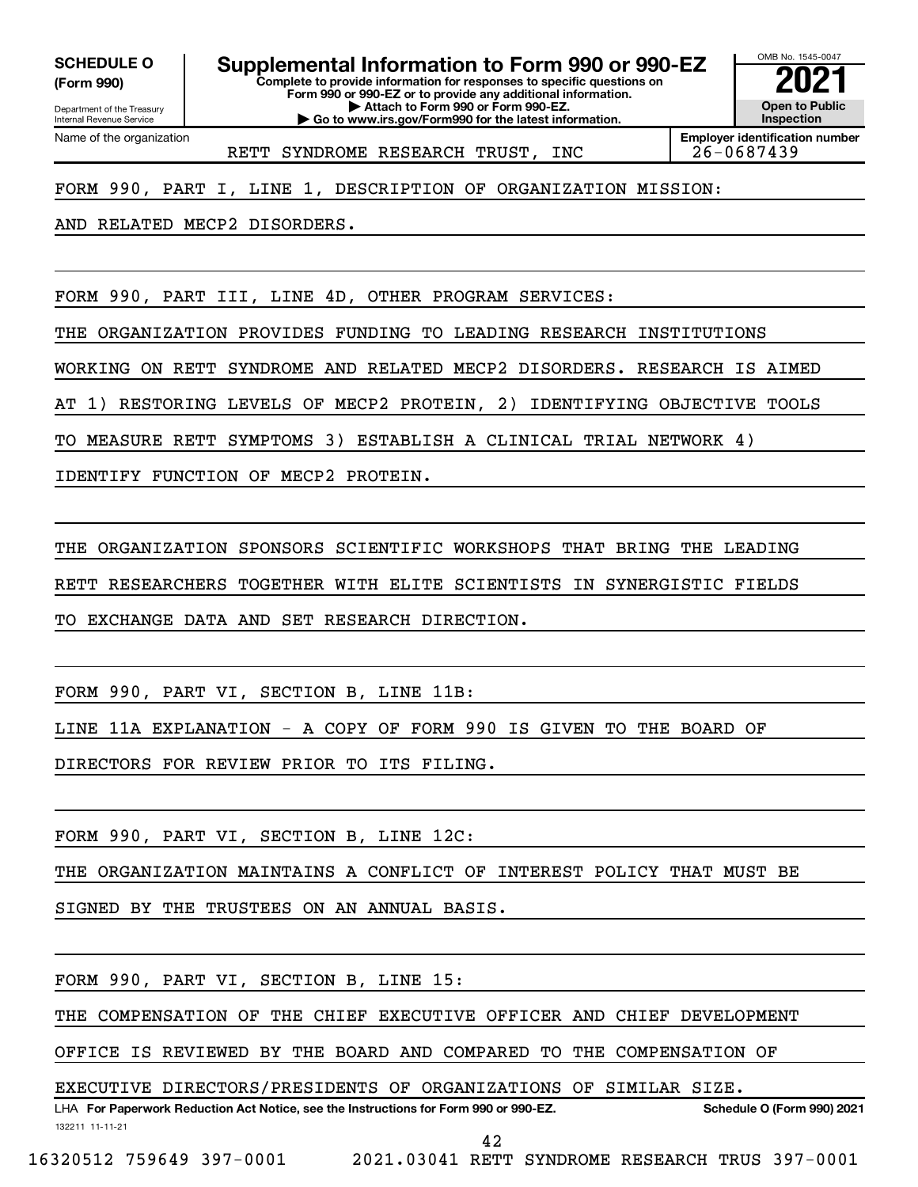**SCHEDULE O**
**(Form 990)**

Department of the Treasury
Internal Revenue Service

# Supplemental Information to Form 990 or 990-EZ

**Complete to provide information for responses to specific questions on Form 990 or 990-EZ or to provide any additional information.**
**▶ Attach to Form 990 or Form 990-EZ.**
**▶ Go to www.irs.gov/Form990 for the latest information.**

OMB No. 1545-0047

**2021**

**Open to Public Inspection**

Name of the organization: RETT SYNDROME RESEARCH TRUST, INC

**Employer identification number**: 26-0687439

FORM 990, PART I, LINE 1, DESCRIPTION OF ORGANIZATION MISSION:

AND RELATED MECP2 DISORDERS.

FORM 990, PART III, LINE 4D, OTHER PROGRAM SERVICES:

THE ORGANIZATION PROVIDES FUNDING TO LEADING RESEARCH INSTITUTIONS WORKING ON RETT SYNDROME AND RELATED MECP2 DISORDERS. RESEARCH IS AIMED AT 1) RESTORING LEVELS OF MECP2 PROTEIN, 2) IDENTIFYING OBJECTIVE TOOLS TO MEASURE RETT SYMPTOMS 3) ESTABLISH A CLINICAL TRIAL NETWORK 4) IDENTIFY FUNCTION OF MECP2 PROTEIN.

THE ORGANIZATION SPONSORS SCIENTIFIC WORKSHOPS THAT BRING THE LEADING RETT RESEARCHERS TOGETHER WITH ELITE SCIENTISTS IN SYNERGISTIC FIELDS TO EXCHANGE DATA AND SET RESEARCH DIRECTION.

FORM 990, PART VI, SECTION B, LINE 11B:

LINE 11A EXPLANATION - A COPY OF FORM 990 IS GIVEN TO THE BOARD OF DIRECTORS FOR REVIEW PRIOR TO ITS FILING.

FORM 990, PART VI, SECTION B, LINE 12C:

THE ORGANIZATION MAINTAINS A CONFLICT OF INTEREST POLICY THAT MUST BE SIGNED BY THE TRUSTEES ON AN ANNUAL BASIS.

FORM 990, PART VI, SECTION B, LINE 15:

THE COMPENSATION OF THE CHIEF EXECUTIVE OFFICER AND CHIEF DEVELOPMENT OFFICE IS REVIEWED BY THE BOARD AND COMPARED TO THE COMPENSATION OF EXECUTIVE DIRECTORS/PRESIDENTS OF ORGANIZATIONS OF SIMILAR SIZE.

LHA **For Paperwork Reduction Act Notice, see the Instructions for Form 990 or 990-EZ.** **Schedule O (Form 990) 2021**

132211 11-11-21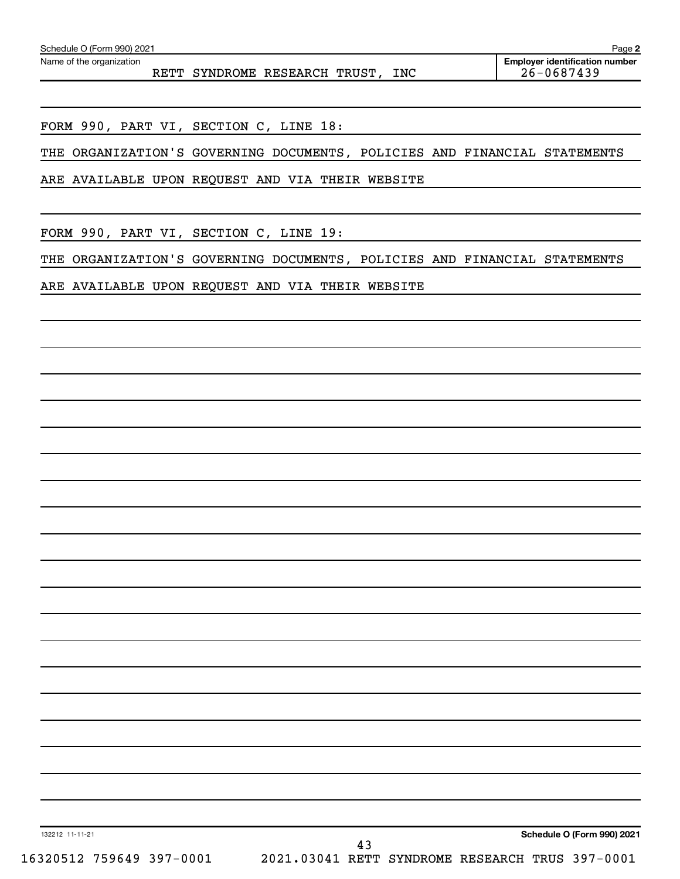Schedule O (Form 990) 2021

Name of the organization: RETT SYNDROME RESEARCH TRUST, INC

Employer identification number: 26-0687439

FORM 990, PART VI, SECTION C, LINE 18:

THE ORGANIZATION'S GOVERNING DOCUMENTS, POLICIES AND FINANCIAL STATEMENTS ARE AVAILABLE UPON REQUEST AND VIA THEIR WEBSITE

FORM 990, PART VI, SECTION C, LINE 19:

THE ORGANIZATION'S GOVERNING DOCUMENTS, POLICIES AND FINANCIAL STATEMENTS ARE AVAILABLE UPON REQUEST AND VIA THEIR WEBSITE

132212 11-11-21

Schedule O (Form 990) 2021

16320512 759649 397-0001 2021.03041 RETT SYNDROME RESEARCH TRUS 397-0001